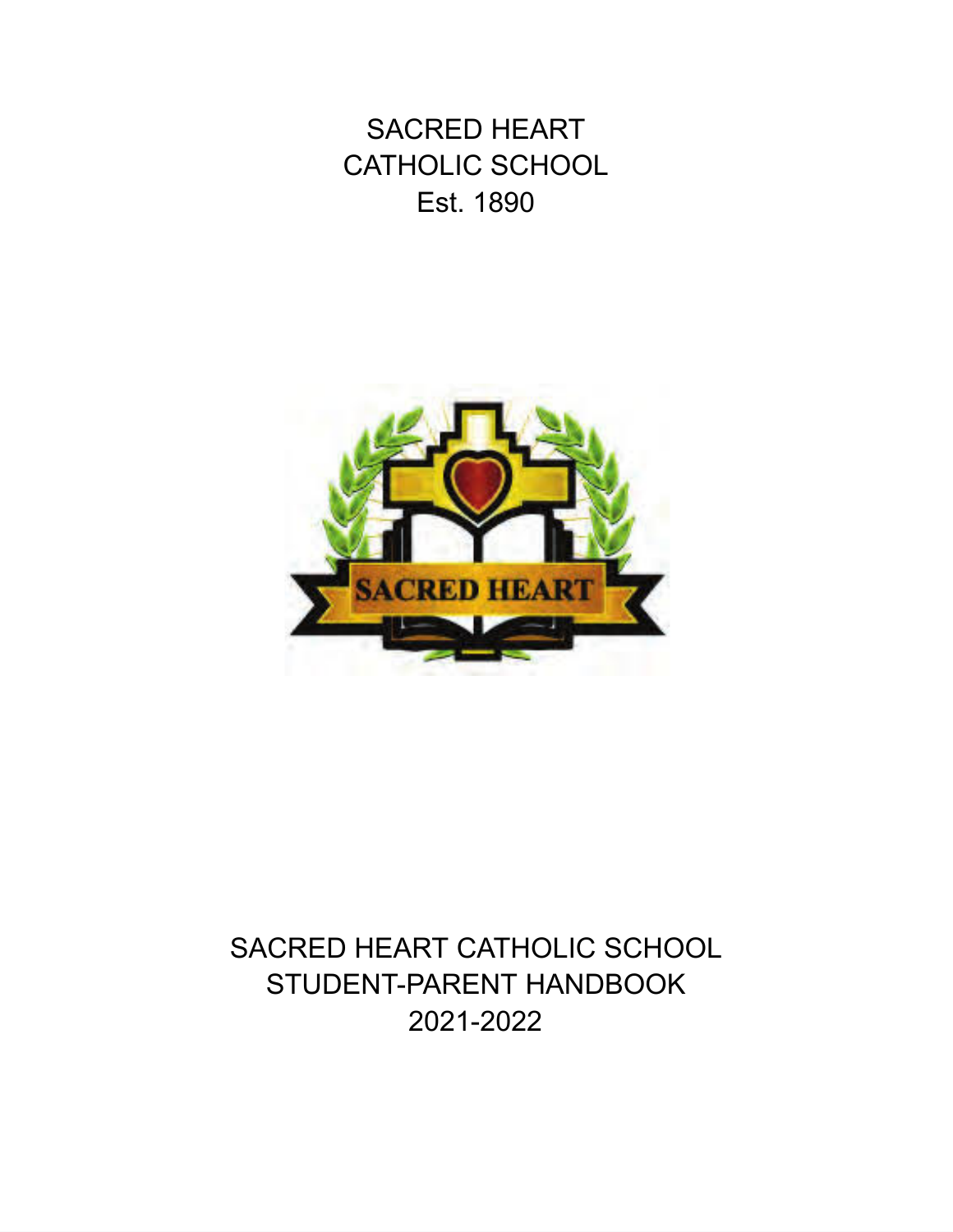# SACRED HEART CATHOLIC SCHOOL

Est. 1890

SACRED HEART CATHOLIC SCHOOL
STUDENT-PARENT HANDBOOK
2021-2022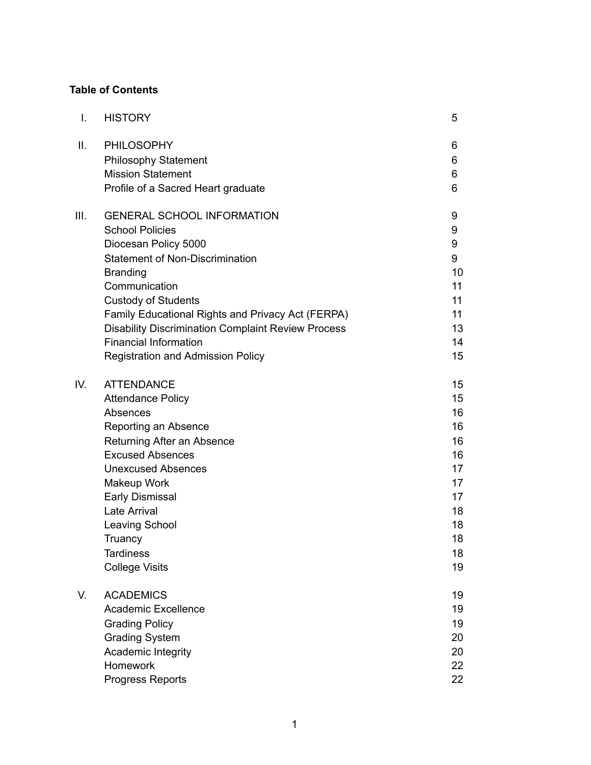**Table of Contents**

| | | |
|---|---|---|
| I. | HISTORY | 5 |
| II. | PHILOSOPHY | 6 |
| | Philosophy Statement | 6 |
| | Mission Statement | 6 |
| | Profile of a Sacred Heart graduate | 6 |
| III. | GENERAL SCHOOL INFORMATION | 9 |
| | School Policies | 9 |
| | Diocesan Policy 5000 | 9 |
| | Statement of Non-Discrimination | 9 |
| | Branding | 10 |
| | Communication | 11 |
| | Custody of Students | 11 |
| | Family Educational Rights and Privacy Act (FERPA) | 11 |
| | Disability Discrimination Complaint Review Process | 13 |
| | Financial Information | 14 |
| | Registration and Admission Policy | 15 |
| IV. | ATTENDANCE | 15 |
| | Attendance Policy | 15 |
| | Absences | 16 |
| | Reporting an Absence | 16 |
| | Returning After an Absence | 16 |
| | Excused Absences | 16 |
| | Unexcused Absences | 17 |
| | Makeup Work | 17 |
| | Early Dismissal | 17 |
| | Late Arrival | 18 |
| | Leaving School | 18 |
| | Truancy | 18 |
| | Tardiness | 18 |
| | College Visits | 19 |
| V. | ACADEMICS | 19 |
| | Academic Excellence | 19 |
| | Grading Policy | 19 |
| | Grading System | 20 |
| | Academic Integrity | 20 |
| | Homework | 22 |
| | Progress Reports | 22 |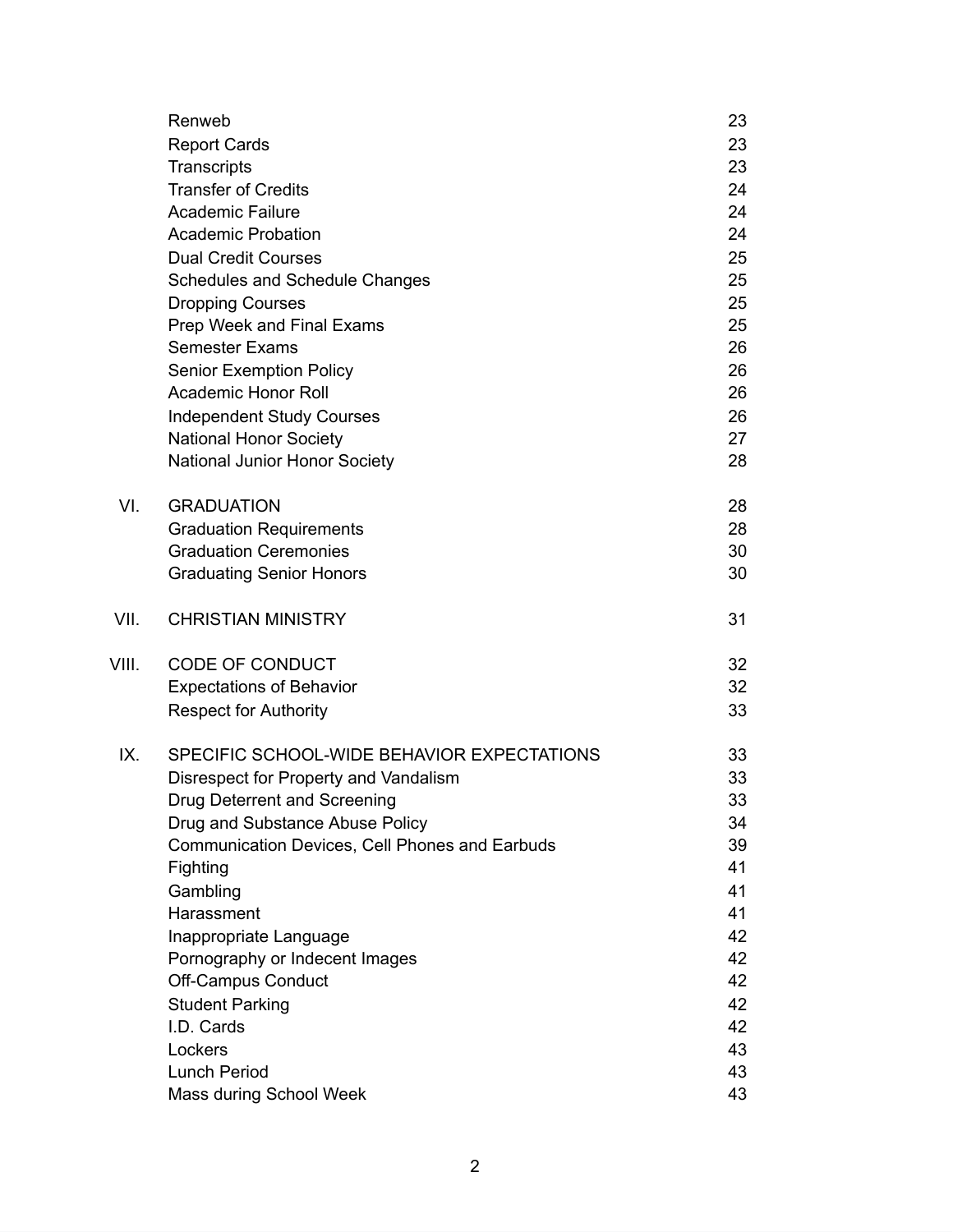| | | |
|---|---|---|
| | Renweb | 23 |
| | Report Cards | 23 |
| | Transcripts | 23 |
| | Transfer of Credits | 24 |
| | Academic Failure | 24 |
| | Academic Probation | 24 |
| | Dual Credit Courses | 25 |
| | Schedules and Schedule Changes | 25 |
| | Dropping Courses | 25 |
| | Prep Week and Final Exams | 25 |
| | Semester Exams | 26 |
| | Senior Exemption Policy | 26 |
| | Academic Honor Roll | 26 |
| | Independent Study Courses | 26 |
| | National Honor Society | 27 |
| | National Junior Honor Society | 28 |
| VI. | GRADUATION | 28 |
| | Graduation Requirements | 28 |
| | Graduation Ceremonies | 30 |
| | Graduating Senior Honors | 30 |
| VII. | CHRISTIAN MINISTRY | 31 |
| VIII. | CODE OF CONDUCT | 32 |
| | Expectations of Behavior | 32 |
| | Respect for Authority | 33 |
| IX. | SPECIFIC SCHOOL-WIDE BEHAVIOR EXPECTATIONS | 33 |
| | Disrespect for Property and Vandalism | 33 |
| | Drug Deterrent and Screening | 33 |
| | Drug and Substance Abuse Policy | 34 |
| | Communication Devices, Cell Phones and Earbuds | 39 |
| | Fighting | 41 |
| | Gambling | 41 |
| | Harassment | 41 |
| | Inappropriate Language | 42 |
| | Pornography or Indecent Images | 42 |
| | Off-Campus Conduct | 42 |
| | Student Parking | 42 |
| | I.D. Cards | 42 |
| | Lockers | 43 |
| | Lunch Period | 43 |
| | Mass during School Week | 43 |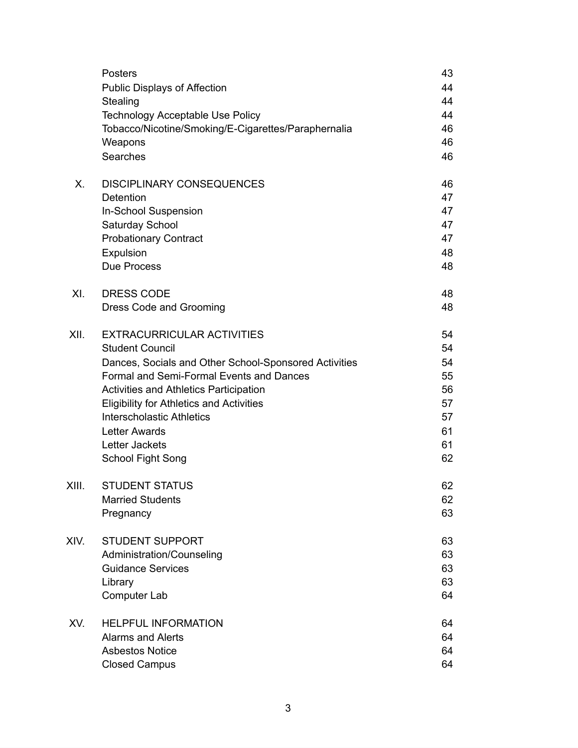| | | |
|---|---|---|
| | Posters | 43 |
| | Public Displays of Affection | 44 |
| | Stealing | 44 |
| | Technology Acceptable Use Policy | 44 |
| | Tobacco/Nicotine/Smoking/E-Cigarettes/Paraphernalia | 46 |
| | Weapons | 46 |
| | Searches | 46 |
| X. | DISCIPLINARY CONSEQUENCES | 46 |
| | Detention | 47 |
| | In-School Suspension | 47 |
| | Saturday School | 47 |
| | Probationary Contract | 47 |
| | Expulsion | 48 |
| | Due Process | 48 |
| XI. | DRESS CODE | 48 |
| | Dress Code and Grooming | 48 |
| XII. | EXTRACURRICULAR ACTIVITIES | 54 |
| | Student Council | 54 |
| | Dances, Socials and Other School-Sponsored Activities | 54 |
| | Formal and Semi-Formal Events and Dances | 55 |
| | Activities and Athletics Participation | 56 |
| | Eligibility for Athletics and Activities | 57 |
| | Interscholastic Athletics | 57 |
| | Letter Awards | 61 |
| | Letter Jackets | 61 |
| | School Fight Song | 62 |
| XIII. | STUDENT STATUS | 62 |
| | Married Students | 62 |
| | Pregnancy | 63 |
| XIV. | STUDENT SUPPORT | 63 |
| | Administration/Counseling | 63 |
| | Guidance Services | 63 |
| | Library | 63 |
| | Computer Lab | 64 |
| XV. | HELPFUL INFORMATION | 64 |
| | Alarms and Alerts | 64 |
| | Asbestos Notice | 64 |
| | Closed Campus | 64 |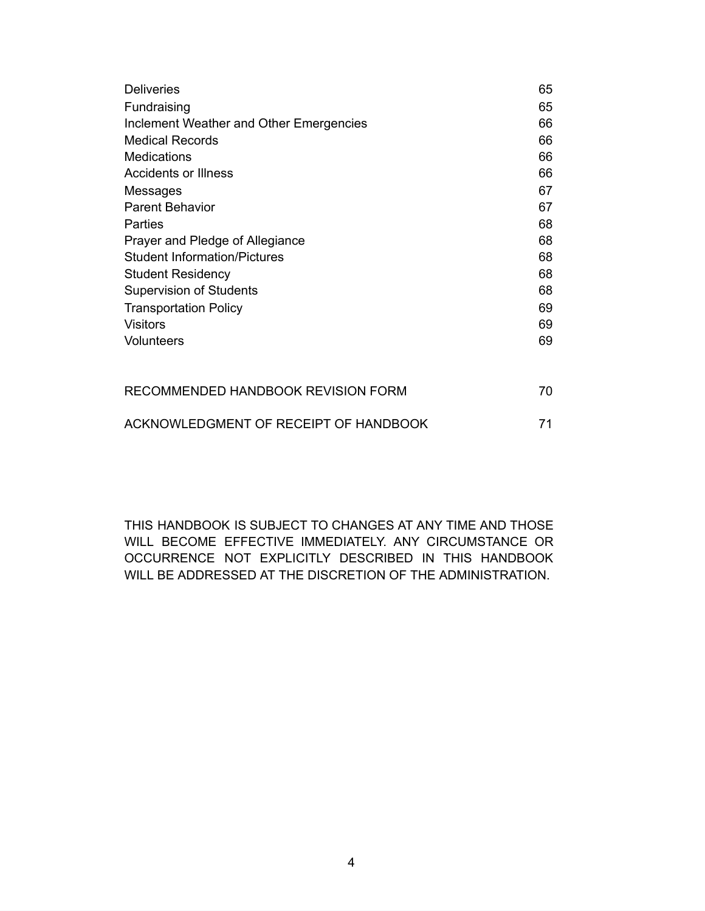| | |
|---|---|
| Deliveries | 65 |
| Fundraising | 65 |
| Inclement Weather and Other Emergencies | 66 |
| Medical Records | 66 |
| Medications | 66 |
| Accidents or Illness | 66 |
| Messages | 67 |
| Parent Behavior | 67 |
| Parties | 68 |
| Prayer and Pledge of Allegiance | 68 |
| Student Information/Pictures | 68 |
| Student Residency | 68 |
| Supervision of Students | 68 |
| Transportation Policy | 69 |
| Visitors | 69 |
| Volunteers | 69 |
| | |
| RECOMMENDED HANDBOOK REVISION FORM | 70 |
| ACKNOWLEDGMENT OF RECEIPT OF HANDBOOK | 71 |

THIS HANDBOOK IS SUBJECT TO CHANGES AT ANY TIME AND THOSE WILL BECOME EFFECTIVE IMMEDIATELY. ANY CIRCUMSTANCE OR OCCURRENCE NOT EXPLICITLY DESCRIBED IN THIS HANDBOOK WILL BE ADDRESSED AT THE DISCRETION OF THE ADMINISTRATION.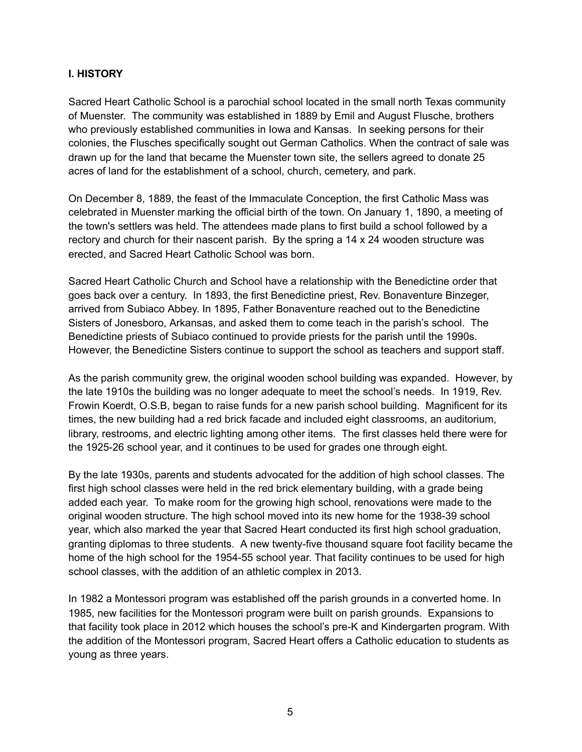## I. HISTORY

Sacred Heart Catholic School is a parochial school located in the small north Texas community of Muenster. The community was established in 1889 by Emil and August Flusche, brothers who previously established communities in Iowa and Kansas. In seeking persons for their colonies, the Flusches specifically sought out German Catholics. When the contract of sale was drawn up for the land that became the Muenster town site, the sellers agreed to donate 25 acres of land for the establishment of a school, church, cemetery, and park.

On December 8, 1889, the feast of the Immaculate Conception, the first Catholic Mass was celebrated in Muenster marking the official birth of the town. On January 1, 1890, a meeting of the town's settlers was held. The attendees made plans to first build a school followed by a rectory and church for their nascent parish. By the spring a 14 x 24 wooden structure was erected, and Sacred Heart Catholic School was born.

Sacred Heart Catholic Church and School have a relationship with the Benedictine order that goes back over a century. In 1893, the first Benedictine priest, Rev. Bonaventure Binzeger, arrived from Subiaco Abbey. In 1895, Father Bonaventure reached out to the Benedictine Sisters of Jonesboro, Arkansas, and asked them to come teach in the parish's school. The Benedictine priests of Subiaco continued to provide priests for the parish until the 1990s. However, the Benedictine Sisters continue to support the school as teachers and support staff.

As the parish community grew, the original wooden school building was expanded. However, by the late 1910s the building was no longer adequate to meet the school's needs. In 1919, Rev. Frowin Koerdt, O.S.B, began to raise funds for a new parish school building. Magnificent for its times, the new building had a red brick facade and included eight classrooms, an auditorium, library, restrooms, and electric lighting among other items. The first classes held there were for the 1925-26 school year, and it continues to be used for grades one through eight.

By the late 1930s, parents and students advocated for the addition of high school classes. The first high school classes were held in the red brick elementary building, with a grade being added each year. To make room for the growing high school, renovations were made to the original wooden structure. The high school moved into its new home for the 1938-39 school year, which also marked the year that Sacred Heart conducted its first high school graduation, granting diplomas to three students. A new twenty-five thousand square foot facility became the home of the high school for the 1954-55 school year. That facility continues to be used for high school classes, with the addition of an athletic complex in 2013.

In 1982 a Montessori program was established off the parish grounds in a converted home. In 1985, new facilities for the Montessori program were built on parish grounds. Expansions to that facility took place in 2012 which houses the school's pre-K and Kindergarten program. With the addition of the Montessori program, Sacred Heart offers a Catholic education to students as young as three years.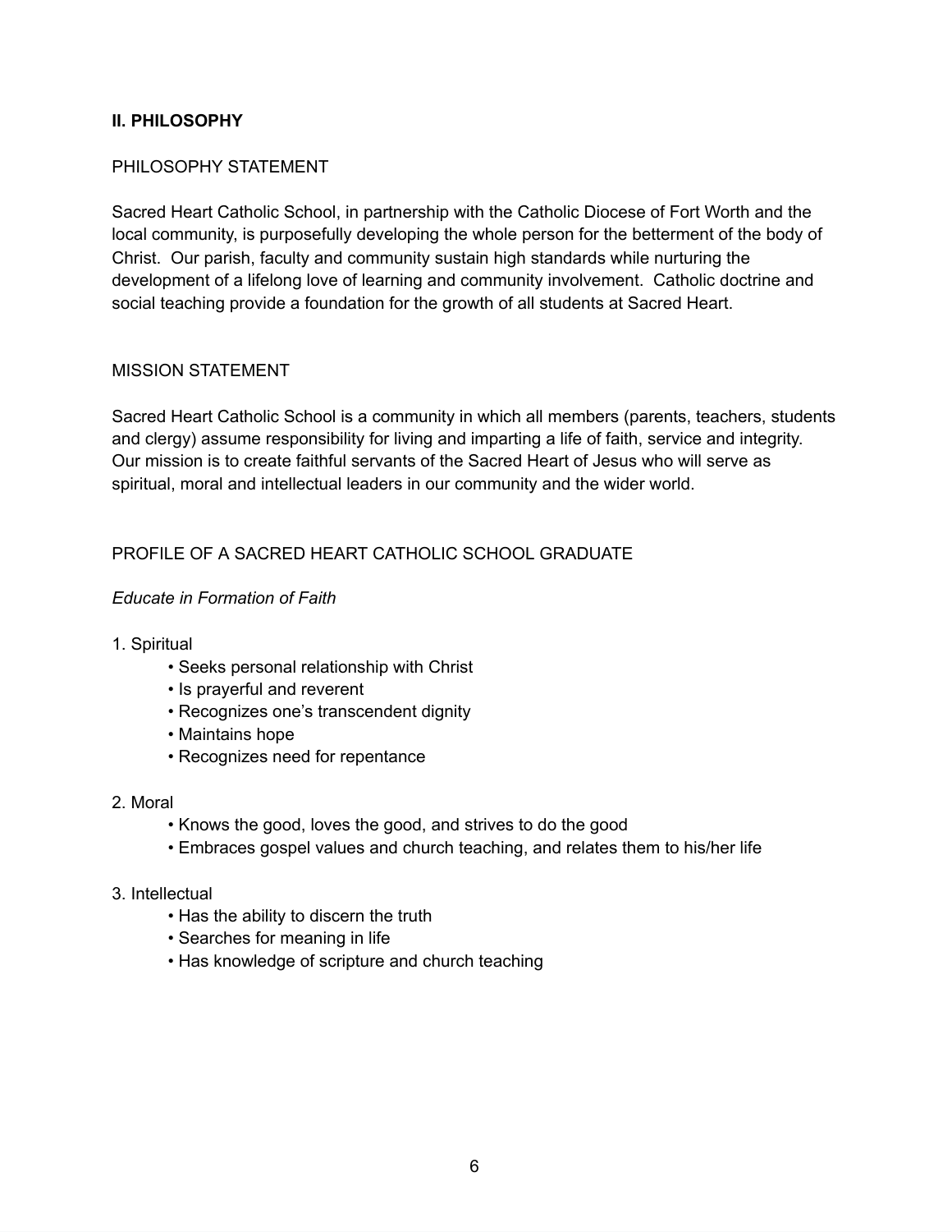## II. PHILOSOPHY

### PHILOSOPHY STATEMENT

Sacred Heart Catholic School, in partnership with the Catholic Diocese of Fort Worth and the local community, is purposefully developing the whole person for the betterment of the body of Christ. Our parish, faculty and community sustain high standards while nurturing the development of a lifelong love of learning and community involvement. Catholic doctrine and social teaching provide a foundation for the growth of all students at Sacred Heart.

### MISSION STATEMENT

Sacred Heart Catholic School is a community in which all members (parents, teachers, students and clergy) assume responsibility for living and imparting a life of faith, service and integrity. Our mission is to create faithful servants of the Sacred Heart of Jesus who will serve as spiritual, moral and intellectual leaders in our community and the wider world.

### PROFILE OF A SACRED HEART CATHOLIC SCHOOL GRADUATE

*Educate in Formation of Faith*

1. Spiritual
   - Seeks personal relationship with Christ
   - Is prayerful and reverent
   - Recognizes one's transcendent dignity
   - Maintains hope
   - Recognizes need for repentance
2. Moral
   - Knows the good, loves the good, and strives to do the good
   - Embraces gospel values and church teaching, and relates them to his/her life
3. Intellectual
   - Has the ability to discern the truth
   - Searches for meaning in life
   - Has knowledge of scripture and church teaching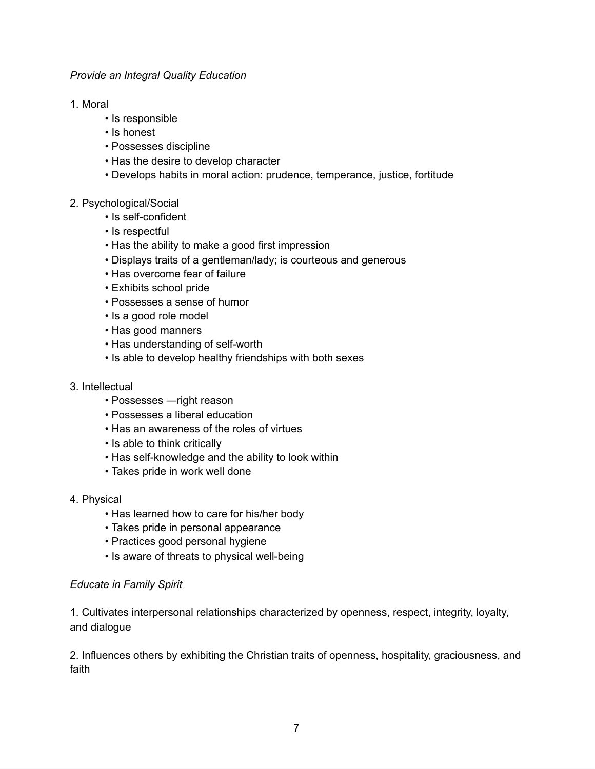*Provide an Integral Quality Education*

1. Moral
   - Is responsible
   - Is honest
   - Possesses discipline
   - Has the desire to develop character
   - Develops habits in moral action: prudence, temperance, justice, fortitude

2. Psychological/Social
   - Is self-confident
   - Is respectful
   - Has the ability to make a good first impression
   - Displays traits of a gentleman/lady; is courteous and generous
   - Has overcome fear of failure
   - Exhibits school pride
   - Possesses a sense of humor
   - Is a good role model
   - Has good manners
   - Has understanding of self-worth
   - Is able to develop healthy friendships with both sexes

3. Intellectual
   - Possesses —right reason
   - Possesses a liberal education
   - Has an awareness of the roles of virtues
   - Is able to think critically
   - Has self-knowledge and the ability to look within
   - Takes pride in work well done

4. Physical
   - Has learned how to care for his/her body
   - Takes pride in personal appearance
   - Practices good personal hygiene
   - Is aware of threats to physical well-being

*Educate in Family Spirit*

1. Cultivates interpersonal relationships characterized by openness, respect, integrity, loyalty, and dialogue

2. Influences others by exhibiting the Christian traits of openness, hospitality, graciousness, and faith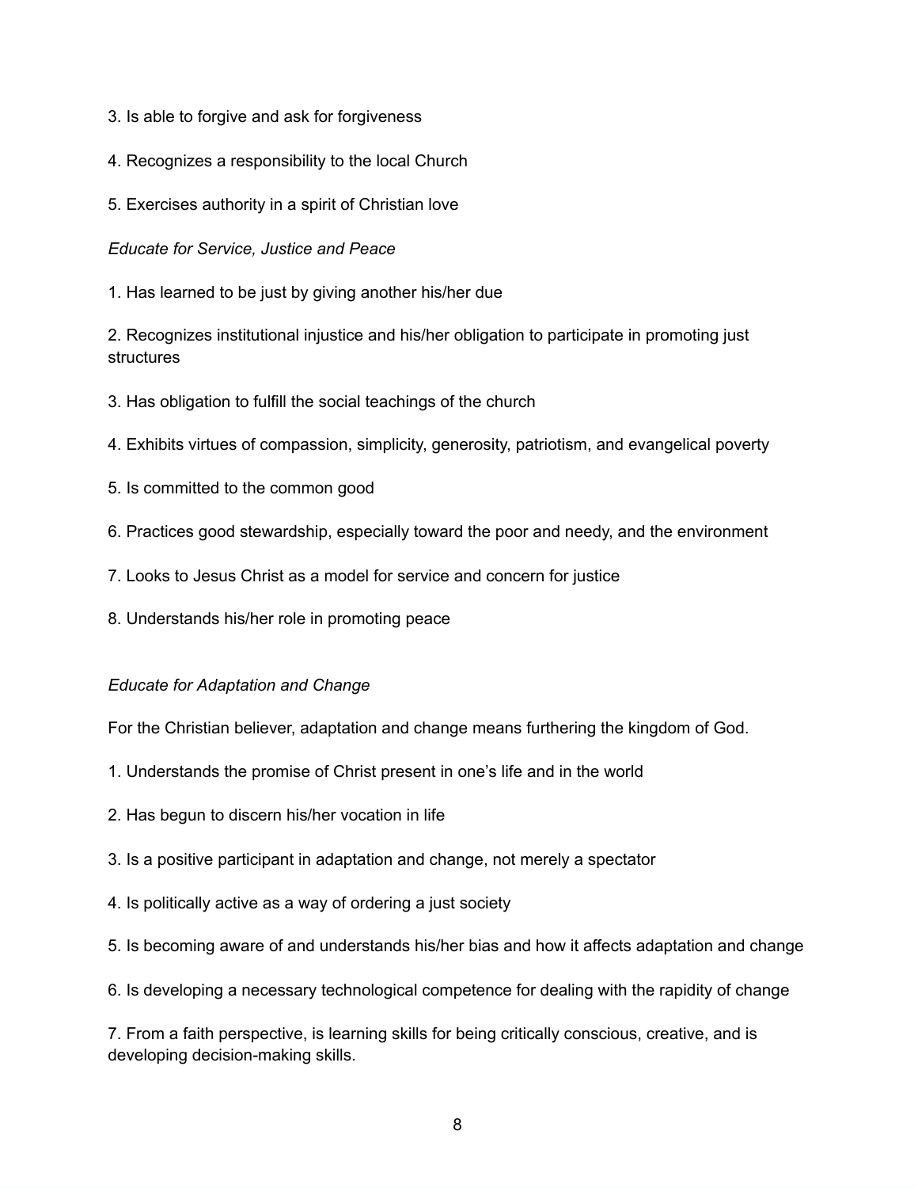3. Is able to forgive and ask for forgiveness

4. Recognizes a responsibility to the local Church

5. Exercises authority in a spirit of Christian love

*Educate for Service, Justice and Peace*

1. Has learned to be just by giving another his/her due

2. Recognizes institutional injustice and his/her obligation to participate in promoting just structures

3. Has obligation to fulfill the social teachings of the church

4. Exhibits virtues of compassion, simplicity, generosity, patriotism, and evangelical poverty

5. Is committed to the common good

6. Practices good stewardship, especially toward the poor and needy, and the environment

7. Looks to Jesus Christ as a model for service and concern for justice

8. Understands his/her role in promoting peace

*Educate for Adaptation and Change*

For the Christian believer, adaptation and change means furthering the kingdom of God.

1. Understands the promise of Christ present in one's life and in the world

2. Has begun to discern his/her vocation in life

3. Is a positive participant in adaptation and change, not merely a spectator

4. Is politically active as a way of ordering a just society

5. Is becoming aware of and understands his/her bias and how it affects adaptation and change

6. Is developing a necessary technological competence for dealing with the rapidity of change

7. From a faith perspective, is learning skills for being critically conscious, creative, and is developing decision-making skills.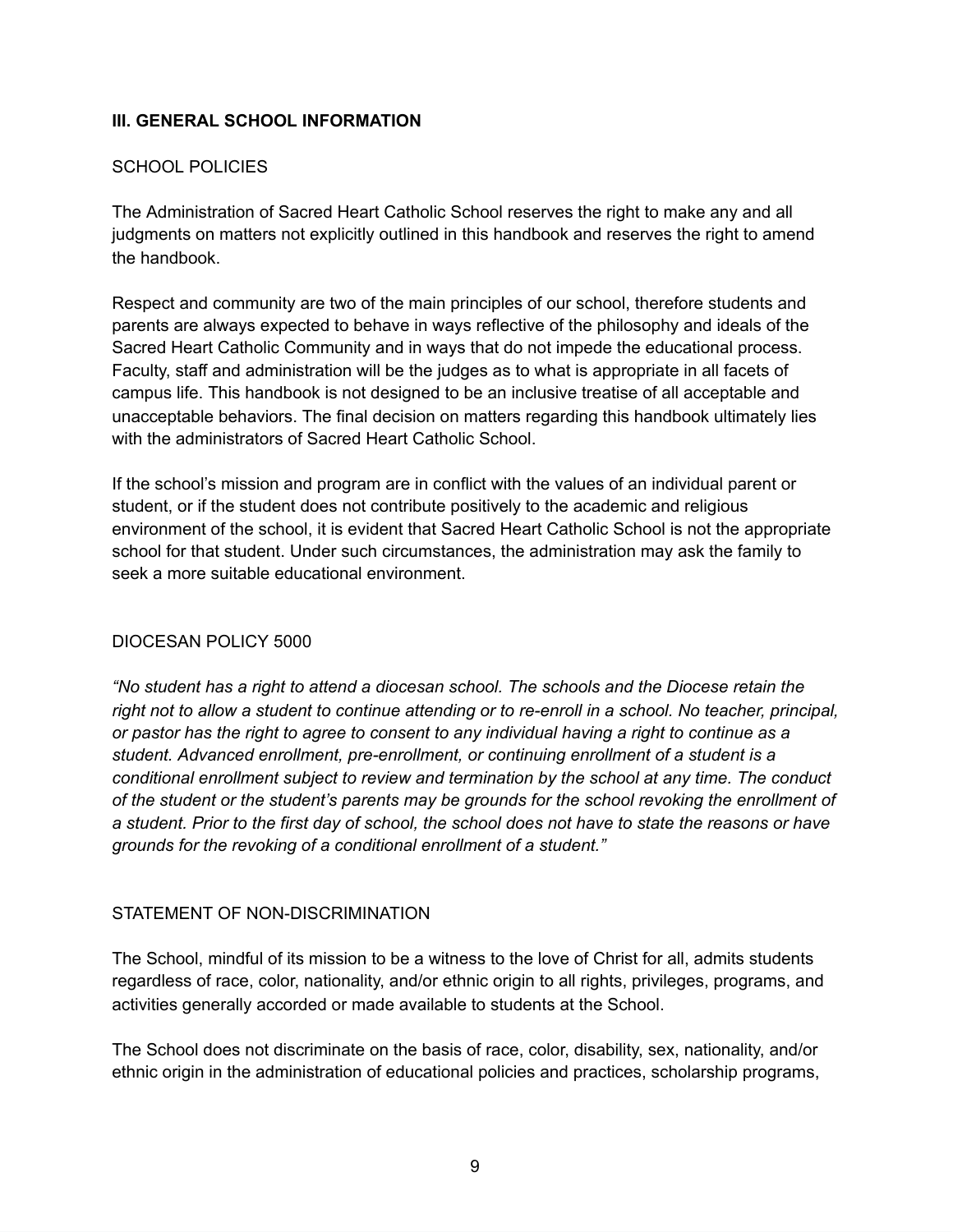## III. GENERAL SCHOOL INFORMATION

### SCHOOL POLICIES

The Administration of Sacred Heart Catholic School reserves the right to make any and all judgments on matters not explicitly outlined in this handbook and reserves the right to amend the handbook.

Respect and community are two of the main principles of our school, therefore students and parents are always expected to behave in ways reflective of the philosophy and ideals of the Sacred Heart Catholic Community and in ways that do not impede the educational process. Faculty, staff and administration will be the judges as to what is appropriate in all facets of campus life. This handbook is not designed to be an inclusive treatise of all acceptable and unacceptable behaviors. The final decision on matters regarding this handbook ultimately lies with the administrators of Sacred Heart Catholic School.

If the school's mission and program are in conflict with the values of an individual parent or student, or if the student does not contribute positively to the academic and religious environment of the school, it is evident that Sacred Heart Catholic School is not the appropriate school for that student. Under such circumstances, the administration may ask the family to seek a more suitable educational environment.

### DIOCESAN POLICY 5000

*"No student has a right to attend a diocesan school. The schools and the Diocese retain the right not to allow a student to continue attending or to re-enroll in a school. No teacher, principal, or pastor has the right to agree to consent to any individual having a right to continue as a student. Advanced enrollment, pre-enrollment, or continuing enrollment of a student is a conditional enrollment subject to review and termination by the school at any time. The conduct of the student or the student's parents may be grounds for the school revoking the enrollment of a student. Prior to the first day of school, the school does not have to state the reasons or have grounds for the revoking of a conditional enrollment of a student."*

### STATEMENT OF NON-DISCRIMINATION

The School, mindful of its mission to be a witness to the love of Christ for all, admits students regardless of race, color, nationality, and/or ethnic origin to all rights, privileges, programs, and activities generally accorded or made available to students at the School.

The School does not discriminate on the basis of race, color, disability, sex, nationality, and/or ethnic origin in the administration of educational policies and practices, scholarship programs,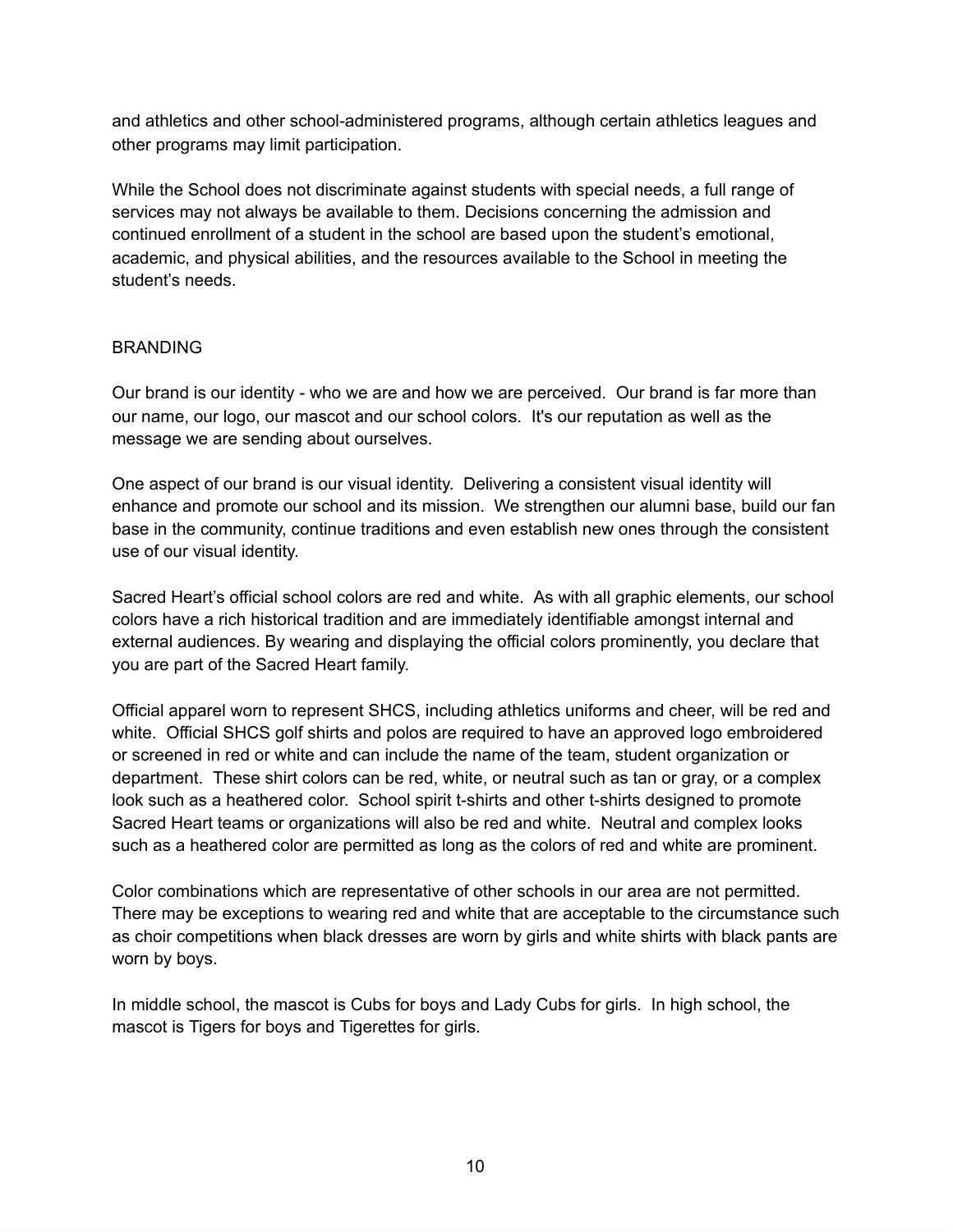and athletics and other school-administered programs, although certain athletics leagues and other programs may limit participation.

While the School does not discriminate against students with special needs, a full range of services may not always be available to them. Decisions concerning the admission and continued enrollment of a student in the school are based upon the student's emotional, academic, and physical abilities, and the resources available to the School in meeting the student's needs.

## BRANDING

Our brand is our identity - who we are and how we are perceived. Our brand is far more than our name, our logo, our mascot and our school colors. It's our reputation as well as the message we are sending about ourselves.

One aspect of our brand is our visual identity. Delivering a consistent visual identity will enhance and promote our school and its mission. We strengthen our alumni base, build our fan base in the community, continue traditions and even establish new ones through the consistent use of our visual identity.

Sacred Heart's official school colors are red and white. As with all graphic elements, our school colors have a rich historical tradition and are immediately identifiable amongst internal and external audiences. By wearing and displaying the official colors prominently, you declare that you are part of the Sacred Heart family.

Official apparel worn to represent SHCS, including athletics uniforms and cheer, will be red and white. Official SHCS golf shirts and polos are required to have an approved logo embroidered or screened in red or white and can include the name of the team, student organization or department. These shirt colors can be red, white, or neutral such as tan or gray, or a complex look such as a heathered color. School spirit t-shirts and other t-shirts designed to promote Sacred Heart teams or organizations will also be red and white. Neutral and complex looks such as a heathered color are permitted as long as the colors of red and white are prominent.

Color combinations which are representative of other schools in our area are not permitted. There may be exceptions to wearing red and white that are acceptable to the circumstance such as choir competitions when black dresses are worn by girls and white shirts with black pants are worn by boys.

In middle school, the mascot is Cubs for boys and Lady Cubs for girls. In high school, the mascot is Tigers for boys and Tigerettes for girls.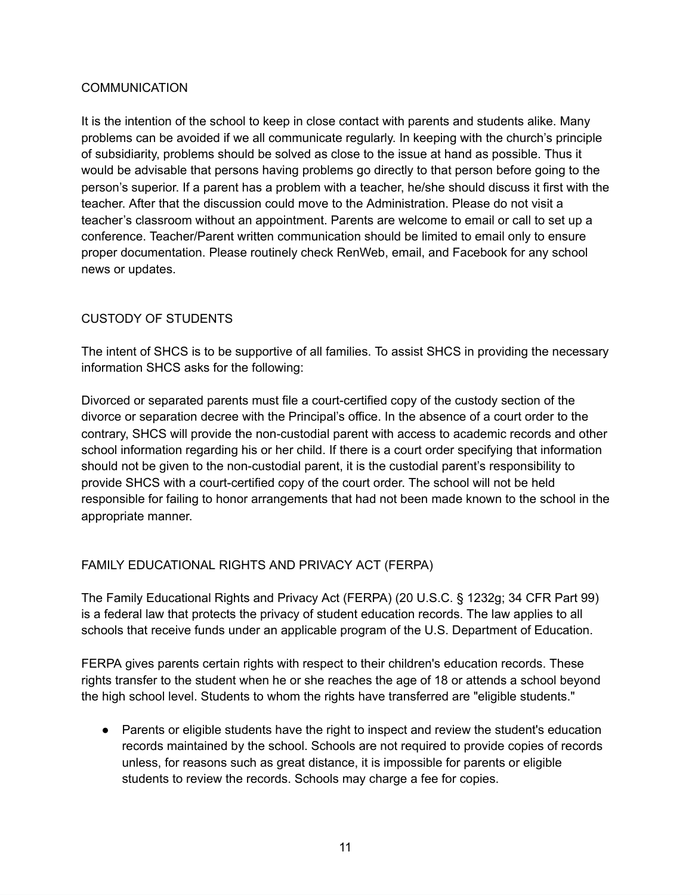## COMMUNICATION

It is the intention of the school to keep in close contact with parents and students alike. Many problems can be avoided if we all communicate regularly. In keeping with the church's principle of subsidiarity, problems should be solved as close to the issue at hand as possible. Thus it would be advisable that persons having problems go directly to that person before going to the person's superior. If a parent has a problem with a teacher, he/she should discuss it first with the teacher. After that the discussion could move to the Administration. Please do not visit a teacher's classroom without an appointment. Parents are welcome to email or call to set up a conference. Teacher/Parent written communication should be limited to email only to ensure proper documentation. Please routinely check RenWeb, email, and Facebook for any school news or updates.

## CUSTODY OF STUDENTS

The intent of SHCS is to be supportive of all families. To assist SHCS in providing the necessary information SHCS asks for the following:

Divorced or separated parents must file a court-certified copy of the custody section of the divorce or separation decree with the Principal's office. In the absence of a court order to the contrary, SHCS will provide the non-custodial parent with access to academic records and other school information regarding his or her child. If there is a court order specifying that information should not be given to the non-custodial parent, it is the custodial parent's responsibility to provide SHCS with a court-certified copy of the court order. The school will not be held responsible for failing to honor arrangements that had not been made known to the school in the appropriate manner.

## FAMILY EDUCATIONAL RIGHTS AND PRIVACY ACT (FERPA)

The Family Educational Rights and Privacy Act (FERPA) (20 U.S.C. § 1232g; 34 CFR Part 99) is a federal law that protects the privacy of student education records. The law applies to all schools that receive funds under an applicable program of the U.S. Department of Education.

FERPA gives parents certain rights with respect to their children's education records. These rights transfer to the student when he or she reaches the age of 18 or attends a school beyond the high school level. Students to whom the rights have transferred are "eligible students."

- Parents or eligible students have the right to inspect and review the student's education records maintained by the school. Schools are not required to provide copies of records unless, for reasons such as great distance, it is impossible for parents or eligible students to review the records. Schools may charge a fee for copies.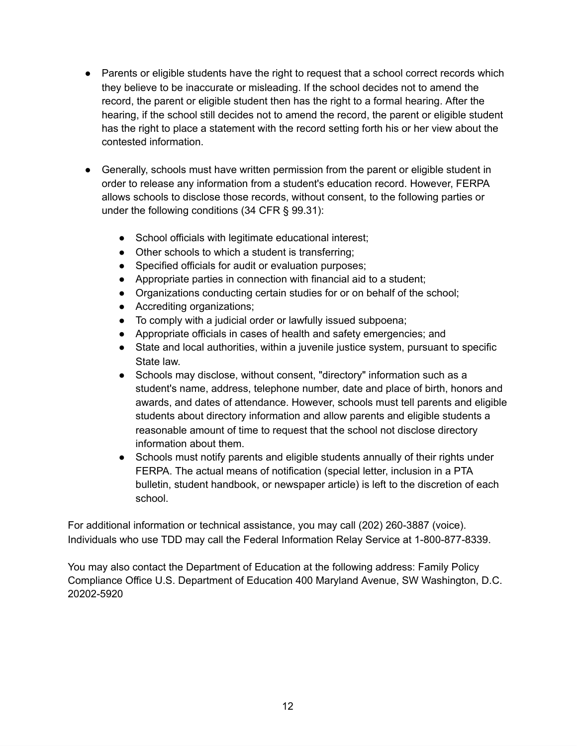- Parents or eligible students have the right to request that a school correct records which they believe to be inaccurate or misleading. If the school decides not to amend the record, the parent or eligible student then has the right to a formal hearing. After the hearing, if the school still decides not to amend the record, the parent or eligible student has the right to place a statement with the record setting forth his or her view about the contested information.

- Generally, schools must have written permission from the parent or eligible student in order to release any information from a student's education record. However, FERPA allows schools to disclose those records, without consent, to the following parties or under the following conditions (34 CFR § 99.31):

    - School officials with legitimate educational interest;
    - Other schools to which a student is transferring;
    - Specified officials for audit or evaluation purposes;
    - Appropriate parties in connection with financial aid to a student;
    - Organizations conducting certain studies for or on behalf of the school;
    - Accrediting organizations;
    - To comply with a judicial order or lawfully issued subpoena;
    - Appropriate officials in cases of health and safety emergencies; and
    - State and local authorities, within a juvenile justice system, pursuant to specific State law.
    - Schools may disclose, without consent, "directory" information such as a student's name, address, telephone number, date and place of birth, honors and awards, and dates of attendance. However, schools must tell parents and eligible students about directory information and allow parents and eligible students a reasonable amount of time to request that the school not disclose directory information about them.
    - Schools must notify parents and eligible students annually of their rights under FERPA. The actual means of notification (special letter, inclusion in a PTA bulletin, student handbook, or newspaper article) is left to the discretion of each school.

For additional information or technical assistance, you may call (202) 260-3887 (voice). Individuals who use TDD may call the Federal Information Relay Service at 1-800-877-8339.

You may also contact the Department of Education at the following address: Family Policy Compliance Office U.S. Department of Education 400 Maryland Avenue, SW Washington, D.C. 20202-5920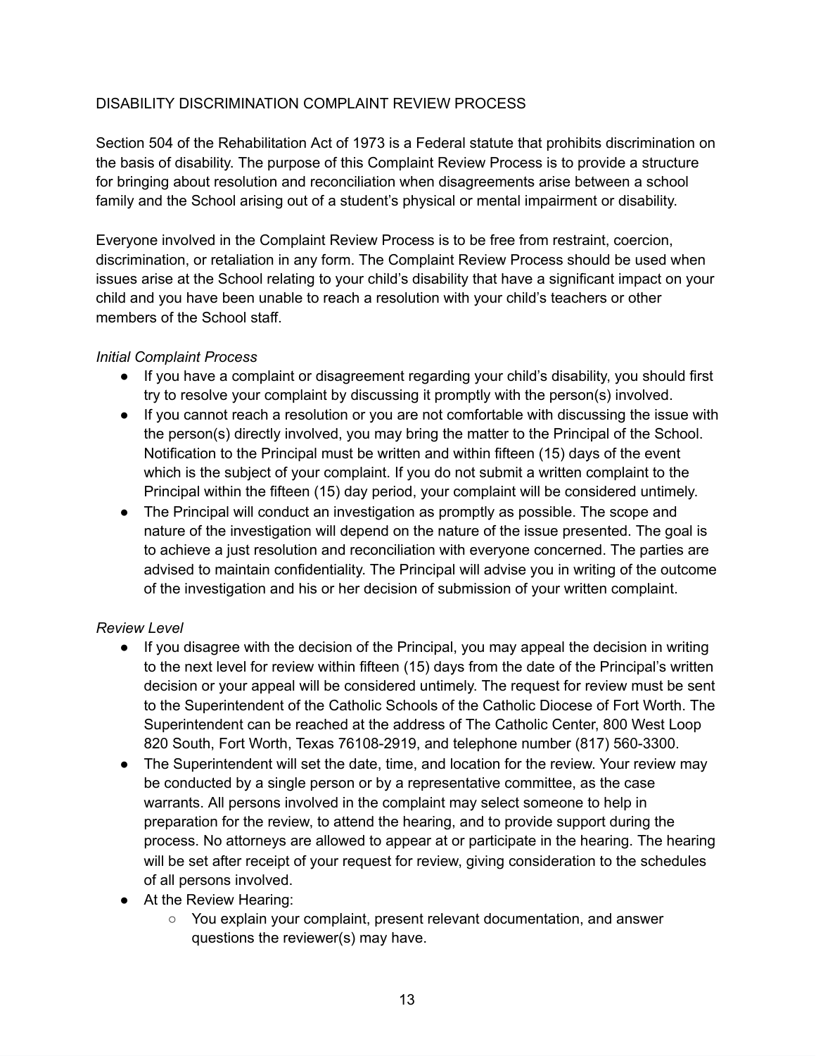## DISABILITY DISCRIMINATION COMPLAINT REVIEW PROCESS

Section 504 of the Rehabilitation Act of 1973 is a Federal statute that prohibits discrimination on the basis of disability. The purpose of this Complaint Review Process is to provide a structure for bringing about resolution and reconciliation when disagreements arise between a school family and the School arising out of a student's physical or mental impairment or disability.

Everyone involved in the Complaint Review Process is to be free from restraint, coercion, discrimination, or retaliation in any form. The Complaint Review Process should be used when issues arise at the School relating to your child's disability that have a significant impact on your child and you have been unable to reach a resolution with your child's teachers or other members of the School staff.

*Initial Complaint Process*

- If you have a complaint or disagreement regarding your child's disability, you should first try to resolve your complaint by discussing it promptly with the person(s) involved.
- If you cannot reach a resolution or you are not comfortable with discussing the issue with the person(s) directly involved, you may bring the matter to the Principal of the School. Notification to the Principal must be written and within fifteen (15) days of the event which is the subject of your complaint. If you do not submit a written complaint to the Principal within the fifteen (15) day period, your complaint will be considered untimely.
- The Principal will conduct an investigation as promptly as possible. The scope and nature of the investigation will depend on the nature of the issue presented. The goal is to achieve a just resolution and reconciliation with everyone concerned. The parties are advised to maintain confidentiality. The Principal will advise you in writing of the outcome of the investigation and his or her decision of submission of your written complaint.

*Review Level*

- If you disagree with the decision of the Principal, you may appeal the decision in writing to the next level for review within fifteen (15) days from the date of the Principal's written decision or your appeal will be considered untimely. The request for review must be sent to the Superintendent of the Catholic Schools of the Catholic Diocese of Fort Worth. The Superintendent can be reached at the address of The Catholic Center, 800 West Loop 820 South, Fort Worth, Texas 76108-2919, and telephone number (817) 560-3300.
- The Superintendent will set the date, time, and location for the review. Your review may be conducted by a single person or by a representative committee, as the case warrants. All persons involved in the complaint may select someone to help in preparation for the review, to attend the hearing, and to provide support during the process. No attorneys are allowed to appear at or participate in the hearing. The hearing will be set after receipt of your request for review, giving consideration to the schedules of all persons involved.
- At the Review Hearing:
  - You explain your complaint, present relevant documentation, and answer questions the reviewer(s) may have.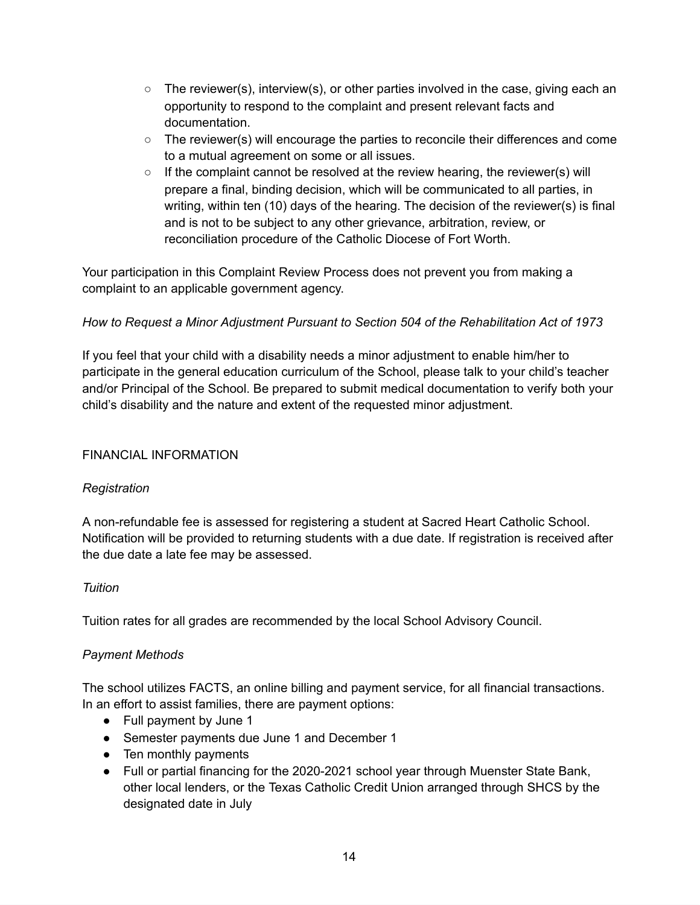- The reviewer(s), interview(s), or other parties involved in the case, giving each an opportunity to respond to the complaint and present relevant facts and documentation.
- The reviewer(s) will encourage the parties to reconcile their differences and come to a mutual agreement on some or all issues.
- If the complaint cannot be resolved at the review hearing, the reviewer(s) will prepare a final, binding decision, which will be communicated to all parties, in writing, within ten (10) days of the hearing. The decision of the reviewer(s) is final and is not to be subject to any other grievance, arbitration, review, or reconciliation procedure of the Catholic Diocese of Fort Worth.

Your participation in this Complaint Review Process does not prevent you from making a complaint to an applicable government agency.

*How to Request a Minor Adjustment Pursuant to Section 504 of the Rehabilitation Act of 1973*

If you feel that your child with a disability needs a minor adjustment to enable him/her to participate in the general education curriculum of the School, please talk to your child's teacher and/or Principal of the School. Be prepared to submit medical documentation to verify both your child's disability and the nature and extent of the requested minor adjustment.

## FINANCIAL INFORMATION

*Registration*

A non-refundable fee is assessed for registering a student at Sacred Heart Catholic School. Notification will be provided to returning students with a due date. If registration is received after the due date a late fee may be assessed.

*Tuition*

Tuition rates for all grades are recommended by the local School Advisory Council.

*Payment Methods*

The school utilizes FACTS, an online billing and payment service, for all financial transactions. In an effort to assist families, there are payment options:

- Full payment by June 1
- Semester payments due June 1 and December 1
- Ten monthly payments
- Full or partial financing for the 2020-2021 school year through Muenster State Bank, other local lenders, or the Texas Catholic Credit Union arranged through SHCS by the designated date in July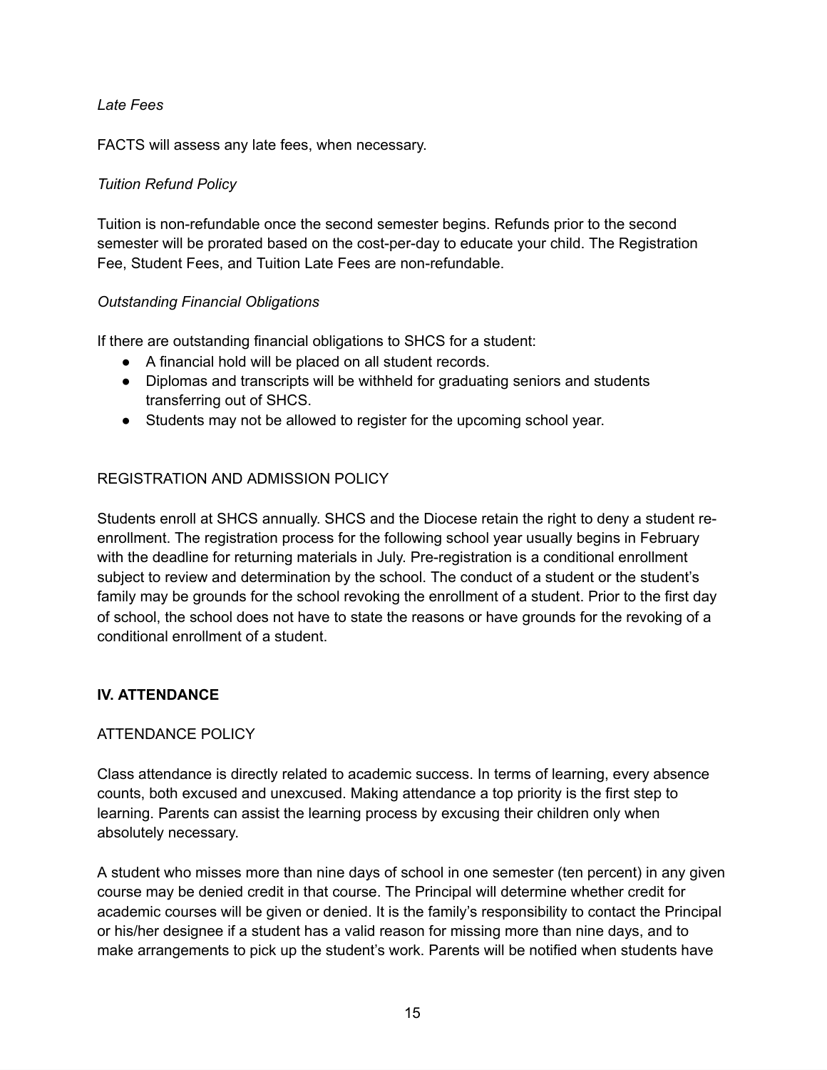*Late Fees*

FACTS will assess any late fees, when necessary.

*Tuition Refund Policy*

Tuition is non-refundable once the second semester begins. Refunds prior to the second semester will be prorated based on the cost-per-day to educate your child. The Registration Fee, Student Fees, and Tuition Late Fees are non-refundable.

*Outstanding Financial Obligations*

If there are outstanding financial obligations to SHCS for a student:

- A financial hold will be placed on all student records.
- Diplomas and transcripts will be withheld for graduating seniors and students transferring out of SHCS.
- Students may not be allowed to register for the upcoming school year.

### REGISTRATION AND ADMISSION POLICY

Students enroll at SHCS annually. SHCS and the Diocese retain the right to deny a student re-enrollment. The registration process for the following school year usually begins in February with the deadline for returning materials in July. Pre-registration is a conditional enrollment subject to review and determination by the school. The conduct of a student or the student's family may be grounds for the school revoking the enrollment of a student. Prior to the first day of school, the school does not have to state the reasons or have grounds for the revoking of a conditional enrollment of a student.

## IV. ATTENDANCE

### ATTENDANCE POLICY

Class attendance is directly related to academic success. In terms of learning, every absence counts, both excused and unexcused. Making attendance a top priority is the first step to learning. Parents can assist the learning process by excusing their children only when absolutely necessary.

A student who misses more than nine days of school in one semester (ten percent) in any given course may be denied credit in that course. The Principal will determine whether credit for academic courses will be given or denied. It is the family's responsibility to contact the Principal or his/her designee if a student has a valid reason for missing more than nine days, and to make arrangements to pick up the student's work. Parents will be notified when students have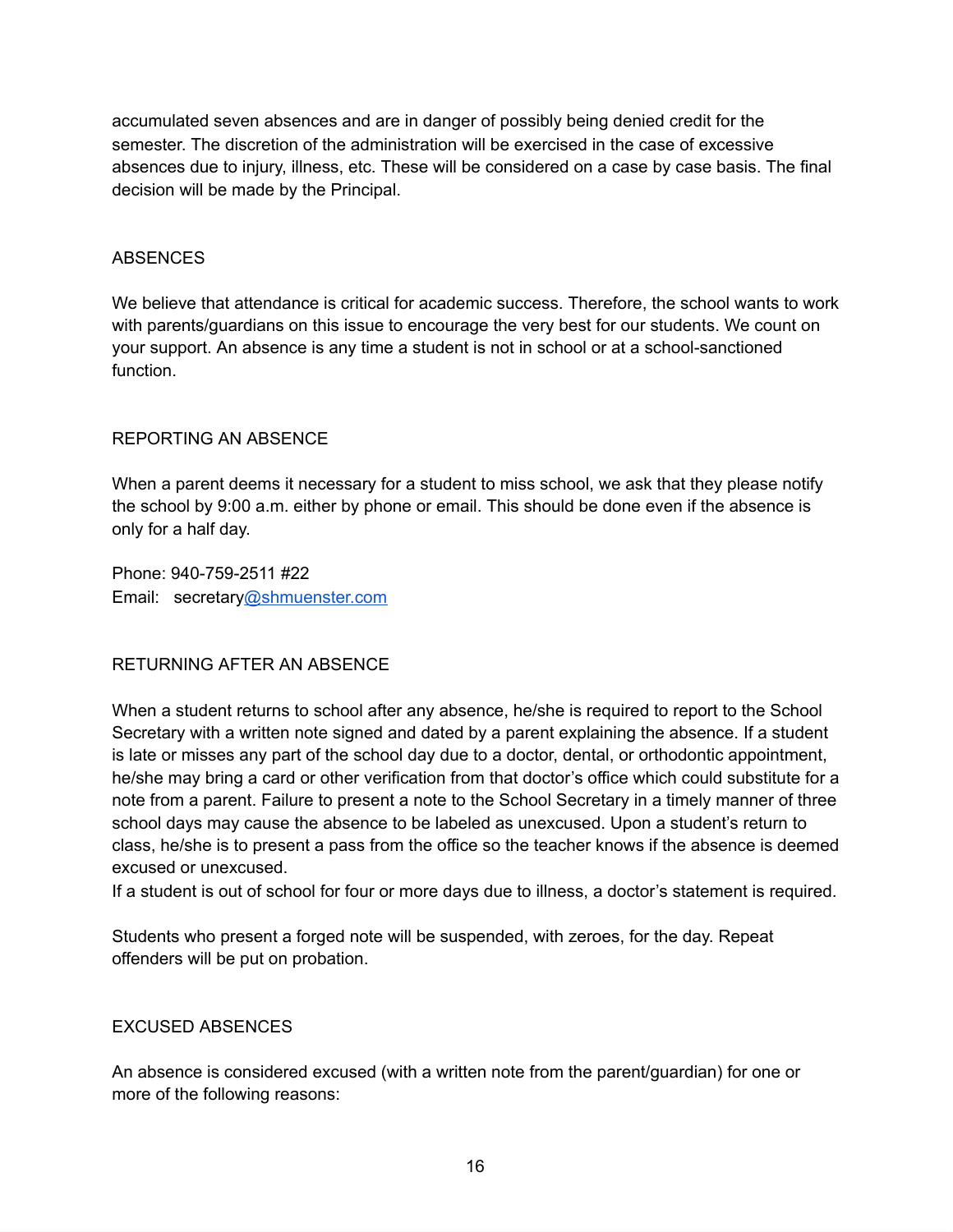accumulated seven absences and are in danger of possibly being denied credit for the semester. The discretion of the administration will be exercised in the case of excessive absences due to injury, illness, etc. These will be considered on a case by case basis. The final decision will be made by the Principal.

## ABSENCES

We believe that attendance is critical for academic success. Therefore, the school wants to work with parents/guardians on this issue to encourage the very best for our students. We count on your support. An absence is any time a student is not in school or at a school-sanctioned function.

## REPORTING AN ABSENCE

When a parent deems it necessary for a student to miss school, we ask that they please notify the school by 9:00 a.m. either by phone or email. This should be done even if the absence is only for a half day.

Phone: 940-759-2511 #22
Email: secretary@shmuenster.com

## RETURNING AFTER AN ABSENCE

When a student returns to school after any absence, he/she is required to report to the School Secretary with a written note signed and dated by a parent explaining the absence. If a student is late or misses any part of the school day due to a doctor, dental, or orthodontic appointment, he/she may bring a card or other verification from that doctor's office which could substitute for a note from a parent. Failure to present a note to the School Secretary in a timely manner of three school days may cause the absence to be labeled as unexcused. Upon a student's return to class, he/she is to present a pass from the office so the teacher knows if the absence is deemed excused or unexcused.
If a student is out of school for four or more days due to illness, a doctor's statement is required.

Students who present a forged note will be suspended, with zeroes, for the day. Repeat offenders will be put on probation.

## EXCUSED ABSENCES

An absence is considered excused (with a written note from the parent/guardian) for one or more of the following reasons: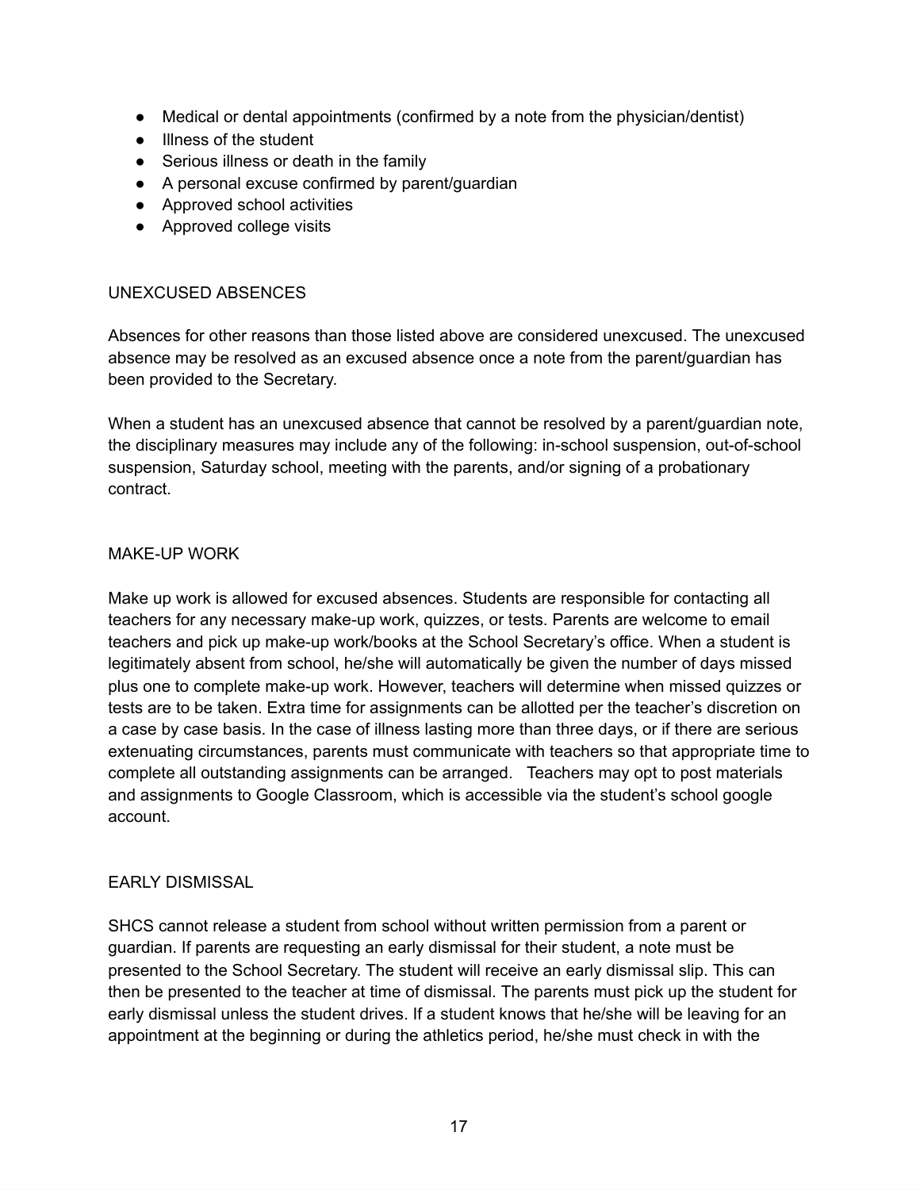- Medical or dental appointments (confirmed by a note from the physician/dentist)
- Illness of the student
- Serious illness or death in the family
- A personal excuse confirmed by parent/guardian
- Approved school activities
- Approved college visits

## UNEXCUSED ABSENCES

Absences for other reasons than those listed above are considered unexcused. The unexcused absence may be resolved as an excused absence once a note from the parent/guardian has been provided to the Secretary.

When a student has an unexcused absence that cannot be resolved by a parent/guardian note, the disciplinary measures may include any of the following: in-school suspension, out-of-school suspension, Saturday school, meeting with the parents, and/or signing of a probationary contract.

## MAKE-UP WORK

Make up work is allowed for excused absences. Students are responsible for contacting all teachers for any necessary make-up work, quizzes, or tests. Parents are welcome to email teachers and pick up make-up work/books at the School Secretary's office. When a student is legitimately absent from school, he/she will automatically be given the number of days missed plus one to complete make-up work. However, teachers will determine when missed quizzes or tests are to be taken. Extra time for assignments can be allotted per the teacher's discretion on a case by case basis. In the case of illness lasting more than three days, or if there are serious extenuating circumstances, parents must communicate with teachers so that appropriate time to complete all outstanding assignments can be arranged. Teachers may opt to post materials and assignments to Google Classroom, which is accessible via the student's school google account.

## EARLY DISMISSAL

SHCS cannot release a student from school without written permission from a parent or guardian. If parents are requesting an early dismissal for their student, a note must be presented to the School Secretary. The student will receive an early dismissal slip. This can then be presented to the teacher at time of dismissal. The parents must pick up the student for early dismissal unless the student drives. If a student knows that he/she will be leaving for an appointment at the beginning or during the athletics period, he/she must check in with the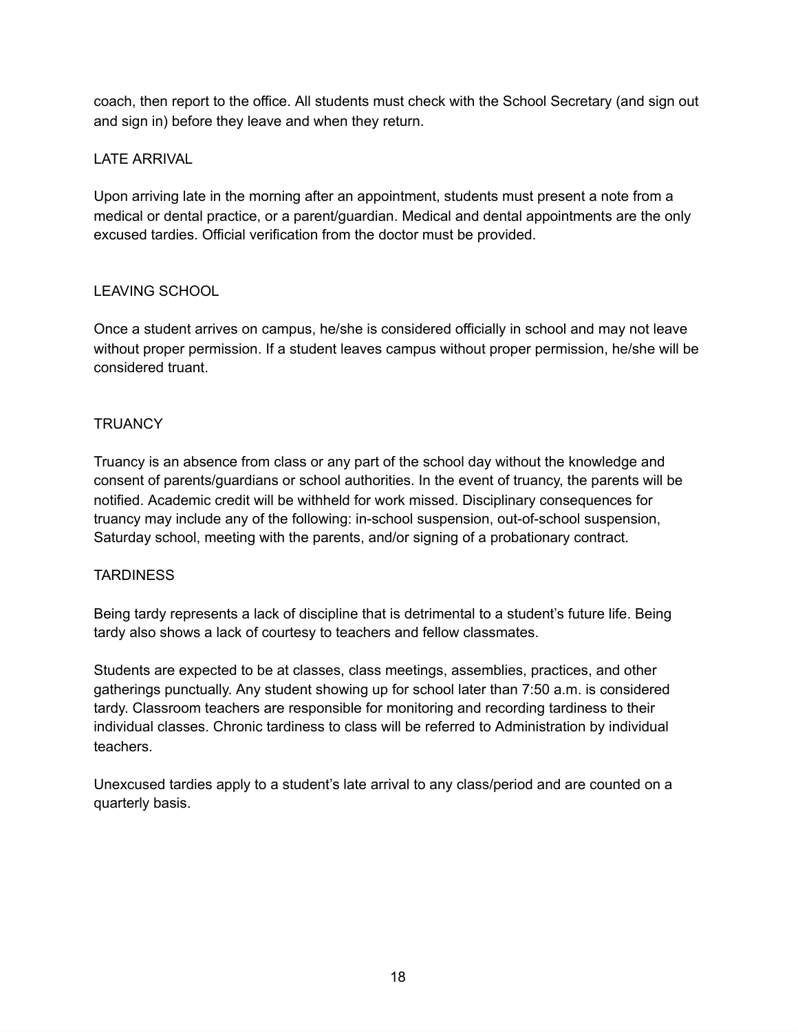coach, then report to the office. All students must check with the School Secretary (and sign out and sign in) before they leave and when they return.

### LATE ARRIVAL

Upon arriving late in the morning after an appointment, students must present a note from a medical or dental practice, or a parent/guardian. Medical and dental appointments are the only excused tardies. Official verification from the doctor must be provided.

### LEAVING SCHOOL

Once a student arrives on campus, he/she is considered officially in school and may not leave without proper permission. If a student leaves campus without proper permission, he/she will be considered truant.

### TRUANCY

Truancy is an absence from class or any part of the school day without the knowledge and consent of parents/guardians or school authorities. In the event of truancy, the parents will be notified. Academic credit will be withheld for work missed. Disciplinary consequences for truancy may include any of the following: in-school suspension, out-of-school suspension, Saturday school, meeting with the parents, and/or signing of a probationary contract.

### TARDINESS

Being tardy represents a lack of discipline that is detrimental to a student's future life. Being tardy also shows a lack of courtesy to teachers and fellow classmates.

Students are expected to be at classes, class meetings, assemblies, practices, and other gatherings punctually. Any student showing up for school later than 7:50 a.m. is considered tardy. Classroom teachers are responsible for monitoring and recording tardiness to their individual classes. Chronic tardiness to class will be referred to Administration by individual teachers.

Unexcused tardies apply to a student's late arrival to any class/period and are counted on a quarterly basis.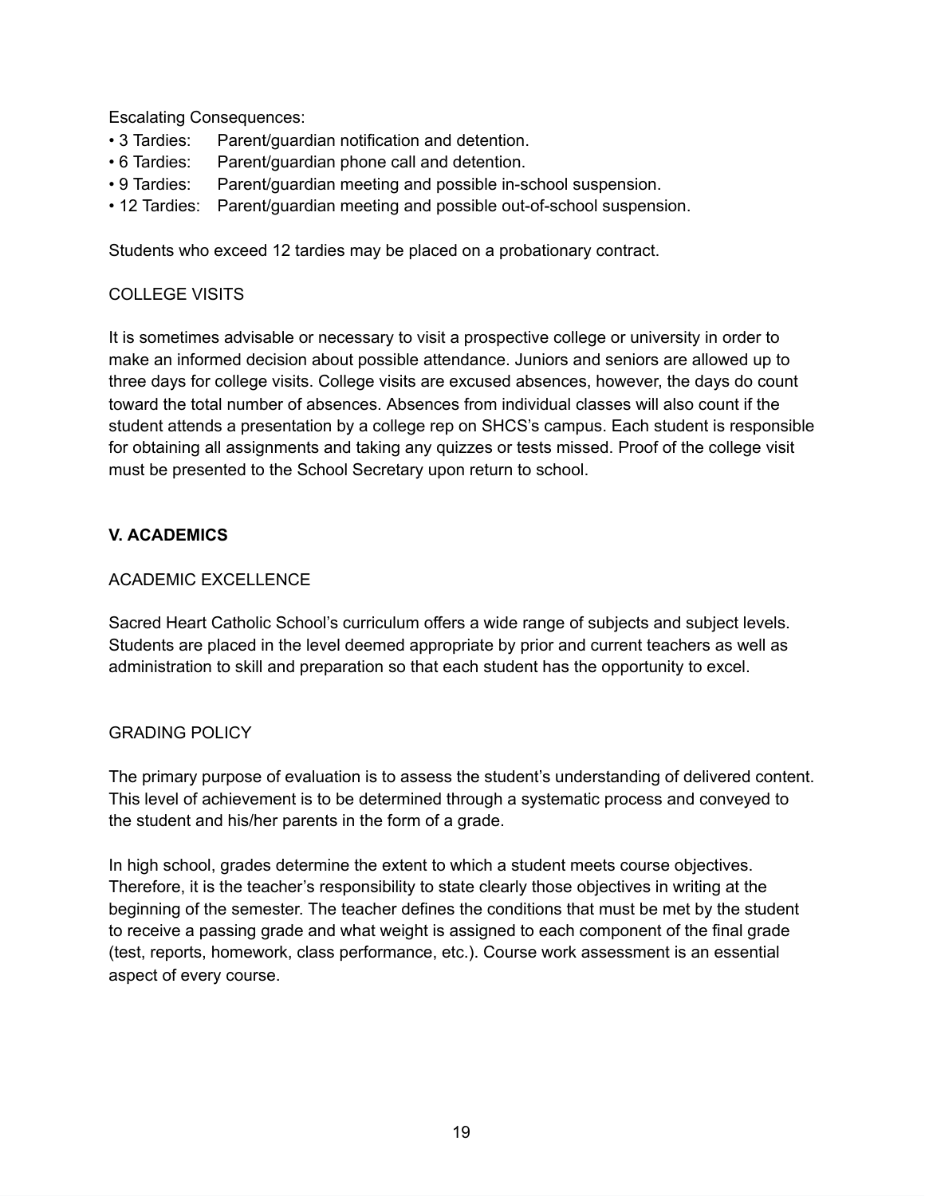Escalating Consequences:

- 3 Tardies: Parent/guardian notification and detention.
- 6 Tardies: Parent/guardian phone call and detention.
- 9 Tardies: Parent/guardian meeting and possible in-school suspension.
- 12 Tardies: Parent/guardian meeting and possible out-of-school suspension.

Students who exceed 12 tardies may be placed on a probationary contract.

COLLEGE VISITS

It is sometimes advisable or necessary to visit a prospective college or university in order to make an informed decision about possible attendance. Juniors and seniors are allowed up to three days for college visits. College visits are excused absences, however, the days do count toward the total number of absences. Absences from individual classes will also count if the student attends a presentation by a college rep on SHCS's campus. Each student is responsible for obtaining all assignments and taking any quizzes or tests missed. Proof of the college visit must be presented to the School Secretary upon return to school.

## V. ACADEMICS

ACADEMIC EXCELLENCE

Sacred Heart Catholic School's curriculum offers a wide range of subjects and subject levels. Students are placed in the level deemed appropriate by prior and current teachers as well as administration to skill and preparation so that each student has the opportunity to excel.

GRADING POLICY

The primary purpose of evaluation is to assess the student's understanding of delivered content. This level of achievement is to be determined through a systematic process and conveyed to the student and his/her parents in the form of a grade.

In high school, grades determine the extent to which a student meets course objectives. Therefore, it is the teacher's responsibility to state clearly those objectives in writing at the beginning of the semester. The teacher defines the conditions that must be met by the student to receive a passing grade and what weight is assigned to each component of the final grade (test, reports, homework, class performance, etc.). Course work assessment is an essential aspect of every course.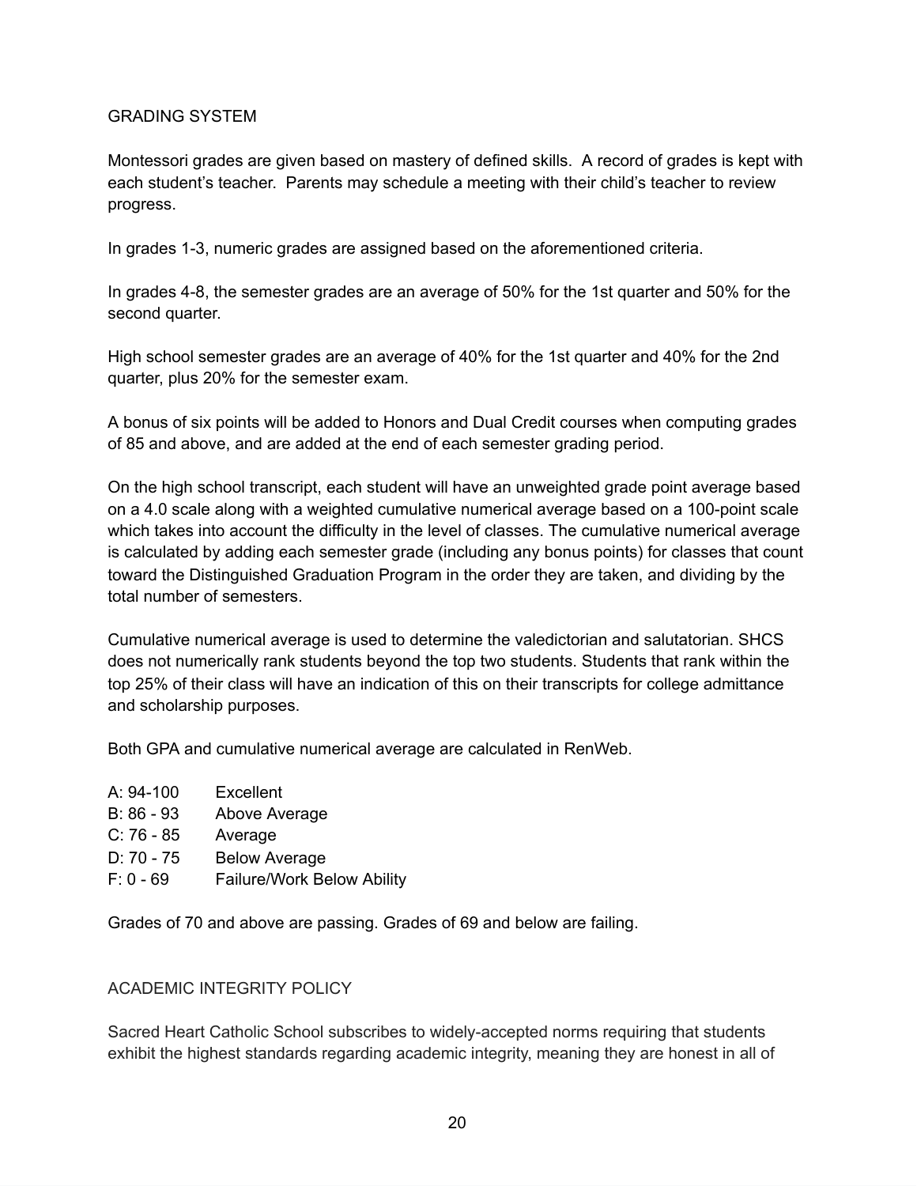## GRADING SYSTEM

Montessori grades are given based on mastery of defined skills. A record of grades is kept with each student's teacher. Parents may schedule a meeting with their child's teacher to review progress.

In grades 1-3, numeric grades are assigned based on the aforementioned criteria.

In grades 4-8, the semester grades are an average of 50% for the 1st quarter and 50% for the second quarter.

High school semester grades are an average of 40% for the 1st quarter and 40% for the 2nd quarter, plus 20% for the semester exam.

A bonus of six points will be added to Honors and Dual Credit courses when computing grades of 85 and above, and are added at the end of each semester grading period.

On the high school transcript, each student will have an unweighted grade point average based on a 4.0 scale along with a weighted cumulative numerical average based on a 100-point scale which takes into account the difficulty in the level of classes. The cumulative numerical average is calculated by adding each semester grade (including any bonus points) for classes that count toward the Distinguished Graduation Program in the order they are taken, and dividing by the total number of semesters.

Cumulative numerical average is used to determine the valedictorian and salutatorian. SHCS does not numerically rank students beyond the top two students. Students that rank within the top 25% of their class will have an indication of this on their transcripts for college admittance and scholarship purposes.

Both GPA and cumulative numerical average are calculated in RenWeb.

| | |
|---|---|
| A: 94-100 | Excellent |
| B: 86 - 93 | Above Average |
| C: 76 - 85 | Average |
| D: 70 - 75 | Below Average |
| F: 0 - 69 | Failure/Work Below Ability |

Grades of 70 and above are passing. Grades of 69 and below are failing.

## ACADEMIC INTEGRITY POLICY

Sacred Heart Catholic School subscribes to widely-accepted norms requiring that students exhibit the highest standards regarding academic integrity, meaning they are honest in all of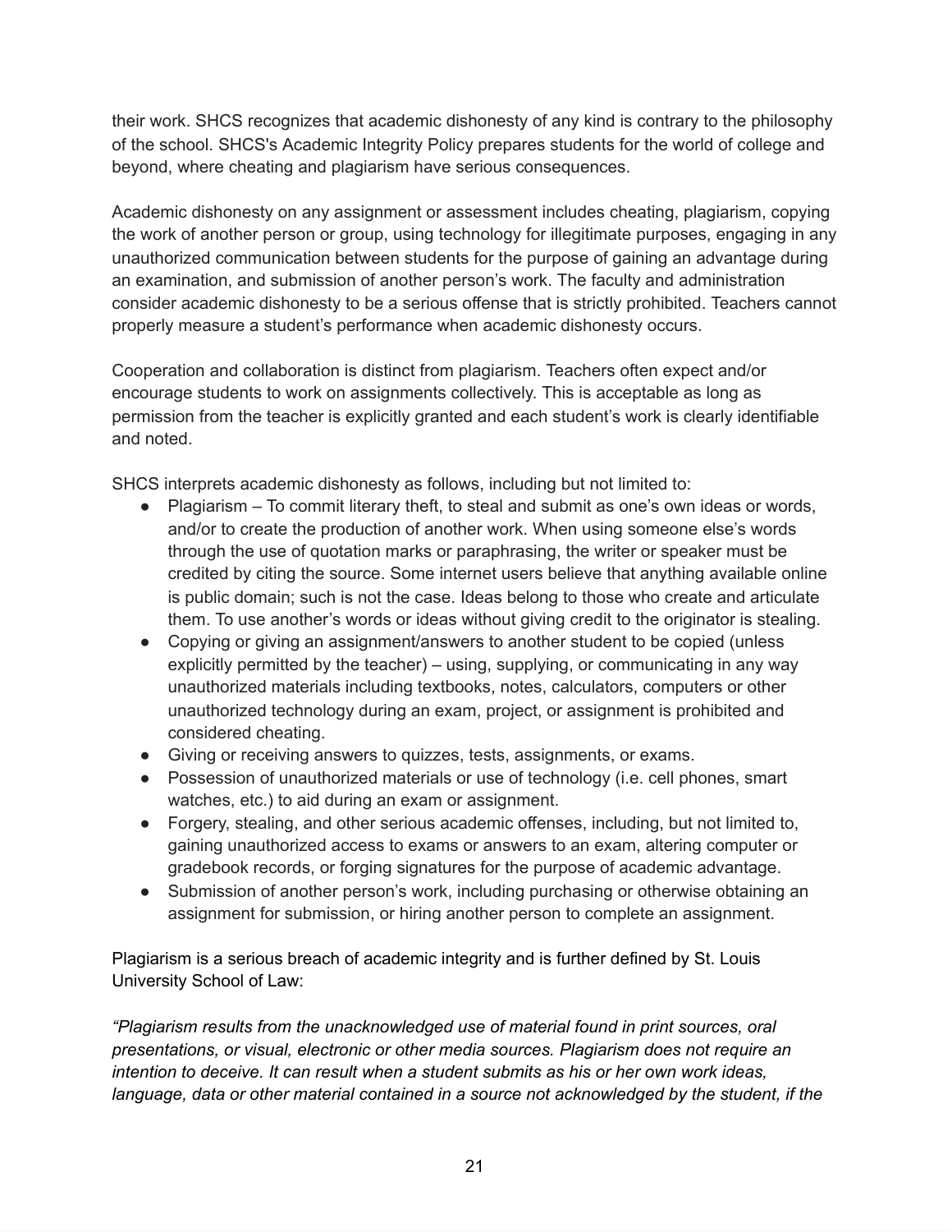their work. SHCS recognizes that academic dishonesty of any kind is contrary to the philosophy of the school. SHCS's Academic Integrity Policy prepares students for the world of college and beyond, where cheating and plagiarism have serious consequences.

Academic dishonesty on any assignment or assessment includes cheating, plagiarism, copying the work of another person or group, using technology for illegitimate purposes, engaging in any unauthorized communication between students for the purpose of gaining an advantage during an examination, and submission of another person's work. The faculty and administration consider academic dishonesty to be a serious offense that is strictly prohibited. Teachers cannot properly measure a student's performance when academic dishonesty occurs.

Cooperation and collaboration is distinct from plagiarism. Teachers often expect and/or encourage students to work on assignments collectively. This is acceptable as long as permission from the teacher is explicitly granted and each student's work is clearly identifiable and noted.

SHCS interprets academic dishonesty as follows, including but not limited to:

- Plagiarism – To commit literary theft, to steal and submit as one's own ideas or words, and/or to create the production of another work. When using someone else's words through the use of quotation marks or paraphrasing, the writer or speaker must be credited by citing the source. Some internet users believe that anything available online is public domain; such is not the case. Ideas belong to those who create and articulate them. To use another's words or ideas without giving credit to the originator is stealing.
- Copying or giving an assignment/answers to another student to be copied (unless explicitly permitted by the teacher) – using, supplying, or communicating in any way unauthorized materials including textbooks, notes, calculators, computers or other unauthorized technology during an exam, project, or assignment is prohibited and considered cheating.
- Giving or receiving answers to quizzes, tests, assignments, or exams.
- Possession of unauthorized materials or use of technology (i.e. cell phones, smart watches, etc.) to aid during an exam or assignment.
- Forgery, stealing, and other serious academic offenses, including, but not limited to, gaining unauthorized access to exams or answers to an exam, altering computer or gradebook records, or forging signatures for the purpose of academic advantage.
- Submission of another person's work, including purchasing or otherwise obtaining an assignment for submission, or hiring another person to complete an assignment.

Plagiarism is a serious breach of academic integrity and is further defined by St. Louis University School of Law:

*"Plagiarism results from the unacknowledged use of material found in print sources, oral presentations, or visual, electronic or other media sources. Plagiarism does not require an intention to deceive. It can result when a student submits as his or her own work ideas, language, data or other material contained in a source not acknowledged by the student, if the*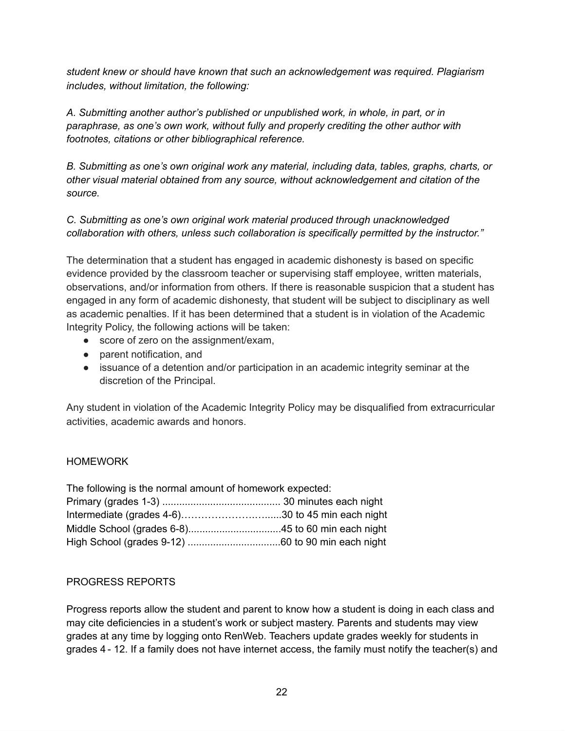*student knew or should have known that such an acknowledgement was required. Plagiarism includes, without limitation, the following:*

*A. Submitting another author's published or unpublished work, in whole, in part, or in paraphrase, as one's own work, without fully and properly crediting the other author with footnotes, citations or other bibliographical reference.*

*B. Submitting as one's own original work any material, including data, tables, graphs, charts, or other visual material obtained from any source, without acknowledgement and citation of the source.*

*C. Submitting as one's own original work material produced through unacknowledged collaboration with others, unless such collaboration is specifically permitted by the instructor."*

The determination that a student has engaged in academic dishonesty is based on specific evidence provided by the classroom teacher or supervising staff employee, written materials, observations, and/or information from others. If there is reasonable suspicion that a student has engaged in any form of academic dishonesty, that student will be subject to disciplinary as well as academic penalties. If it has been determined that a student is in violation of the Academic Integrity Policy, the following actions will be taken:

- score of zero on the assignment/exam,
- parent notification, and
- issuance of a detention and/or participation in an academic integrity seminar at the discretion of the Principal.

Any student in violation of the Academic Integrity Policy may be disqualified from extracurricular activities, academic awards and honors.

## HOMEWORK

The following is the normal amount of homework expected:
Primary (grades 1-3) .......................................... 30 minutes each night
Intermediate (grades 4-6)………………………......30 to 45 min each night
Middle School (grades 6-8).................................45 to 60 min each night
High School (grades 9-12) .................................60 to 90 min each night

## PROGRESS REPORTS

Progress reports allow the student and parent to know how a student is doing in each class and may cite deficiencies in a student's work or subject mastery. Parents and students may view grades at any time by logging onto RenWeb. Teachers update grades weekly for students in grades 4 - 12. If a family does not have internet access, the family must notify the teacher(s) and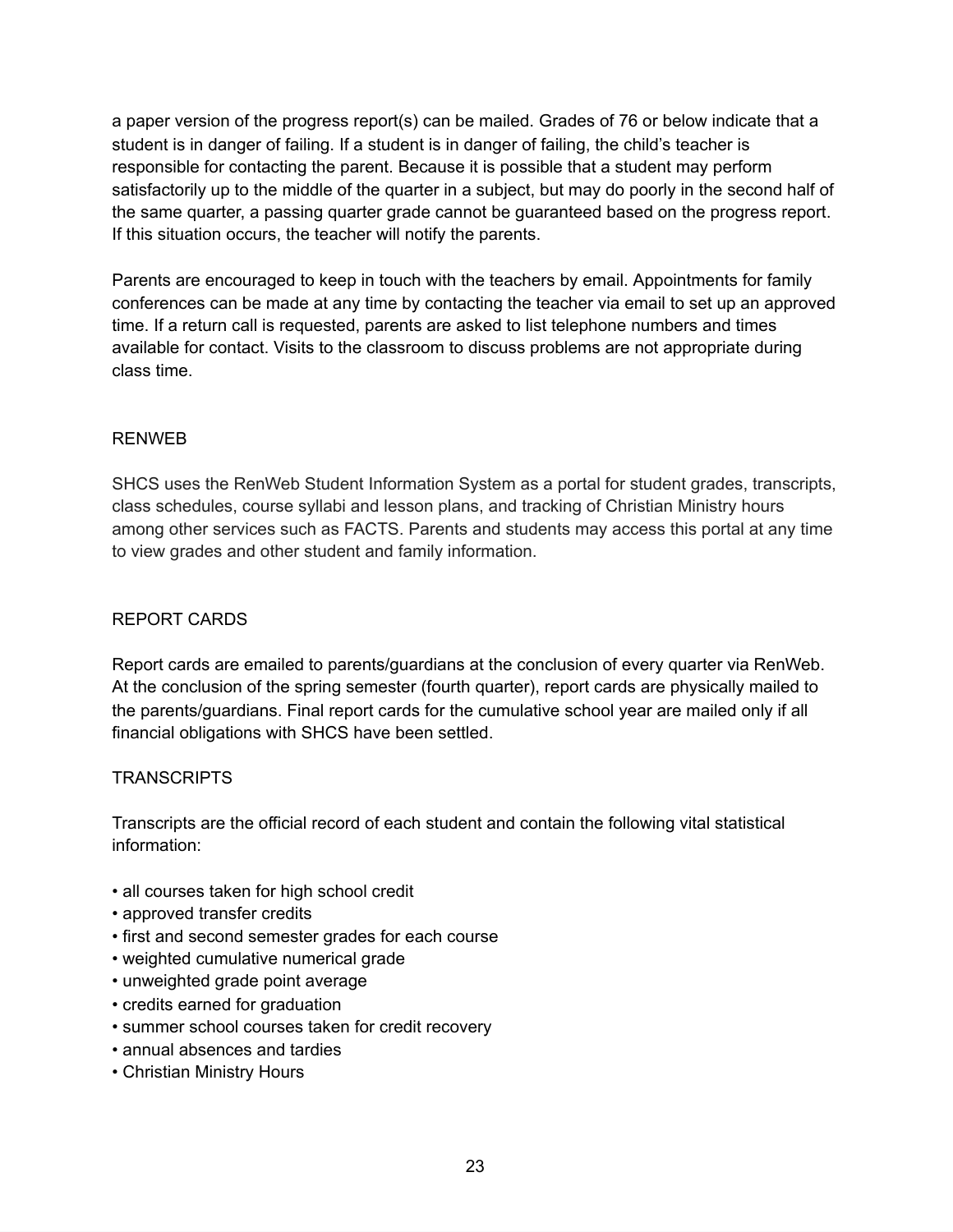a paper version of the progress report(s) can be mailed. Grades of 76 or below indicate that a student is in danger of failing. If a student is in danger of failing, the child's teacher is responsible for contacting the parent. Because it is possible that a student may perform satisfactorily up to the middle of the quarter in a subject, but may do poorly in the second half of the same quarter, a passing quarter grade cannot be guaranteed based on the progress report. If this situation occurs, the teacher will notify the parents.

Parents are encouraged to keep in touch with the teachers by email. Appointments for family conferences can be made at any time by contacting the teacher via email to set up an approved time. If a return call is requested, parents are asked to list telephone numbers and times available for contact. Visits to the classroom to discuss problems are not appropriate during class time.

## RENWEB

SHCS uses the RenWeb Student Information System as a portal for student grades, transcripts, class schedules, course syllabi and lesson plans, and tracking of Christian Ministry hours among other services such as FACTS. Parents and students may access this portal at any time to view grades and other student and family information.

## REPORT CARDS

Report cards are emailed to parents/guardians at the conclusion of every quarter via RenWeb. At the conclusion of the spring semester (fourth quarter), report cards are physically mailed to the parents/guardians. Final report cards for the cumulative school year are mailed only if all financial obligations with SHCS have been settled.

## TRANSCRIPTS

Transcripts are the official record of each student and contain the following vital statistical information:

- all courses taken for high school credit
- approved transfer credits
- first and second semester grades for each course
- weighted cumulative numerical grade
- unweighted grade point average
- credits earned for graduation
- summer school courses taken for credit recovery
- annual absences and tardies
- Christian Ministry Hours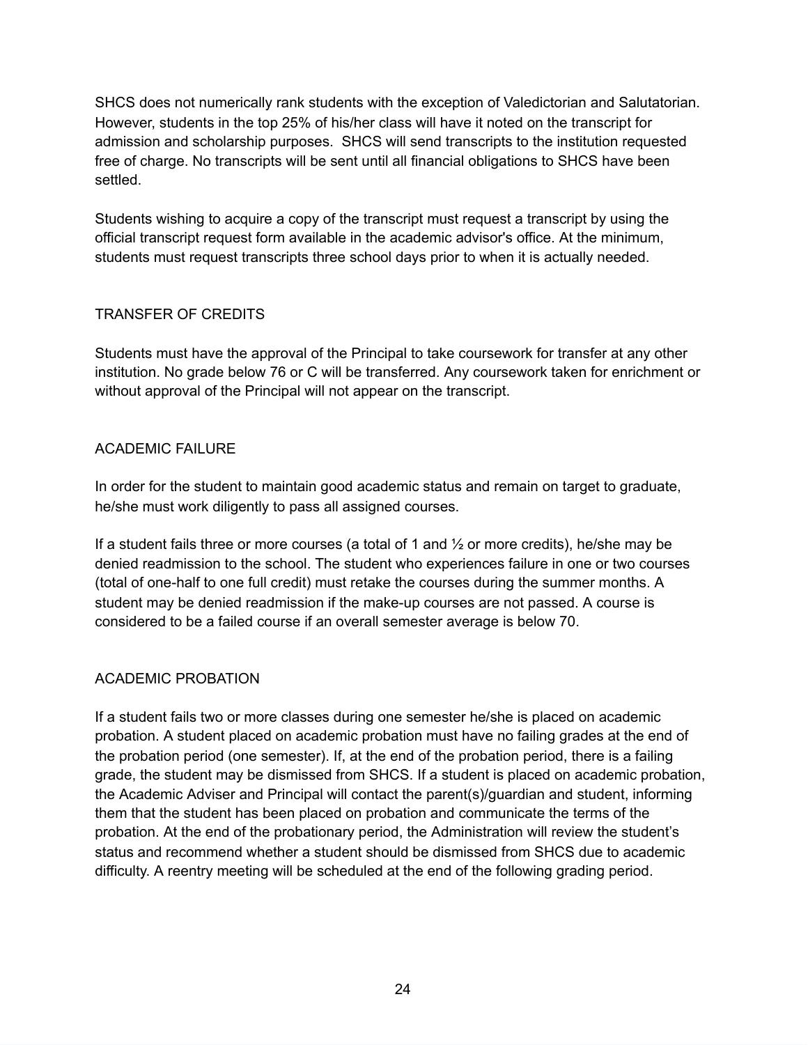SHCS does not numerically rank students with the exception of Valedictorian and Salutatorian. However, students in the top 25% of his/her class will have it noted on the transcript for admission and scholarship purposes. SHCS will send transcripts to the institution requested free of charge. No transcripts will be sent until all financial obligations to SHCS have been settled.

Students wishing to acquire a copy of the transcript must request a transcript by using the official transcript request form available in the academic advisor's office. At the minimum, students must request transcripts three school days prior to when it is actually needed.

## TRANSFER OF CREDITS

Students must have the approval of the Principal to take coursework for transfer at any other institution. No grade below 76 or C will be transferred. Any coursework taken for enrichment or without approval of the Principal will not appear on the transcript.

## ACADEMIC FAILURE

In order for the student to maintain good academic status and remain on target to graduate, he/she must work diligently to pass all assigned courses.

If a student fails three or more courses (a total of 1 and ½ or more credits), he/she may be denied readmission to the school. The student who experiences failure in one or two courses (total of one-half to one full credit) must retake the courses during the summer months. A student may be denied readmission if the make-up courses are not passed. A course is considered to be a failed course if an overall semester average is below 70.

## ACADEMIC PROBATION

If a student fails two or more classes during one semester he/she is placed on academic probation. A student placed on academic probation must have no failing grades at the end of the probation period (one semester). If, at the end of the probation period, there is a failing grade, the student may be dismissed from SHCS. If a student is placed on academic probation, the Academic Adviser and Principal will contact the parent(s)/guardian and student, informing them that the student has been placed on probation and communicate the terms of the probation. At the end of the probationary period, the Administration will review the student's status and recommend whether a student should be dismissed from SHCS due to academic difficulty. A reentry meeting will be scheduled at the end of the following grading period.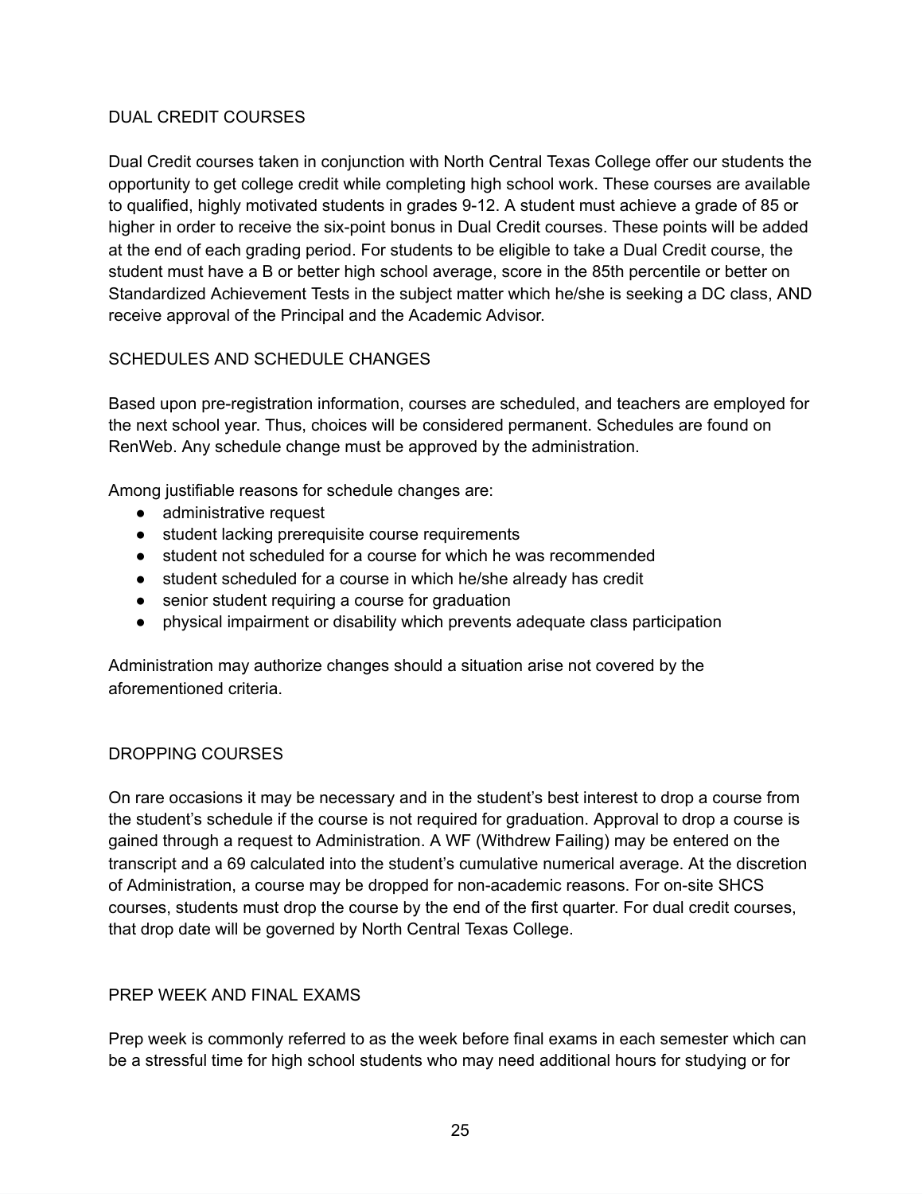## DUAL CREDIT COURSES

Dual Credit courses taken in conjunction with North Central Texas College offer our students the opportunity to get college credit while completing high school work. These courses are available to qualified, highly motivated students in grades 9-12. A student must achieve a grade of 85 or higher in order to receive the six-point bonus in Dual Credit courses. These points will be added at the end of each grading period. For students to be eligible to take a Dual Credit course, the student must have a B or better high school average, score in the 85th percentile or better on Standardized Achievement Tests in the subject matter which he/she is seeking a DC class, AND receive approval of the Principal and the Academic Advisor.

## SCHEDULES AND SCHEDULE CHANGES

Based upon pre-registration information, courses are scheduled, and teachers are employed for the next school year. Thus, choices will be considered permanent. Schedules are found on RenWeb. Any schedule change must be approved by the administration.

Among justifiable reasons for schedule changes are:

- administrative request
- student lacking prerequisite course requirements
- student not scheduled for a course for which he was recommended
- student scheduled for a course in which he/she already has credit
- senior student requiring a course for graduation
- physical impairment or disability which prevents adequate class participation

Administration may authorize changes should a situation arise not covered by the aforementioned criteria.

## DROPPING COURSES

On rare occasions it may be necessary and in the student's best interest to drop a course from the student's schedule if the course is not required for graduation. Approval to drop a course is gained through a request to Administration. A WF (Withdrew Failing) may be entered on the transcript and a 69 calculated into the student's cumulative numerical average. At the discretion of Administration, a course may be dropped for non-academic reasons. For on-site SHCS courses, students must drop the course by the end of the first quarter. For dual credit courses, that drop date will be governed by North Central Texas College.

## PREP WEEK AND FINAL EXAMS

Prep week is commonly referred to as the week before final exams in each semester which can be a stressful time for high school students who may need additional hours for studying or for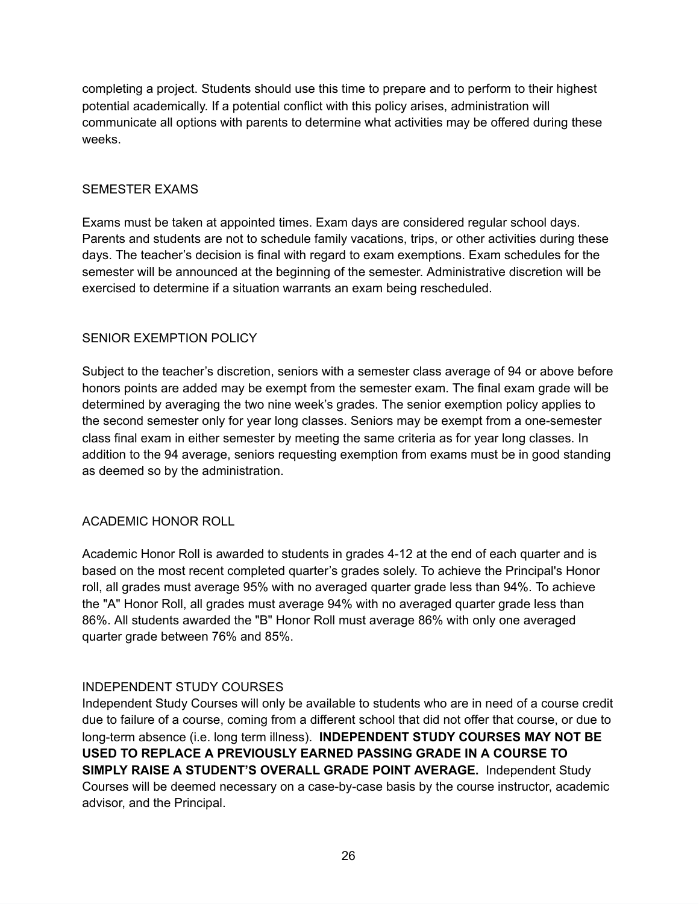completing a project. Students should use this time to prepare and to perform to their highest potential academically. If a potential conflict with this policy arises, administration will communicate all options with parents to determine what activities may be offered during these weeks.

## SEMESTER EXAMS

Exams must be taken at appointed times. Exam days are considered regular school days. Parents and students are not to schedule family vacations, trips, or other activities during these days. The teacher's decision is final with regard to exam exemptions. Exam schedules for the semester will be announced at the beginning of the semester. Administrative discretion will be exercised to determine if a situation warrants an exam being rescheduled.

## SENIOR EXEMPTION POLICY

Subject to the teacher's discretion, seniors with a semester class average of 94 or above before honors points are added may be exempt from the semester exam. The final exam grade will be determined by averaging the two nine week's grades. The senior exemption policy applies to the second semester only for year long classes. Seniors may be exempt from a one-semester class final exam in either semester by meeting the same criteria as for year long classes. In addition to the 94 average, seniors requesting exemption from exams must be in good standing as deemed so by the administration.

## ACADEMIC HONOR ROLL

Academic Honor Roll is awarded to students in grades 4-12 at the end of each quarter and is based on the most recent completed quarter's grades solely. To achieve the Principal's Honor roll, all grades must average 95% with no averaged quarter grade less than 94%. To achieve the "A" Honor Roll, all grades must average 94% with no averaged quarter grade less than 86%. All students awarded the "B" Honor Roll must average 86% with only one averaged quarter grade between 76% and 85%.

## INDEPENDENT STUDY COURSES

Independent Study Courses will only be available to students who are in need of a course credit due to failure of a course, coming from a different school that did not offer that course, or due to long-term absence (i.e. long term illness). **INDEPENDENT STUDY COURSES MAY NOT BE USED TO REPLACE A PREVIOUSLY EARNED PASSING GRADE IN A COURSE TO SIMPLY RAISE A STUDENT'S OVERALL GRADE POINT AVERAGE.** Independent Study Courses will be deemed necessary on a case-by-case basis by the course instructor, academic advisor, and the Principal.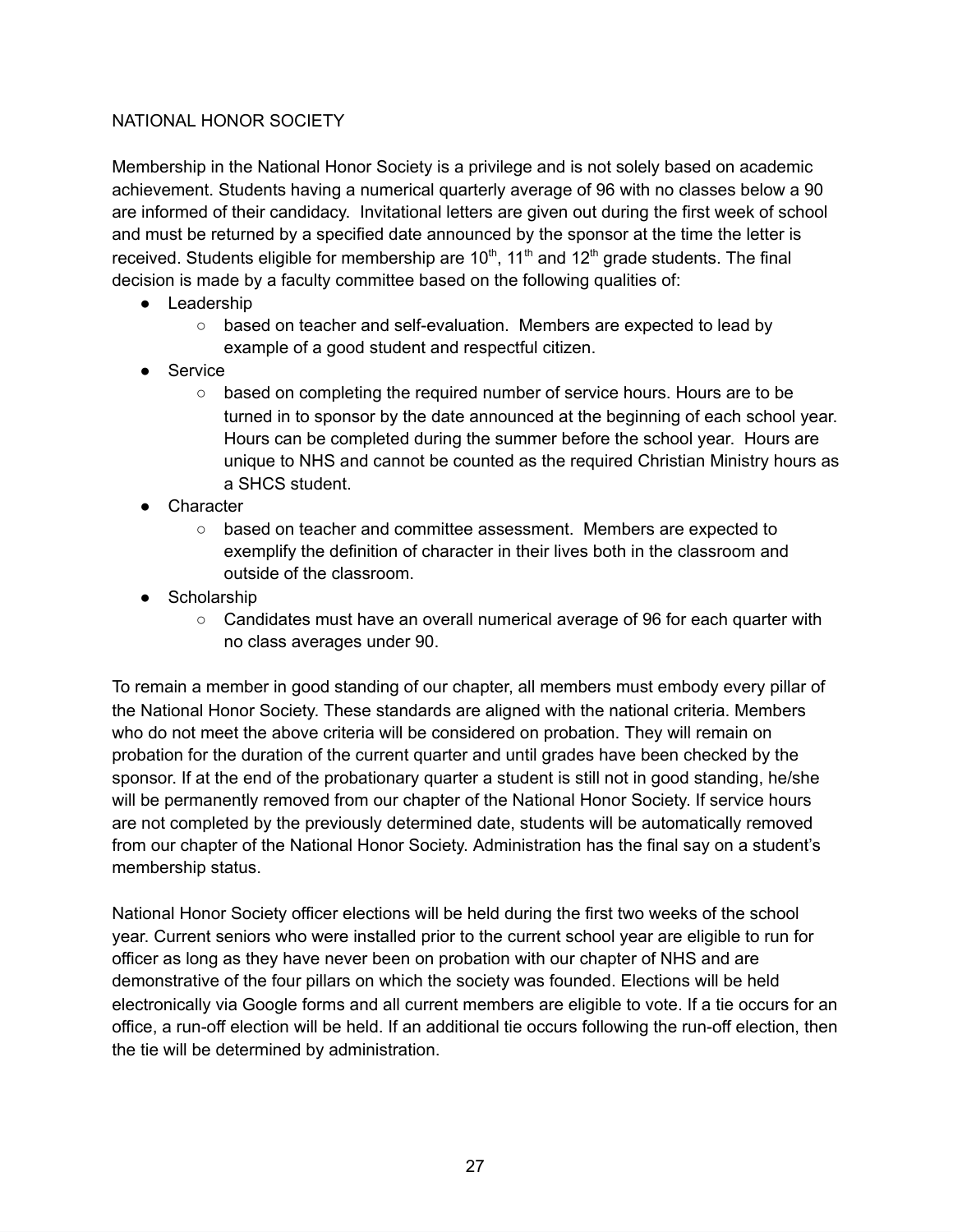## NATIONAL HONOR SOCIETY

Membership in the National Honor Society is a privilege and is not solely based on academic achievement. Students having a numerical quarterly average of 96 with no classes below a 90 are informed of their candidacy. Invitational letters are given out during the first week of school and must be returned by a specified date announced by the sponsor at the time the letter is received. Students eligible for membership are 10th, 11th and 12th grade students. The final decision is made by a faculty committee based on the following qualities of:

- Leadership
  - based on teacher and self-evaluation. Members are expected to lead by example of a good student and respectful citizen.
- Service
  - based on completing the required number of service hours. Hours are to be turned in to sponsor by the date announced at the beginning of each school year. Hours can be completed during the summer before the school year. Hours are unique to NHS and cannot be counted as the required Christian Ministry hours as a SHCS student.
- Character
  - based on teacher and committee assessment. Members are expected to exemplify the definition of character in their lives both in the classroom and outside of the classroom.
- Scholarship
  - Candidates must have an overall numerical average of 96 for each quarter with no class averages under 90.

To remain a member in good standing of our chapter, all members must embody every pillar of the National Honor Society. These standards are aligned with the national criteria. Members who do not meet the above criteria will be considered on probation. They will remain on probation for the duration of the current quarter and until grades have been checked by the sponsor. If at the end of the probationary quarter a student is still not in good standing, he/she will be permanently removed from our chapter of the National Honor Society. If service hours are not completed by the previously determined date, students will be automatically removed from our chapter of the National Honor Society. Administration has the final say on a student's membership status.

National Honor Society officer elections will be held during the first two weeks of the school year. Current seniors who were installed prior to the current school year are eligible to run for officer as long as they have never been on probation with our chapter of NHS and are demonstrative of the four pillars on which the society was founded. Elections will be held electronically via Google forms and all current members are eligible to vote. If a tie occurs for an office, a run-off election will be held. If an additional tie occurs following the run-off election, then the tie will be determined by administration.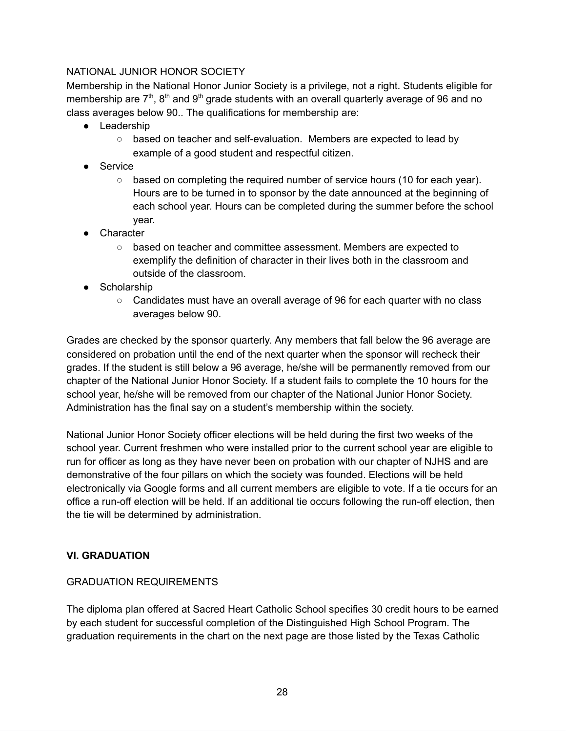NATIONAL JUNIOR HONOR SOCIETY

Membership in the National Honor Junior Society is a privilege, not a right. Students eligible for membership are 7th, 8th and 9th grade students with an overall quarterly average of 96 and no class averages below 90.. The qualifications for membership are:

- Leadership
  - based on teacher and self-evaluation. Members are expected to lead by example of a good student and respectful citizen.
- Service
  - based on completing the required number of service hours (10 for each year). Hours are to be turned in to sponsor by the date announced at the beginning of each school year. Hours can be completed during the summer before the school year.
- Character
  - based on teacher and committee assessment. Members are expected to exemplify the definition of character in their lives both in the classroom and outside of the classroom.
- Scholarship
  - Candidates must have an overall average of 96 for each quarter with no class averages below 90.

Grades are checked by the sponsor quarterly. Any members that fall below the 96 average are considered on probation until the end of the next quarter when the sponsor will recheck their grades. If the student is still below a 96 average, he/she will be permanently removed from our chapter of the National Junior Honor Society. If a student fails to complete the 10 hours for the school year, he/she will be removed from our chapter of the National Junior Honor Society. Administration has the final say on a student's membership within the society.

National Junior Honor Society officer elections will be held during the first two weeks of the school year. Current freshmen who were installed prior to the current school year are eligible to run for officer as long as they have never been on probation with our chapter of NJHS and are demonstrative of the four pillars on which the society was founded. Elections will be held electronically via Google forms and all current members are eligible to vote. If a tie occurs for an office a run-off election will be held. If an additional tie occurs following the run-off election, then the tie will be determined by administration.

## VI. GRADUATION

GRADUATION REQUIREMENTS

The diploma plan offered at Sacred Heart Catholic School specifies 30 credit hours to be earned by each student for successful completion of the Distinguished High School Program. The graduation requirements in the chart on the next page are those listed by the Texas Catholic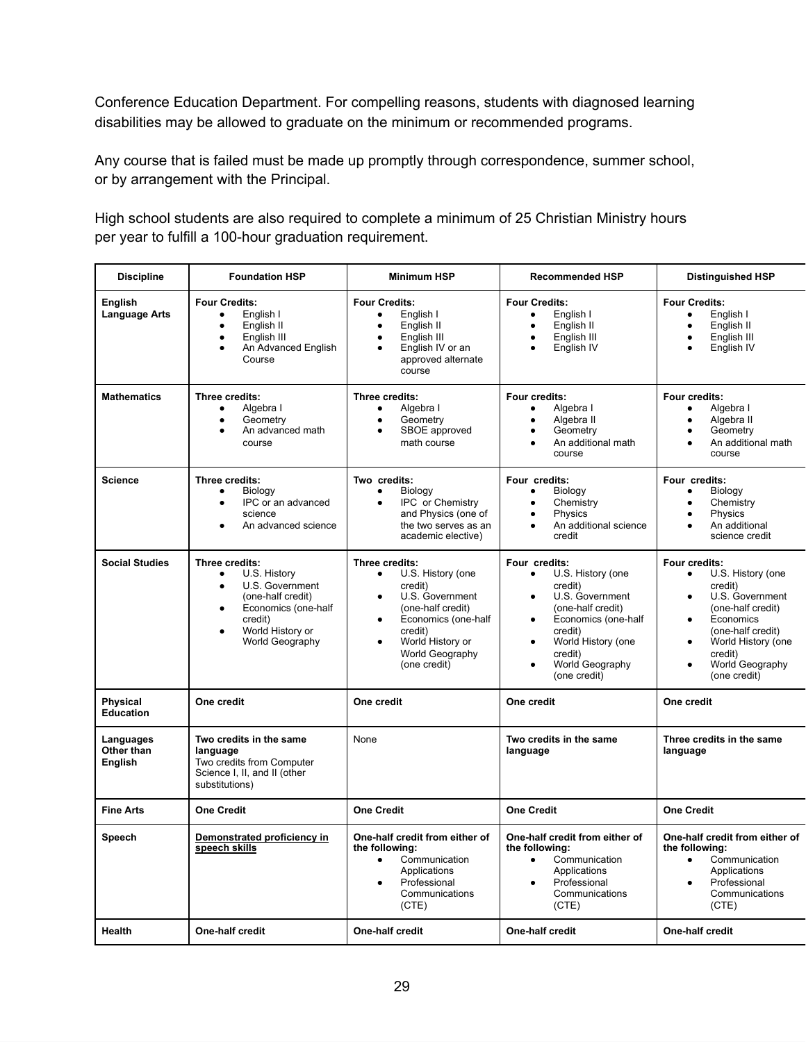Conference Education Department. For compelling reasons, students with diagnosed learning disabilities may be allowed to graduate on the minimum or recommended programs.

Any course that is failed must be made up promptly through correspondence, summer school, or by arrangement with the Principal.

High school students are also required to complete a minimum of 25 Christian Ministry hours per year to fulfill a 100-hour graduation requirement.

| Discipline | Foundation HSP | Minimum HSP | Recommended HSP | Distinguished HSP |
|---|---|---|---|---|
| **English Language Arts** | **Four Credits:**<br>• English I<br>• English II<br>• English III<br>• An Advanced English Course | **Four Credits:**<br>• English I<br>• English II<br>• English III<br>• English IV or an approved alternate course | **Four Credits:**<br>• English I<br>• English II<br>• English III<br>• English IV | **Four Credits:**<br>• English I<br>• English II<br>• English III<br>• English IV |
| **Mathematics** | **Three credits:**<br>• Algebra I<br>• Geometry<br>• An advanced math course | **Three credits:**<br>• Algebra I<br>• Geometry<br>• SBOE approved math course | **Four credits:**<br>• Algebra I<br>• Algebra II<br>• Geometry<br>• An additional math course | **Four credits:**<br>• Algebra I<br>• Algebra II<br>• Geometry<br>• An additional math course |
| **Science** | **Three credits:**<br>• Biology<br>• IPC or an advanced science<br>• An advanced science | **Two credits:**<br>• Biology<br>• IPC or Chemistry and Physics (one of the two serves as an academic elective) | **Four credits:**<br>• Biology<br>• Chemistry<br>• Physics<br>• An additional science credit | **Four credits:**<br>• Biology<br>• Chemistry<br>• Physics<br>• An additional science credit |
| **Social Studies** | **Three credits:**<br>• U.S. History<br>• U.S. Government (one-half credit)<br>• Economics (one-half credit)<br>• World History or World Geography | **Three credits:**<br>• U.S. History (one credit)<br>• U.S. Government (one-half credit)<br>• Economics (one-half credit)<br>• World History or World Geography (one credit) | **Four credits:**<br>• U.S. History (one credit)<br>• U.S. Government (one-half credit)<br>• Economics (one-half credit)<br>• World History (one credit)<br>• World Geography (one credit) | **Four credits:**<br>• U.S. History (one credit)<br>• U.S. Government (one-half credit)<br>• Economics (one-half credit)<br>• World History (one credit)<br>• World Geography (one credit) |
| **Physical Education** | **One credit** | **One credit** | **One credit** | **One credit** |
| **Languages Other than English** | **Two credits in the same language**<br>Two credits from Computer Science I, II, and II (other substitutions) | None | **Two credits in the same language** | **Three credits in the same language** |
| **Fine Arts** | **One Credit** | **One Credit** | **One Credit** | **One Credit** |
| **Speech** | **Demonstrated proficiency in speech skills** | **One-half credit from either of the following:**<br>• Communication Applications<br>• Professional Communications (CTE) | **One-half credit from either of the following:**<br>• Communication Applications<br>• Professional Communications (CTE) | **One-half credit from either of the following:**<br>• Communication Applications<br>• Professional Communications (CTE) |
| **Health** | **One-half credit** | **One-half credit** | **One-half credit** | **One-half credit** |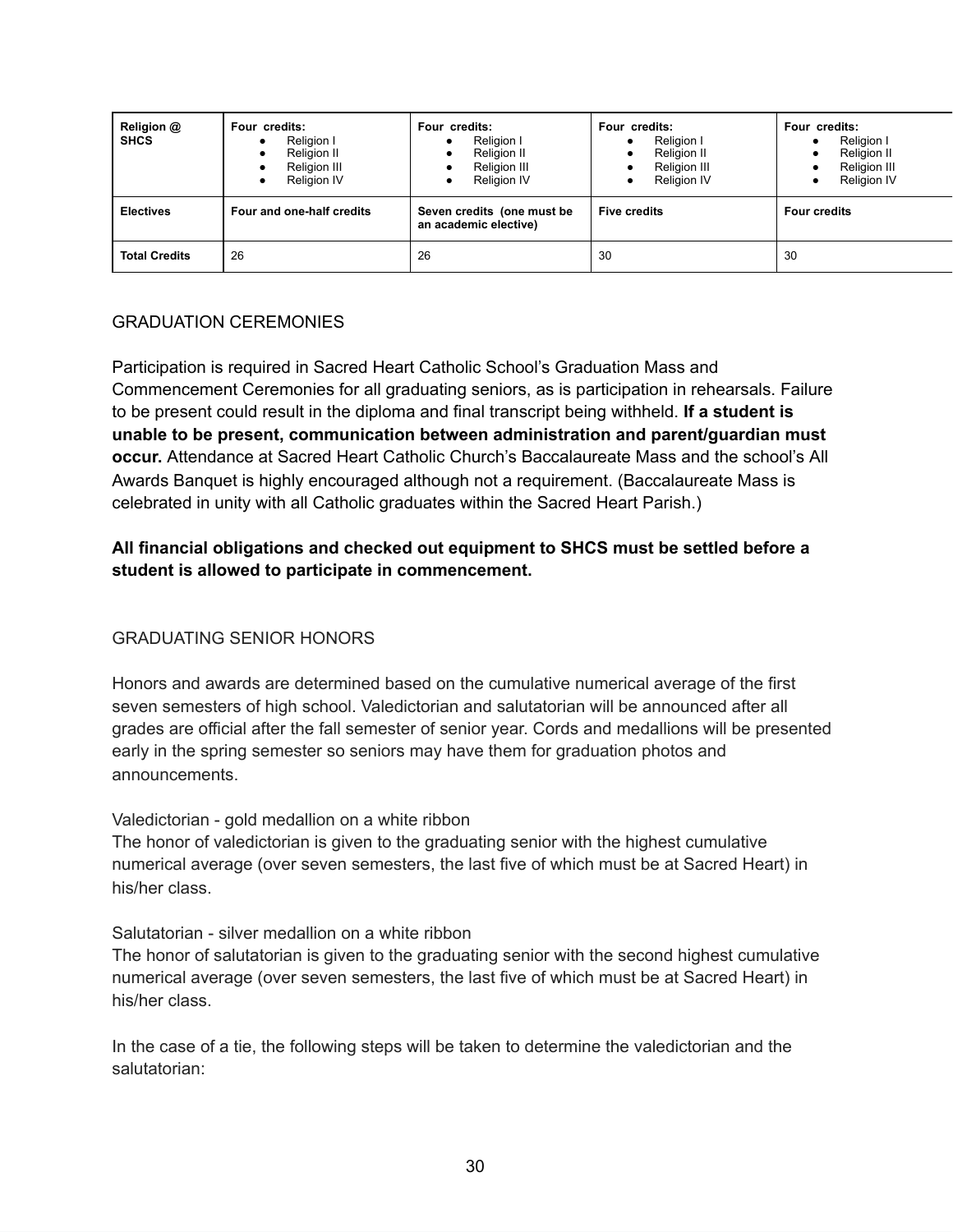| Religion @ SHCS | Four credits:<br>• Religion I<br>• Religion II<br>• Religion III<br>• Religion IV | Four credits:<br>• Religion I<br>• Religion II<br>• Religion III<br>• Religion IV | Four credits:<br>• Religion I<br>• Religion II<br>• Religion III<br>• Religion IV | Four credits:<br>• Religion I<br>• Religion II<br>• Religion III<br>• Religion IV |
|---|---|---|---|---|
| **Electives** | **Four and one-half credits** | **Seven credits (one must be an academic elective)** | **Five credits** | **Four credits** |
| **Total Credits** | 26 | 26 | 30 | 30 |

## GRADUATION CEREMONIES

Participation is required in Sacred Heart Catholic School's Graduation Mass and Commencement Ceremonies for all graduating seniors, as is participation in rehearsals. Failure to be present could result in the diploma and final transcript being withheld. **If a student is unable to be present, communication between administration and parent/guardian must occur.** Attendance at Sacred Heart Catholic Church's Baccalaureate Mass and the school's All Awards Banquet is highly encouraged although not a requirement. (Baccalaureate Mass is celebrated in unity with all Catholic graduates within the Sacred Heart Parish.)

**All financial obligations and checked out equipment to SHCS must be settled before a student is allowed to participate in commencement.**

## GRADUATING SENIOR HONORS

Honors and awards are determined based on the cumulative numerical average of the first seven semesters of high school. Valedictorian and salutatorian will be announced after all grades are official after the fall semester of senior year. Cords and medallions will be presented early in the spring semester so seniors may have them for graduation photos and announcements.

Valedictorian - gold medallion on a white ribbon
The honor of valedictorian is given to the graduating senior with the highest cumulative numerical average (over seven semesters, the last five of which must be at Sacred Heart) in his/her class.

Salutatorian - silver medallion on a white ribbon
The honor of salutatorian is given to the graduating senior with the second highest cumulative numerical average (over seven semesters, the last five of which must be at Sacred Heart) in his/her class.

In the case of a tie, the following steps will be taken to determine the valedictorian and the salutatorian: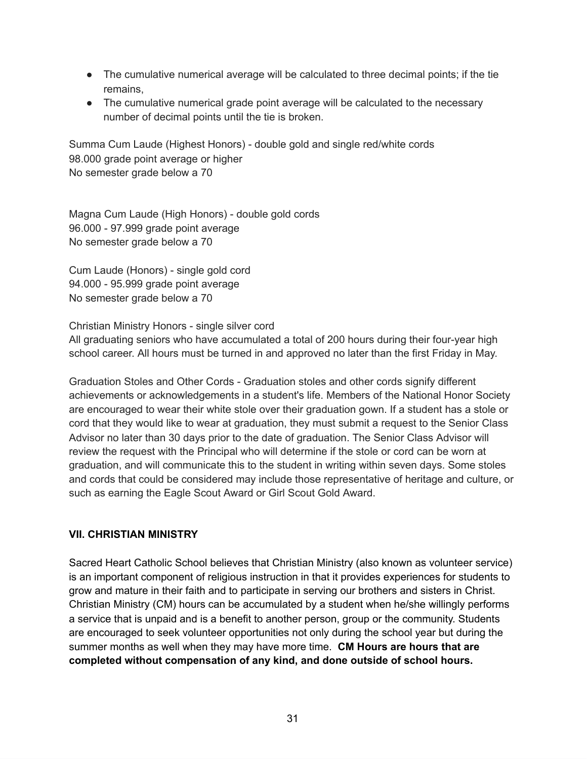- The cumulative numerical average will be calculated to three decimal points; if the tie remains,
- The cumulative numerical grade point average will be calculated to the necessary number of decimal points until the tie is broken.

Summa Cum Laude (Highest Honors) - double gold and single red/white cords
98.000 grade point average or higher
No semester grade below a 70

Magna Cum Laude (High Honors) - double gold cords
96.000 - 97.999 grade point average
No semester grade below a 70

Cum Laude (Honors) - single gold cord
94.000 - 95.999 grade point average
No semester grade below a 70

Christian Ministry Honors - single silver cord
All graduating seniors who have accumulated a total of 200 hours during their four-year high school career. All hours must be turned in and approved no later than the first Friday in May.

Graduation Stoles and Other Cords - Graduation stoles and other cords signify different achievements or acknowledgements in a student's life. Members of the National Honor Society are encouraged to wear their white stole over their graduation gown. If a student has a stole or cord that they would like to wear at graduation, they must submit a request to the Senior Class Advisor no later than 30 days prior to the date of graduation. The Senior Class Advisor will review the request with the Principal who will determine if the stole or cord can be worn at graduation, and will communicate this to the student in writing within seven days. Some stoles and cords that could be considered may include those representative of heritage and culture, or such as earning the Eagle Scout Award or Girl Scout Gold Award.

## VII. CHRISTIAN MINISTRY

Sacred Heart Catholic School believes that Christian Ministry (also known as volunteer service) is an important component of religious instruction in that it provides experiences for students to grow and mature in their faith and to participate in serving our brothers and sisters in Christ. Christian Ministry (CM) hours can be accumulated by a student when he/she willingly performs a service that is unpaid and is a benefit to another person, group or the community. Students are encouraged to seek volunteer opportunities not only during the school year but during the summer months as well when they may have more time. **CM Hours are hours that are completed without compensation of any kind, and done outside of school hours.**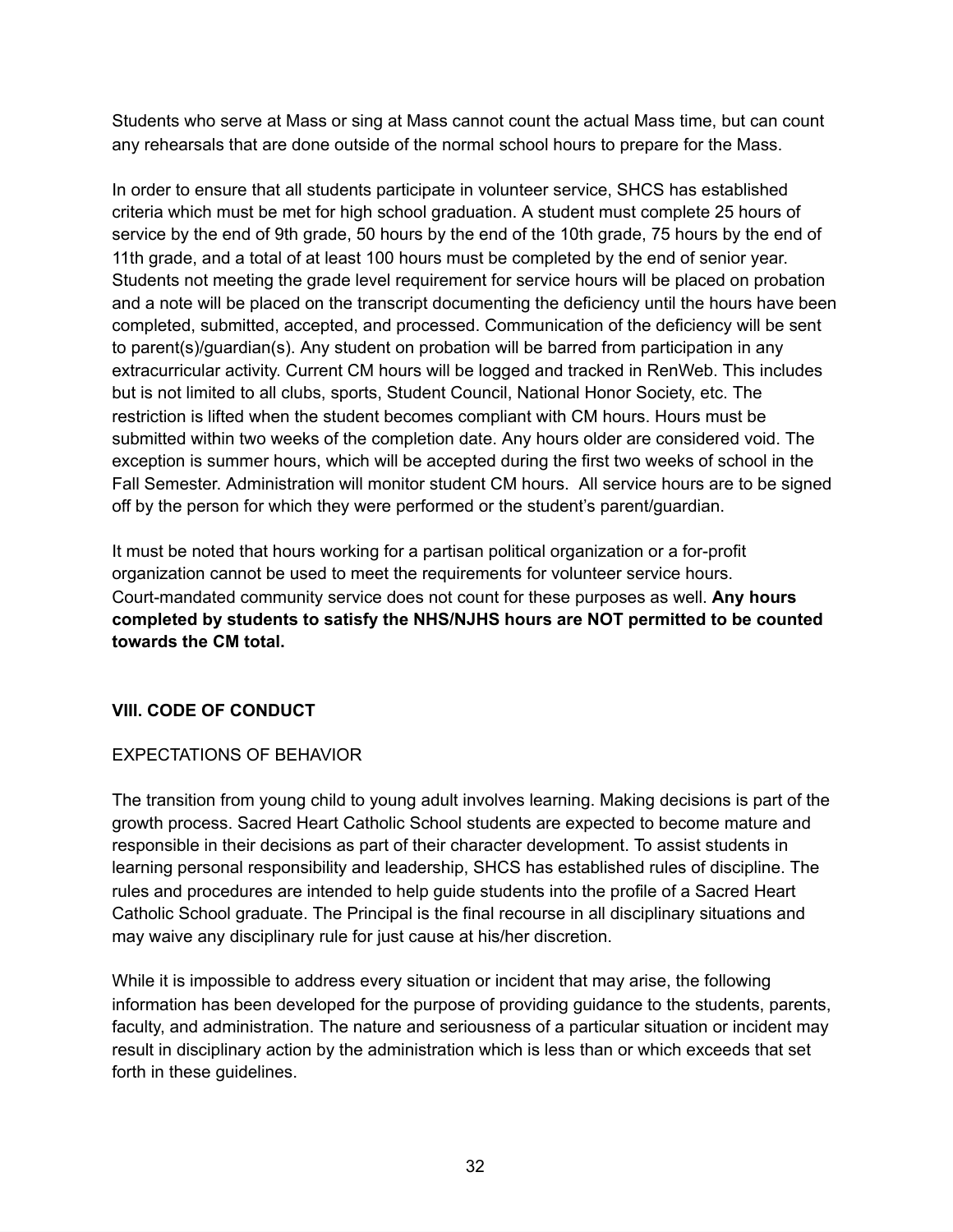Students who serve at Mass or sing at Mass cannot count the actual Mass time, but can count any rehearsals that are done outside of the normal school hours to prepare for the Mass.

In order to ensure that all students participate in volunteer service, SHCS has established criteria which must be met for high school graduation. A student must complete 25 hours of service by the end of 9th grade, 50 hours by the end of the 10th grade, 75 hours by the end of 11th grade, and a total of at least 100 hours must be completed by the end of senior year. Students not meeting the grade level requirement for service hours will be placed on probation and a note will be placed on the transcript documenting the deficiency until the hours have been completed, submitted, accepted, and processed. Communication of the deficiency will be sent to parent(s)/guardian(s). Any student on probation will be barred from participation in any extracurricular activity. Current CM hours will be logged and tracked in RenWeb. This includes but is not limited to all clubs, sports, Student Council, National Honor Society, etc. The restriction is lifted when the student becomes compliant with CM hours. Hours must be submitted within two weeks of the completion date. Any hours older are considered void. The exception is summer hours, which will be accepted during the first two weeks of school in the Fall Semester. Administration will monitor student CM hours. All service hours are to be signed off by the person for which they were performed or the student's parent/guardian.

It must be noted that hours working for a partisan political organization or a for-profit organization cannot be used to meet the requirements for volunteer service hours. Court-mandated community service does not count for these purposes as well. **Any hours completed by students to satisfy the NHS/NJHS hours are NOT permitted to be counted towards the CM total.**

## VIII. CODE OF CONDUCT

### EXPECTATIONS OF BEHAVIOR

The transition from young child to young adult involves learning. Making decisions is part of the growth process. Sacred Heart Catholic School students are expected to become mature and responsible in their decisions as part of their character development. To assist students in learning personal responsibility and leadership, SHCS has established rules of discipline. The rules and procedures are intended to help guide students into the profile of a Sacred Heart Catholic School graduate. The Principal is the final recourse in all disciplinary situations and may waive any disciplinary rule for just cause at his/her discretion.

While it is impossible to address every situation or incident that may arise, the following information has been developed for the purpose of providing guidance to the students, parents, faculty, and administration. The nature and seriousness of a particular situation or incident may result in disciplinary action by the administration which is less than or which exceeds that set forth in these guidelines.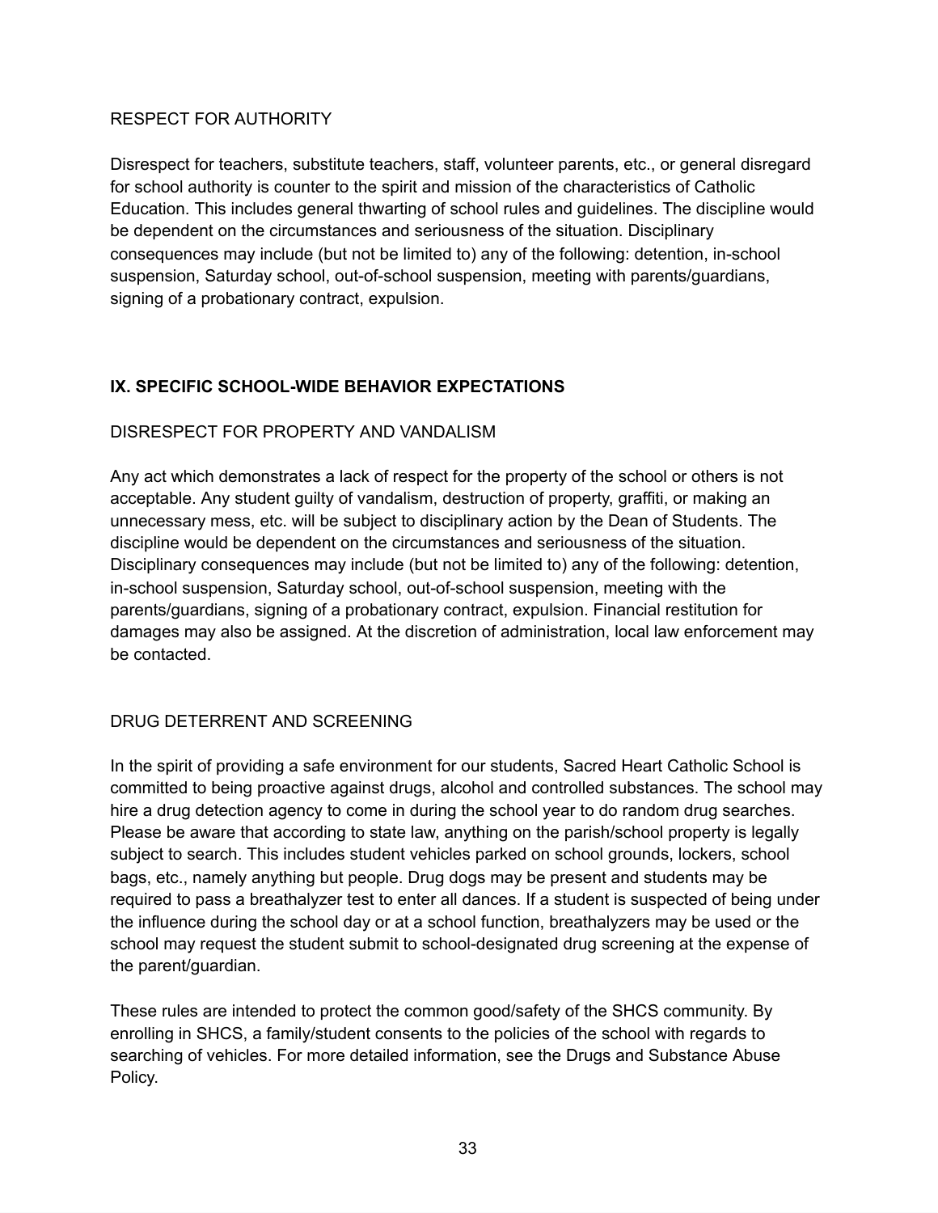### RESPECT FOR AUTHORITY

Disrespect for teachers, substitute teachers, staff, volunteer parents, etc., or general disregard for school authority is counter to the spirit and mission of the characteristics of Catholic Education. This includes general thwarting of school rules and guidelines. The discipline would be dependent on the circumstances and seriousness of the situation. Disciplinary consequences may include (but not be limited to) any of the following: detention, in-school suspension, Saturday school, out-of-school suspension, meeting with parents/guardians, signing of a probationary contract, expulsion.

## IX. SPECIFIC SCHOOL-WIDE BEHAVIOR EXPECTATIONS

### DISRESPECT FOR PROPERTY AND VANDALISM

Any act which demonstrates a lack of respect for the property of the school or others is not acceptable. Any student guilty of vandalism, destruction of property, graffiti, or making an unnecessary mess, etc. will be subject to disciplinary action by the Dean of Students. The discipline would be dependent on the circumstances and seriousness of the situation. Disciplinary consequences may include (but not be limited to) any of the following: detention, in-school suspension, Saturday school, out-of-school suspension, meeting with the parents/guardians, signing of a probationary contract, expulsion. Financial restitution for damages may also be assigned. At the discretion of administration, local law enforcement may be contacted.

### DRUG DETERRENT AND SCREENING

In the spirit of providing a safe environment for our students, Sacred Heart Catholic School is committed to being proactive against drugs, alcohol and controlled substances. The school may hire a drug detection agency to come in during the school year to do random drug searches. Please be aware that according to state law, anything on the parish/school property is legally subject to search. This includes student vehicles parked on school grounds, lockers, school bags, etc., namely anything but people. Drug dogs may be present and students may be required to pass a breathalyzer test to enter all dances. If a student is suspected of being under the influence during the school day or at a school function, breathalyzers may be used or the school may request the student submit to school-designated drug screening at the expense of the parent/guardian.

These rules are intended to protect the common good/safety of the SHCS community. By enrolling in SHCS, a family/student consents to the policies of the school with regards to searching of vehicles. For more detailed information, see the Drugs and Substance Abuse Policy.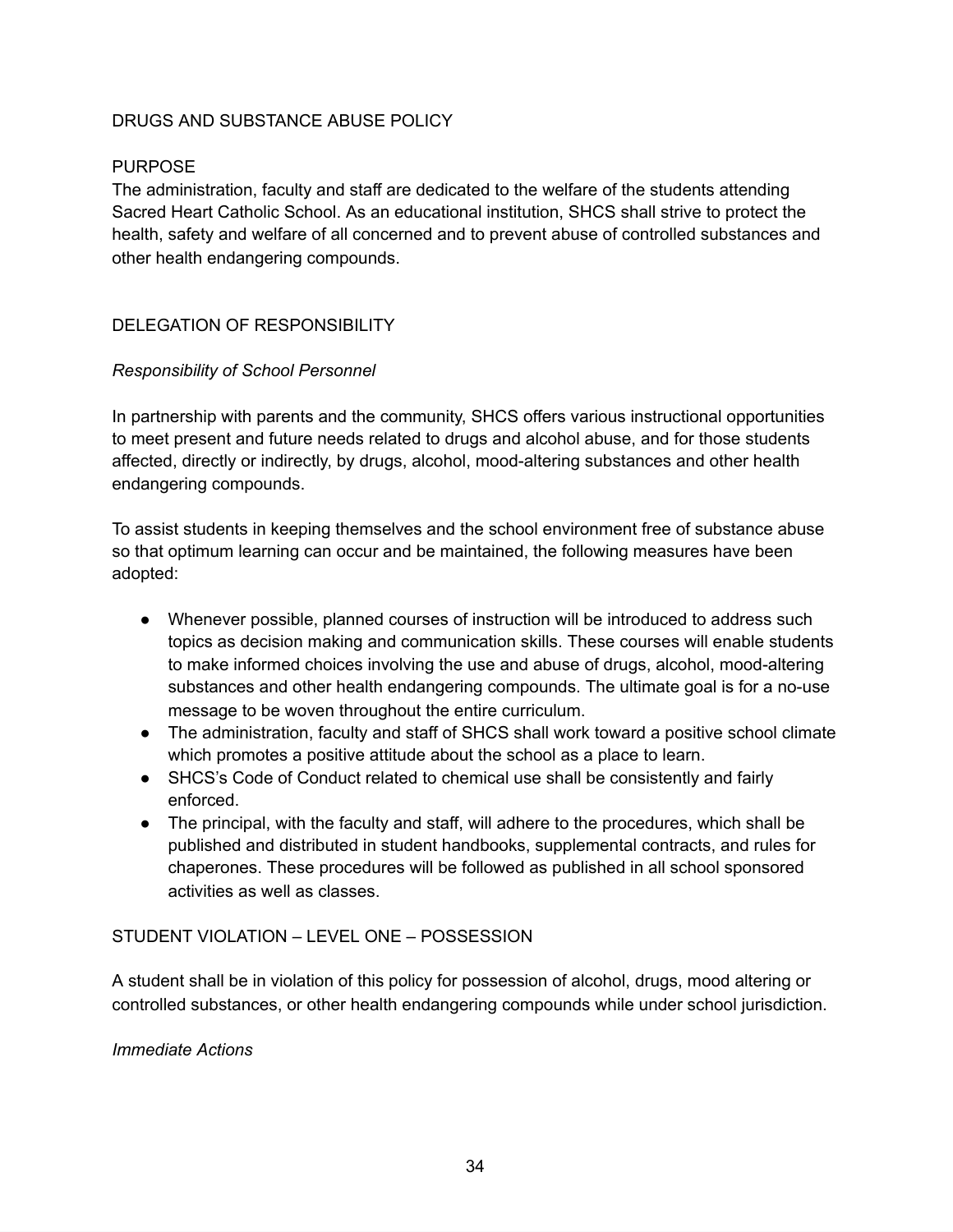## DRUGS AND SUBSTANCE ABUSE POLICY

### PURPOSE

The administration, faculty and staff are dedicated to the welfare of the students attending Sacred Heart Catholic School. As an educational institution, SHCS shall strive to protect the health, safety and welfare of all concerned and to prevent abuse of controlled substances and other health endangering compounds.

### DELEGATION OF RESPONSIBILITY

*Responsibility of School Personnel*

In partnership with parents and the community, SHCS offers various instructional opportunities to meet present and future needs related to drugs and alcohol abuse, and for those students affected, directly or indirectly, by drugs, alcohol, mood-altering substances and other health endangering compounds.

To assist students in keeping themselves and the school environment free of substance abuse so that optimum learning can occur and be maintained, the following measures have been adopted:

- Whenever possible, planned courses of instruction will be introduced to address such topics as decision making and communication skills. These courses will enable students to make informed choices involving the use and abuse of drugs, alcohol, mood-altering substances and other health endangering compounds. The ultimate goal is for a no-use message to be woven throughout the entire curriculum.
- The administration, faculty and staff of SHCS shall work toward a positive school climate which promotes a positive attitude about the school as a place to learn.
- SHCS's Code of Conduct related to chemical use shall be consistently and fairly enforced.
- The principal, with the faculty and staff, will adhere to the procedures, which shall be published and distributed in student handbooks, supplemental contracts, and rules for chaperones. These procedures will be followed as published in all school sponsored activities as well as classes.

### STUDENT VIOLATION – LEVEL ONE – POSSESSION

A student shall be in violation of this policy for possession of alcohol, drugs, mood altering or controlled substances, or other health endangering compounds while under school jurisdiction.

*Immediate Actions*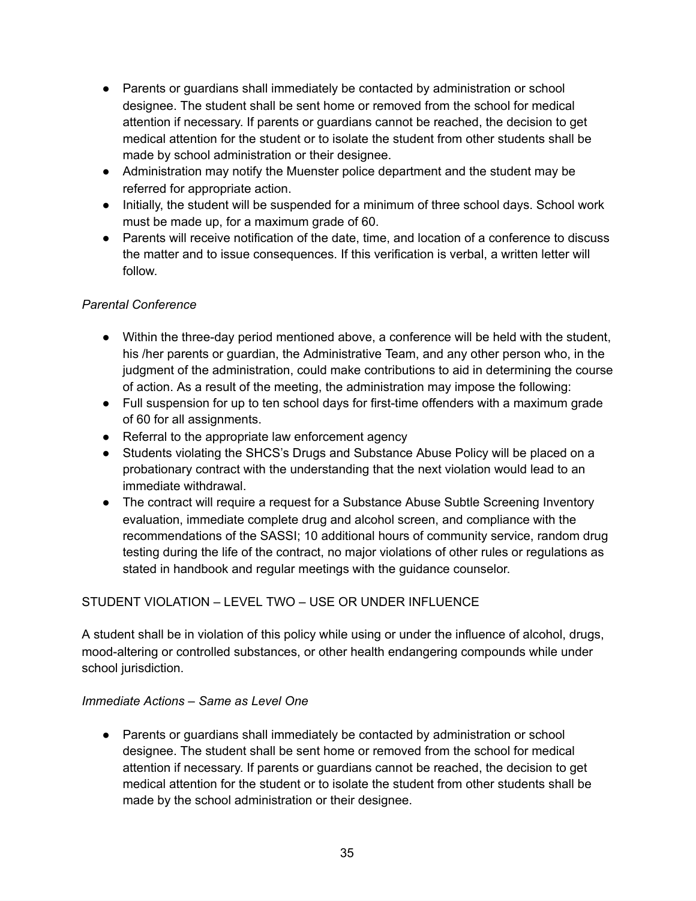- Parents or guardians shall immediately be contacted by administration or school designee. The student shall be sent home or removed from the school for medical attention if necessary. If parents or guardians cannot be reached, the decision to get medical attention for the student or to isolate the student from other students shall be made by school administration or their designee.
- Administration may notify the Muenster police department and the student may be referred for appropriate action.
- Initially, the student will be suspended for a minimum of three school days. School work must be made up, for a maximum grade of 60.
- Parents will receive notification of the date, time, and location of a conference to discuss the matter and to issue consequences. If this verification is verbal, a written letter will follow.

*Parental Conference*

- Within the three-day period mentioned above, a conference will be held with the student, his /her parents or guardian, the Administrative Team, and any other person who, in the judgment of the administration, could make contributions to aid in determining the course of action. As a result of the meeting, the administration may impose the following:
- Full suspension for up to ten school days for first-time offenders with a maximum grade of 60 for all assignments.
- Referral to the appropriate law enforcement agency
- Students violating the SHCS's Drugs and Substance Abuse Policy will be placed on a probationary contract with the understanding that the next violation would lead to an immediate withdrawal.
- The contract will require a request for a Substance Abuse Subtle Screening Inventory evaluation, immediate complete drug and alcohol screen, and compliance with the recommendations of the SASSI; 10 additional hours of community service, random drug testing during the life of the contract, no major violations of other rules or regulations as stated in handbook and regular meetings with the guidance counselor.

STUDENT VIOLATION – LEVEL TWO – USE OR UNDER INFLUENCE

A student shall be in violation of this policy while using or under the influence of alcohol, drugs, mood-altering or controlled substances, or other health endangering compounds while under school jurisdiction.

*Immediate Actions – Same as Level One*

- Parents or guardians shall immediately be contacted by administration or school designee. The student shall be sent home or removed from the school for medical attention if necessary. If parents or guardians cannot be reached, the decision to get medical attention for the student or to isolate the student from other students shall be made by the school administration or their designee.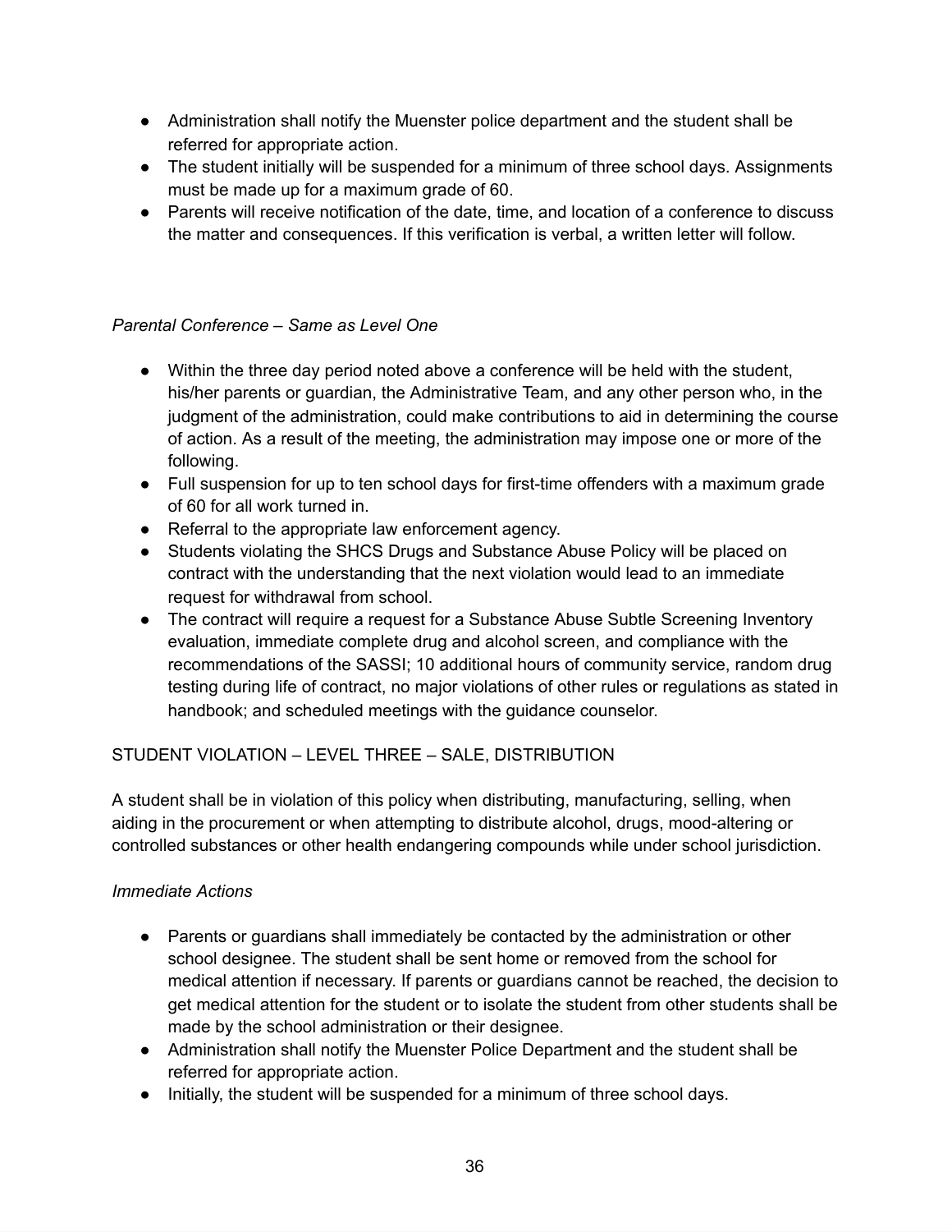- Administration shall notify the Muenster police department and the student shall be referred for appropriate action.
- The student initially will be suspended for a minimum of three school days. Assignments must be made up for a maximum grade of 60.
- Parents will receive notification of the date, time, and location of a conference to discuss the matter and consequences. If this verification is verbal, a written letter will follow.

*Parental Conference – Same as Level One*

- Within the three day period noted above a conference will be held with the student, his/her parents or guardian, the Administrative Team, and any other person who, in the judgment of the administration, could make contributions to aid in determining the course of action. As a result of the meeting, the administration may impose one or more of the following.
- Full suspension for up to ten school days for first-time offenders with a maximum grade of 60 for all work turned in.
- Referral to the appropriate law enforcement agency.
- Students violating the SHCS Drugs and Substance Abuse Policy will be placed on contract with the understanding that the next violation would lead to an immediate request for withdrawal from school.
- The contract will require a request for a Substance Abuse Subtle Screening Inventory evaluation, immediate complete drug and alcohol screen, and compliance with the recommendations of the SASSI; 10 additional hours of community service, random drug testing during life of contract, no major violations of other rules or regulations as stated in handbook; and scheduled meetings with the guidance counselor.

STUDENT VIOLATION – LEVEL THREE – SALE, DISTRIBUTION

A student shall be in violation of this policy when distributing, manufacturing, selling, when aiding in the procurement or when attempting to distribute alcohol, drugs, mood-altering or controlled substances or other health endangering compounds while under school jurisdiction.

*Immediate Actions*

- Parents or guardians shall immediately be contacted by the administration or other school designee. The student shall be sent home or removed from the school for medical attention if necessary. If parents or guardians cannot be reached, the decision to get medical attention for the student or to isolate the student from other students shall be made by the school administration or their designee.
- Administration shall notify the Muenster Police Department and the student shall be referred for appropriate action.
- Initially, the student will be suspended for a minimum of three school days.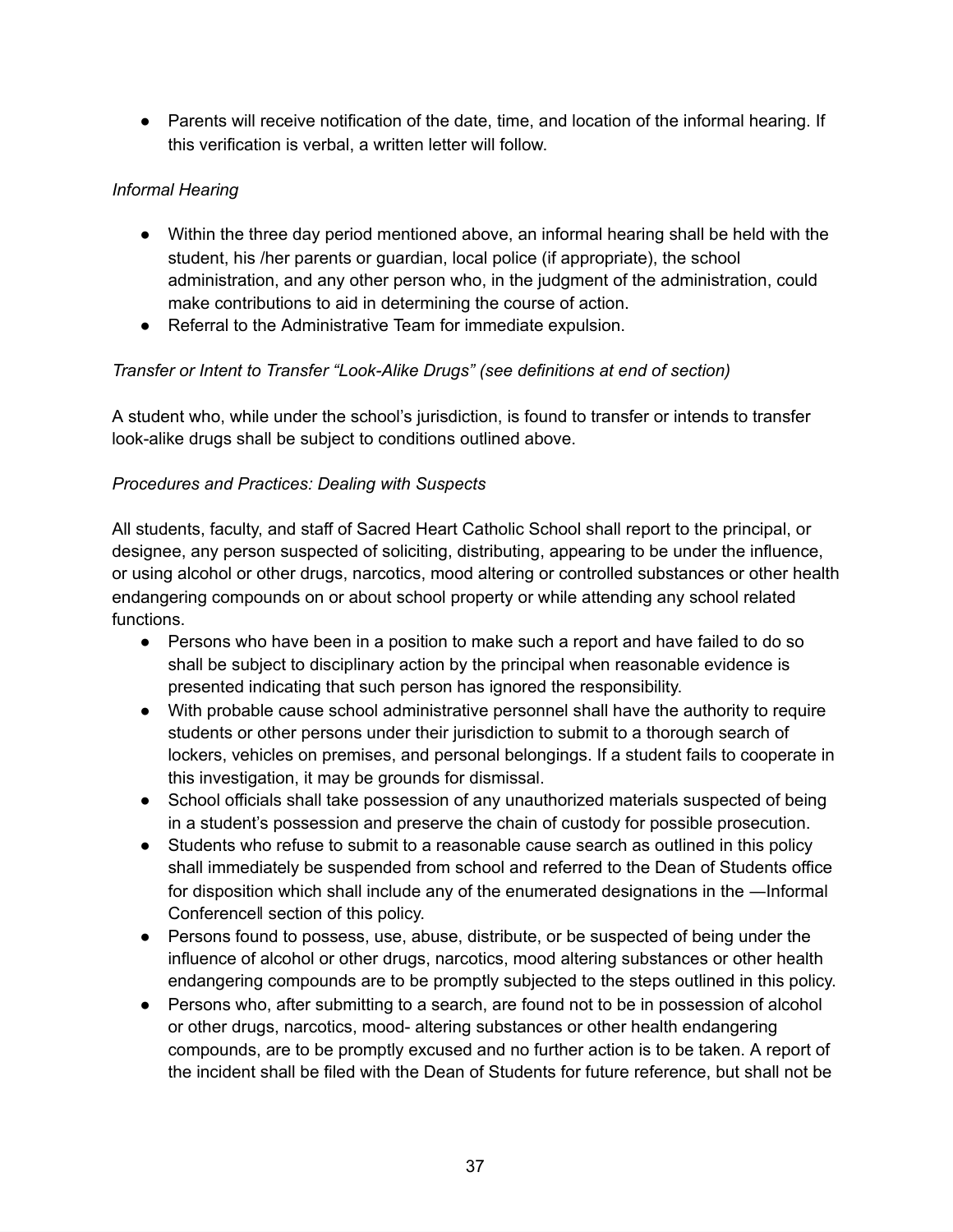- Parents will receive notification of the date, time, and location of the informal hearing. If this verification is verbal, a written letter will follow.

*Informal Hearing*

- Within the three day period mentioned above, an informal hearing shall be held with the student, his /her parents or guardian, local police (if appropriate), the school administration, and any other person who, in the judgment of the administration, could make contributions to aid in determining the course of action.
- Referral to the Administrative Team for immediate expulsion.

*Transfer or Intent to Transfer "Look-Alike Drugs" (see definitions at end of section)*

A student who, while under the school's jurisdiction, is found to transfer or intends to transfer look-alike drugs shall be subject to conditions outlined above.

*Procedures and Practices: Dealing with Suspects*

All students, faculty, and staff of Sacred Heart Catholic School shall report to the principal, or designee, any person suspected of soliciting, distributing, appearing to be under the influence, or using alcohol or other drugs, narcotics, mood altering or controlled substances or other health endangering compounds on or about school property or while attending any school related functions.

- Persons who have been in a position to make such a report and have failed to do so shall be subject to disciplinary action by the principal when reasonable evidence is presented indicating that such person has ignored the responsibility.
- With probable cause school administrative personnel shall have the authority to require students or other persons under their jurisdiction to submit to a thorough search of lockers, vehicles on premises, and personal belongings. If a student fails to cooperate in this investigation, it may be grounds for dismissal.
- School officials shall take possession of any unauthorized materials suspected of being in a student's possession and preserve the chain of custody for possible prosecution.
- Students who refuse to submit to a reasonable cause search as outlined in this policy shall immediately be suspended from school and referred to the Dean of Students office for disposition which shall include any of the enumerated designations in the ―Informal Conference‖ section of this policy.
- Persons found to possess, use, abuse, distribute, or be suspected of being under the influence of alcohol or other drugs, narcotics, mood altering substances or other health endangering compounds are to be promptly subjected to the steps outlined in this policy.
- Persons who, after submitting to a search, are found not to be in possession of alcohol or other drugs, narcotics, mood- altering substances or other health endangering compounds, are to be promptly excused and no further action is to be taken. A report of the incident shall be filed with the Dean of Students for future reference, but shall not be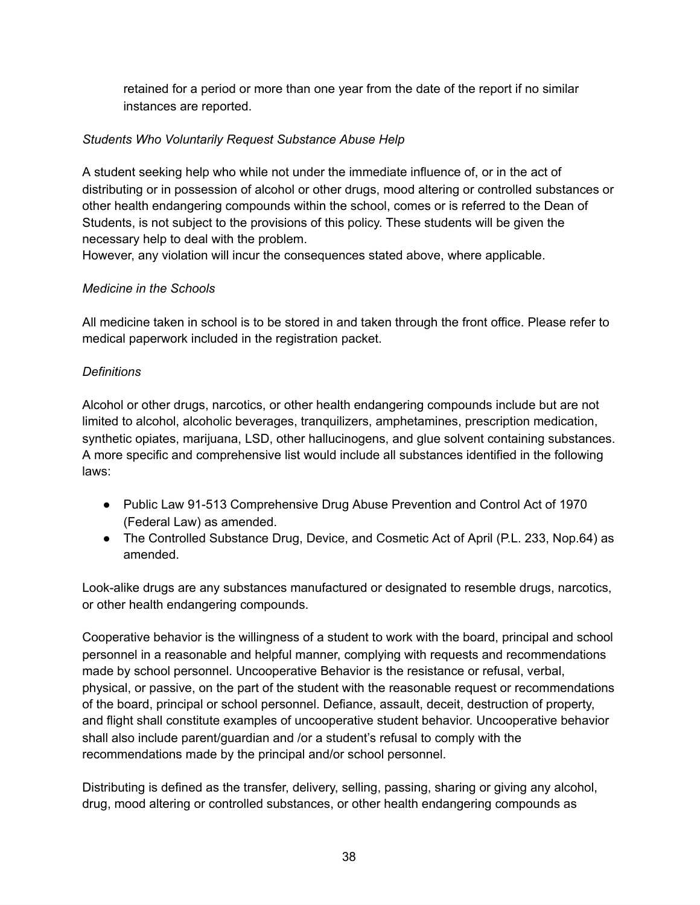retained for a period or more than one year from the date of the report if no similar instances are reported.

*Students Who Voluntarily Request Substance Abuse Help*

A student seeking help who while not under the immediate influence of, or in the act of distributing or in possession of alcohol or other drugs, mood altering or controlled substances or other health endangering compounds within the school, comes or is referred to the Dean of Students, is not subject to the provisions of this policy. These students will be given the necessary help to deal with the problem.
However, any violation will incur the consequences stated above, where applicable.

*Medicine in the Schools*

All medicine taken in school is to be stored in and taken through the front office. Please refer to medical paperwork included in the registration packet.

*Definitions*

Alcohol or other drugs, narcotics, or other health endangering compounds include but are not limited to alcohol, alcoholic beverages, tranquilizers, amphetamines, prescription medication, synthetic opiates, marijuana, LSD, other hallucinogens, and glue solvent containing substances. A more specific and comprehensive list would include all substances identified in the following laws:

- Public Law 91-513 Comprehensive Drug Abuse Prevention and Control Act of 1970 (Federal Law) as amended.
- The Controlled Substance Drug, Device, and Cosmetic Act of April (P.L. 233, Nop.64) as amended.

Look-alike drugs are any substances manufactured or designated to resemble drugs, narcotics, or other health endangering compounds.

Cooperative behavior is the willingness of a student to work with the board, principal and school personnel in a reasonable and helpful manner, complying with requests and recommendations made by school personnel. Uncooperative Behavior is the resistance or refusal, verbal, physical, or passive, on the part of the student with the reasonable request or recommendations of the board, principal or school personnel. Defiance, assault, deceit, destruction of property, and flight shall constitute examples of uncooperative student behavior. Uncooperative behavior shall also include parent/guardian and /or a student's refusal to comply with the recommendations made by the principal and/or school personnel.

Distributing is defined as the transfer, delivery, selling, passing, sharing or giving any alcohol, drug, mood altering or controlled substances, or other health endangering compounds as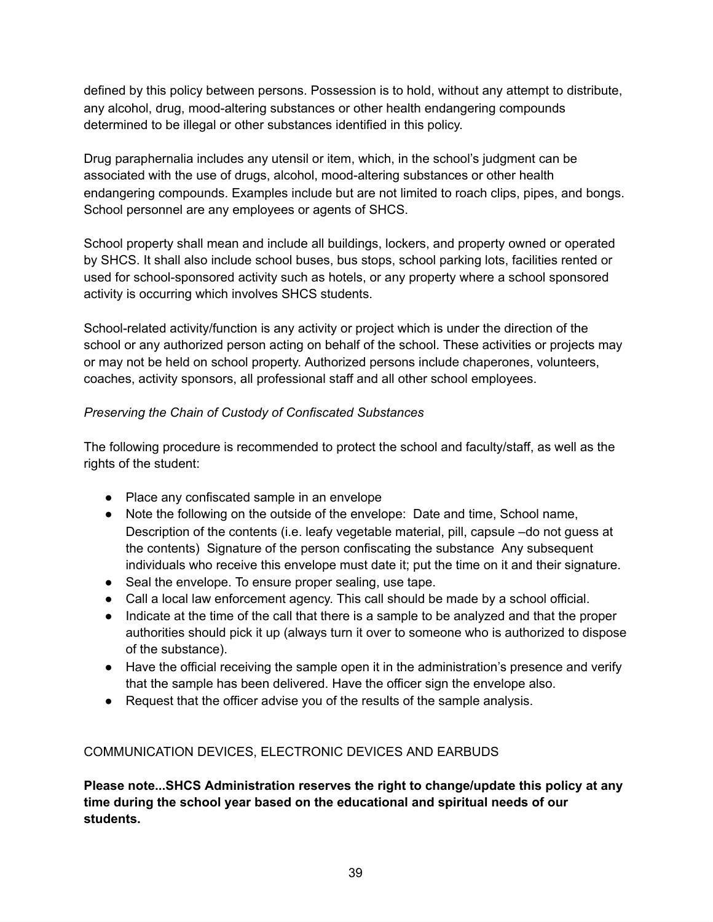defined by this policy between persons. Possession is to hold, without any attempt to distribute, any alcohol, drug, mood-altering substances or other health endangering compounds determined to be illegal or other substances identified in this policy.

Drug paraphernalia includes any utensil or item, which, in the school's judgment can be associated with the use of drugs, alcohol, mood-altering substances or other health endangering compounds. Examples include but are not limited to roach clips, pipes, and bongs. School personnel are any employees or agents of SHCS.

School property shall mean and include all buildings, lockers, and property owned or operated by SHCS. It shall also include school buses, bus stops, school parking lots, facilities rented or used for school-sponsored activity such as hotels, or any property where a school sponsored activity is occurring which involves SHCS students.

School-related activity/function is any activity or project which is under the direction of the school or any authorized person acting on behalf of the school. These activities or projects may or may not be held on school property. Authorized persons include chaperones, volunteers, coaches, activity sponsors, all professional staff and all other school employees.

*Preserving the Chain of Custody of Confiscated Substances*

The following procedure is recommended to protect the school and faculty/staff, as well as the rights of the student:

- Place any confiscated sample in an envelope
- Note the following on the outside of the envelope: Date and time, School name, Description of the contents (i.e. leafy vegetable material, pill, capsule –do not guess at the contents) Signature of the person confiscating the substance Any subsequent individuals who receive this envelope must date it; put the time on it and their signature.
- Seal the envelope. To ensure proper sealing, use tape.
- Call a local law enforcement agency. This call should be made by a school official.
- Indicate at the time of the call that there is a sample to be analyzed and that the proper authorities should pick it up (always turn it over to someone who is authorized to dispose of the substance).
- Have the official receiving the sample open it in the administration's presence and verify that the sample has been delivered. Have the officer sign the envelope also.
- Request that the officer advise you of the results of the sample analysis.

## COMMUNICATION DEVICES, ELECTRONIC DEVICES AND EARBUDS

**Please note...SHCS Administration reserves the right to change/update this policy at any time during the school year based on the educational and spiritual needs of our students.**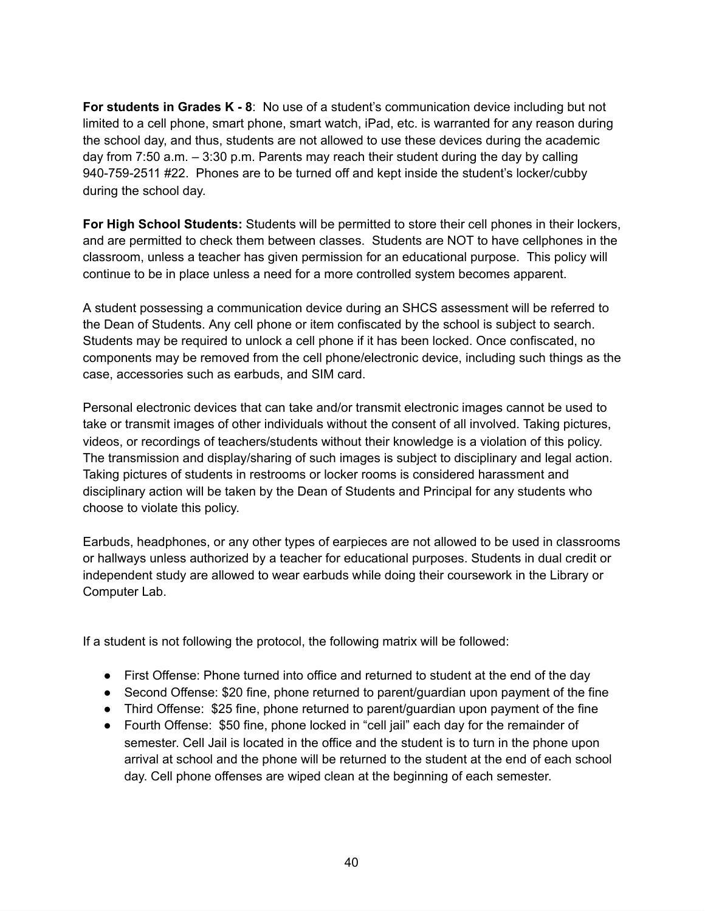**For students in Grades K - 8**: No use of a student's communication device including but not limited to a cell phone, smart phone, smart watch, iPad, etc. is warranted for any reason during the school day, and thus, students are not allowed to use these devices during the academic day from 7:50 a.m. – 3:30 p.m. Parents may reach their student during the day by calling 940-759-2511 #22. Phones are to be turned off and kept inside the student's locker/cubby during the school day.

**For High School Students:** Students will be permitted to store their cell phones in their lockers, and are permitted to check them between classes. Students are NOT to have cellphones in the classroom, unless a teacher has given permission for an educational purpose. This policy will continue to be in place unless a need for a more controlled system becomes apparent.

A student possessing a communication device during an SHCS assessment will be referred to the Dean of Students. Any cell phone or item confiscated by the school is subject to search. Students may be required to unlock a cell phone if it has been locked. Once confiscated, no components may be removed from the cell phone/electronic device, including such things as the case, accessories such as earbuds, and SIM card.

Personal electronic devices that can take and/or transmit electronic images cannot be used to take or transmit images of other individuals without the consent of all involved. Taking pictures, videos, or recordings of teachers/students without their knowledge is a violation of this policy. The transmission and display/sharing of such images is subject to disciplinary and legal action. Taking pictures of students in restrooms or locker rooms is considered harassment and disciplinary action will be taken by the Dean of Students and Principal for any students who choose to violate this policy.

Earbuds, headphones, or any other types of earpieces are not allowed to be used in classrooms or hallways unless authorized by a teacher for educational purposes. Students in dual credit or independent study are allowed to wear earbuds while doing their coursework in the Library or Computer Lab.

If a student is not following the protocol, the following matrix will be followed:

- First Offense: Phone turned into office and returned to student at the end of the day
- Second Offense: $20 fine, phone returned to parent/guardian upon payment of the fine
- Third Offense: $25 fine, phone returned to parent/guardian upon payment of the fine
- Fourth Offense: $50 fine, phone locked in "cell jail" each day for the remainder of semester. Cell Jail is located in the office and the student is to turn in the phone upon arrival at school and the phone will be returned to the student at the end of each school day. Cell phone offenses are wiped clean at the beginning of each semester.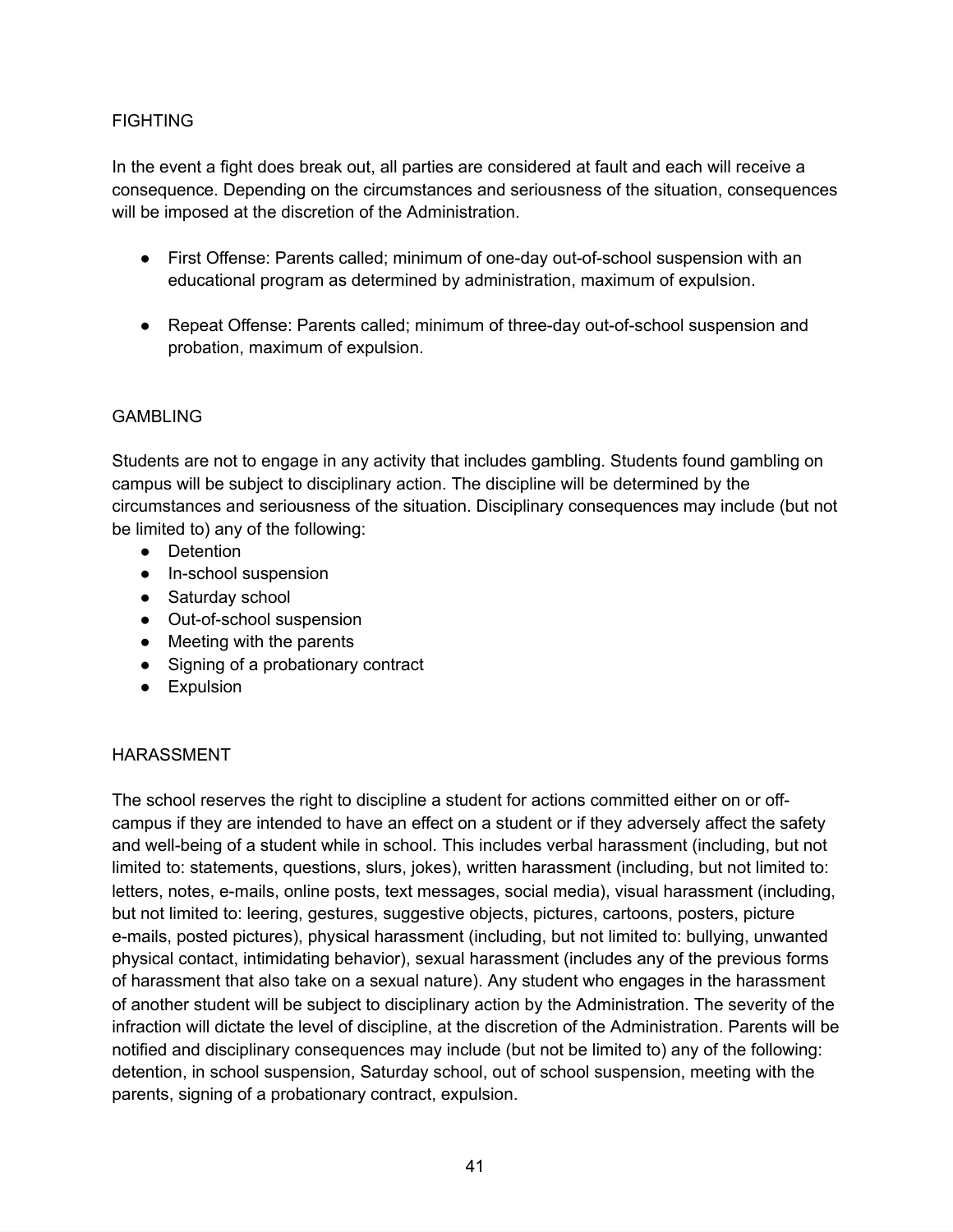## FIGHTING

In the event a fight does break out, all parties are considered at fault and each will receive a consequence. Depending on the circumstances and seriousness of the situation, consequences will be imposed at the discretion of the Administration.

- First Offense: Parents called; minimum of one-day out-of-school suspension with an educational program as determined by administration, maximum of expulsion.
- Repeat Offense: Parents called; minimum of three-day out-of-school suspension and probation, maximum of expulsion.

## GAMBLING

Students are not to engage in any activity that includes gambling. Students found gambling on campus will be subject to disciplinary action. The discipline will be determined by the circumstances and seriousness of the situation. Disciplinary consequences may include (but not be limited to) any of the following:

- Detention
- In-school suspension
- Saturday school
- Out-of-school suspension
- Meeting with the parents
- Signing of a probationary contract
- Expulsion

## HARASSMENT

The school reserves the right to discipline a student for actions committed either on or off-campus if they are intended to have an effect on a student or if they adversely affect the safety and well-being of a student while in school. This includes verbal harassment (including, but not limited to: statements, questions, slurs, jokes), written harassment (including, but not limited to: letters, notes, e-mails, online posts, text messages, social media), visual harassment (including, but not limited to: leering, gestures, suggestive objects, pictures, cartoons, posters, picture e-mails, posted pictures), physical harassment (including, but not limited to: bullying, unwanted physical contact, intimidating behavior), sexual harassment (includes any of the previous forms of harassment that also take on a sexual nature). Any student who engages in the harassment of another student will be subject to disciplinary action by the Administration. The severity of the infraction will dictate the level of discipline, at the discretion of the Administration. Parents will be notified and disciplinary consequences may include (but not be limited to) any of the following: detention, in school suspension, Saturday school, out of school suspension, meeting with the parents, signing of a probationary contract, expulsion.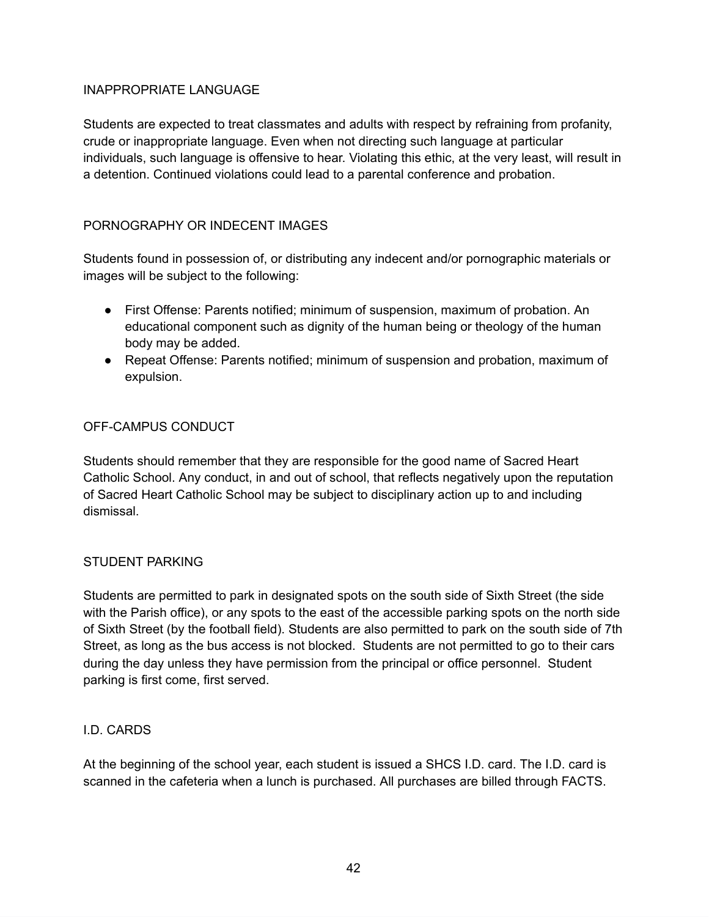## INAPPROPRIATE LANGUAGE

Students are expected to treat classmates and adults with respect by refraining from profanity, crude or inappropriate language. Even when not directing such language at particular individuals, such language is offensive to hear. Violating this ethic, at the very least, will result in a detention. Continued violations could lead to a parental conference and probation.

## PORNOGRAPHY OR INDECENT IMAGES

Students found in possession of, or distributing any indecent and/or pornographic materials or images will be subject to the following:

- First Offense: Parents notified; minimum of suspension, maximum of probation. An educational component such as dignity of the human being or theology of the human body may be added.
- Repeat Offense: Parents notified; minimum of suspension and probation, maximum of expulsion.

## OFF-CAMPUS CONDUCT

Students should remember that they are responsible for the good name of Sacred Heart Catholic School. Any conduct, in and out of school, that reflects negatively upon the reputation of Sacred Heart Catholic School may be subject to disciplinary action up to and including dismissal.

## STUDENT PARKING

Students are permitted to park in designated spots on the south side of Sixth Street (the side with the Parish office), or any spots to the east of the accessible parking spots on the north side of Sixth Street (by the football field). Students are also permitted to park on the south side of 7th Street, as long as the bus access is not blocked. Students are not permitted to go to their cars during the day unless they have permission from the principal or office personnel. Student parking is first come, first served.

## I.D. CARDS

At the beginning of the school year, each student is issued a SHCS I.D. card. The I.D. card is scanned in the cafeteria when a lunch is purchased. All purchases are billed through FACTS.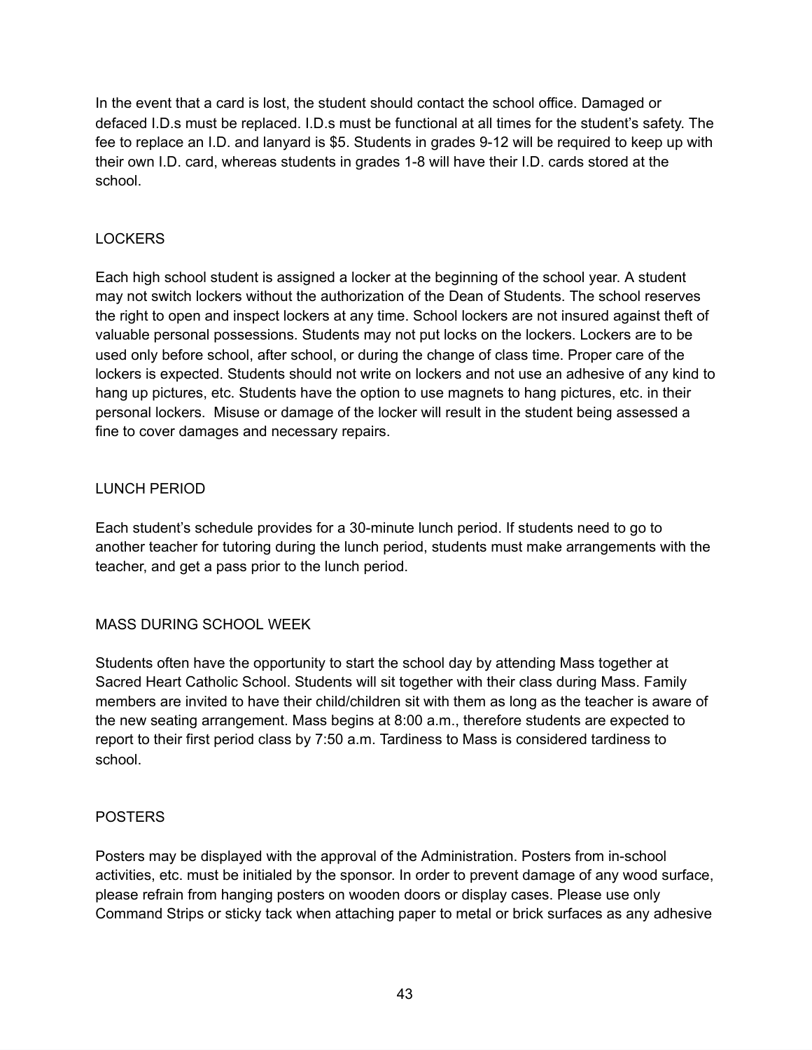In the event that a card is lost, the student should contact the school office. Damaged or defaced I.D.s must be replaced. I.D.s must be functional at all times for the student's safety. The fee to replace an I.D. and lanyard is $5. Students in grades 9-12 will be required to keep up with their own I.D. card, whereas students in grades 1-8 will have their I.D. cards stored at the school.

## LOCKERS

Each high school student is assigned a locker at the beginning of the school year. A student may not switch lockers without the authorization of the Dean of Students. The school reserves the right to open and inspect lockers at any time. School lockers are not insured against theft of valuable personal possessions. Students may not put locks on the lockers. Lockers are to be used only before school, after school, or during the change of class time. Proper care of the lockers is expected. Students should not write on lockers and not use an adhesive of any kind to hang up pictures, etc. Students have the option to use magnets to hang pictures, etc. in their personal lockers. Misuse or damage of the locker will result in the student being assessed a fine to cover damages and necessary repairs.

## LUNCH PERIOD

Each student's schedule provides for a 30-minute lunch period. If students need to go to another teacher for tutoring during the lunch period, students must make arrangements with the teacher, and get a pass prior to the lunch period.

## MASS DURING SCHOOL WEEK

Students often have the opportunity to start the school day by attending Mass together at Sacred Heart Catholic School. Students will sit together with their class during Mass. Family members are invited to have their child/children sit with them as long as the teacher is aware of the new seating arrangement. Mass begins at 8:00 a.m., therefore students are expected to report to their first period class by 7:50 a.m. Tardiness to Mass is considered tardiness to school.

## POSTERS

Posters may be displayed with the approval of the Administration. Posters from in-school activities, etc. must be initialed by the sponsor. In order to prevent damage of any wood surface, please refrain from hanging posters on wooden doors or display cases. Please use only Command Strips or sticky tack when attaching paper to metal or brick surfaces as any adhesive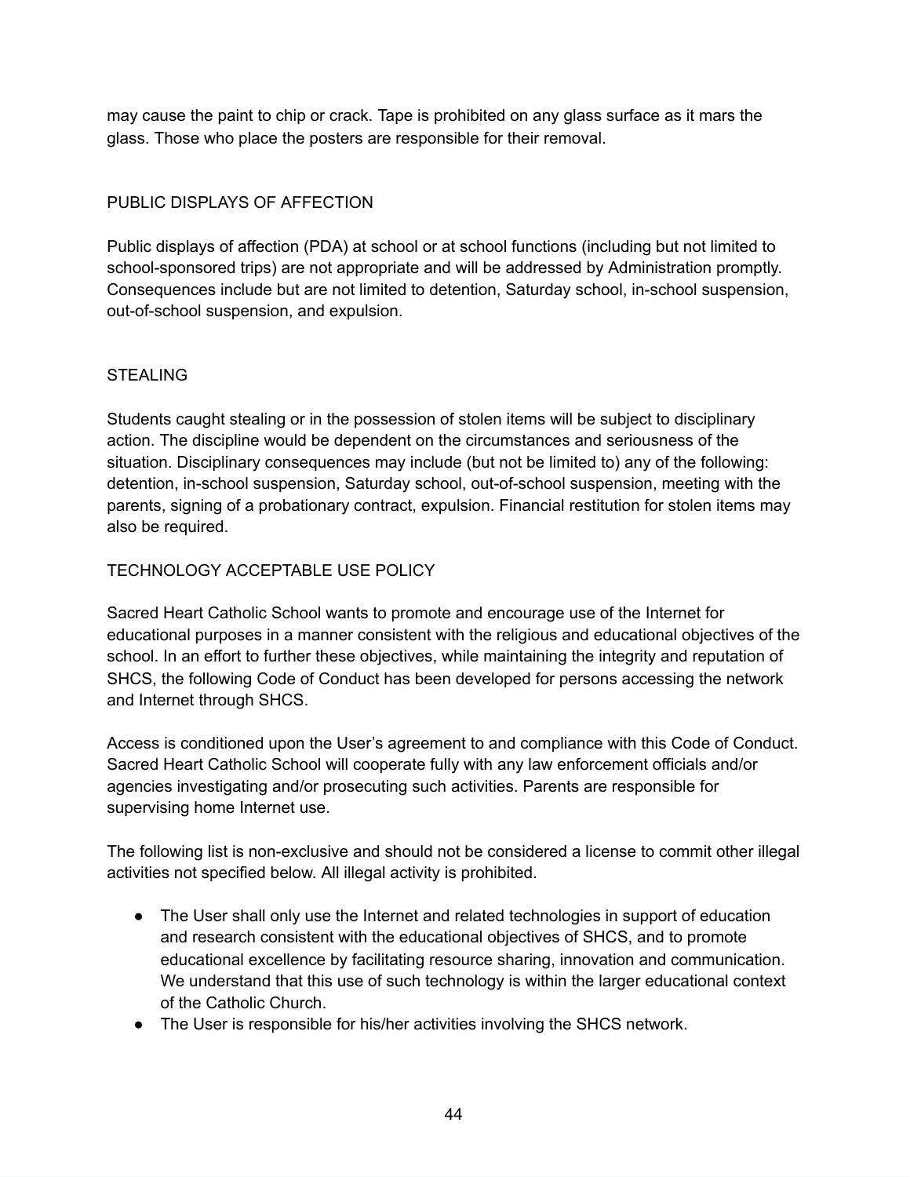may cause the paint to chip or crack. Tape is prohibited on any glass surface as it mars the glass. Those who place the posters are responsible for their removal.

## PUBLIC DISPLAYS OF AFFECTION

Public displays of affection (PDA) at school or at school functions (including but not limited to school-sponsored trips) are not appropriate and will be addressed by Administration promptly. Consequences include but are not limited to detention, Saturday school, in-school suspension, out-of-school suspension, and expulsion.

## STEALING

Students caught stealing or in the possession of stolen items will be subject to disciplinary action. The discipline would be dependent on the circumstances and seriousness of the situation. Disciplinary consequences may include (but not be limited to) any of the following: detention, in-school suspension, Saturday school, out-of-school suspension, meeting with the parents, signing of a probationary contract, expulsion. Financial restitution for stolen items may also be required.

## TECHNOLOGY ACCEPTABLE USE POLICY

Sacred Heart Catholic School wants to promote and encourage use of the Internet for educational purposes in a manner consistent with the religious and educational objectives of the school. In an effort to further these objectives, while maintaining the integrity and reputation of SHCS, the following Code of Conduct has been developed for persons accessing the network and Internet through SHCS.

Access is conditioned upon the User's agreement to and compliance with this Code of Conduct. Sacred Heart Catholic School will cooperate fully with any law enforcement officials and/or agencies investigating and/or prosecuting such activities. Parents are responsible for supervising home Internet use.

The following list is non-exclusive and should not be considered a license to commit other illegal activities not specified below. All illegal activity is prohibited.

- The User shall only use the Internet and related technologies in support of education and research consistent with the educational objectives of SHCS, and to promote educational excellence by facilitating resource sharing, innovation and communication. We understand that this use of such technology is within the larger educational context of the Catholic Church.
- The User is responsible for his/her activities involving the SHCS network.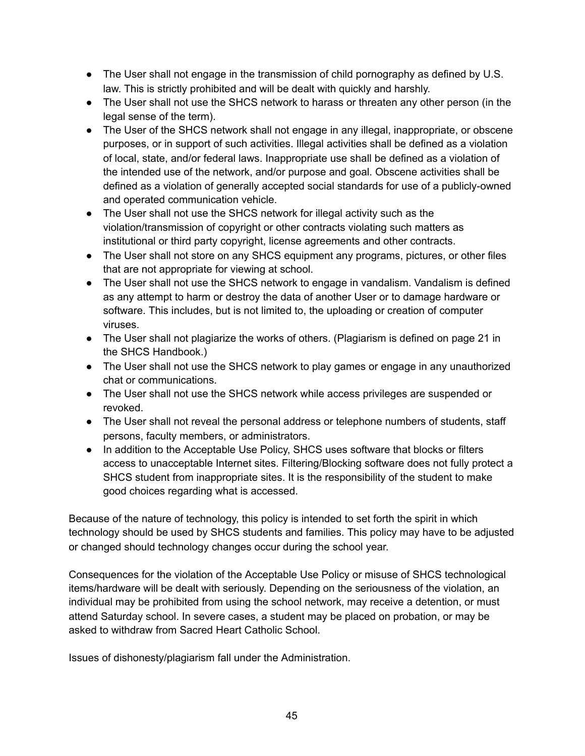- The User shall not engage in the transmission of child pornography as defined by U.S. law. This is strictly prohibited and will be dealt with quickly and harshly.
- The User shall not use the SHCS network to harass or threaten any other person (in the legal sense of the term).
- The User of the SHCS network shall not engage in any illegal, inappropriate, or obscene purposes, or in support of such activities. Illegal activities shall be defined as a violation of local, state, and/or federal laws. Inappropriate use shall be defined as a violation of the intended use of the network, and/or purpose and goal. Obscene activities shall be defined as a violation of generally accepted social standards for use of a publicly-owned and operated communication vehicle.
- The User shall not use the SHCS network for illegal activity such as the violation/transmission of copyright or other contracts violating such matters as institutional or third party copyright, license agreements and other contracts.
- The User shall not store on any SHCS equipment any programs, pictures, or other files that are not appropriate for viewing at school.
- The User shall not use the SHCS network to engage in vandalism. Vandalism is defined as any attempt to harm or destroy the data of another User or to damage hardware or software. This includes, but is not limited to, the uploading or creation of computer viruses.
- The User shall not plagiarize the works of others. (Plagiarism is defined on page 21 in the SHCS Handbook.)
- The User shall not use the SHCS network to play games or engage in any unauthorized chat or communications.
- The User shall not use the SHCS network while access privileges are suspended or revoked.
- The User shall not reveal the personal address or telephone numbers of students, staff persons, faculty members, or administrators.
- In addition to the Acceptable Use Policy, SHCS uses software that blocks or filters access to unacceptable Internet sites. Filtering/Blocking software does not fully protect a SHCS student from inappropriate sites. It is the responsibility of the student to make good choices regarding what is accessed.

Because of the nature of technology, this policy is intended to set forth the spirit in which technology should be used by SHCS students and families. This policy may have to be adjusted or changed should technology changes occur during the school year.

Consequences for the violation of the Acceptable Use Policy or misuse of SHCS technological items/hardware will be dealt with seriously. Depending on the seriousness of the violation, an individual may be prohibited from using the school network, may receive a detention, or must attend Saturday school. In severe cases, a student may be placed on probation, or may be asked to withdraw from Sacred Heart Catholic School.

Issues of dishonesty/plagiarism fall under the Administration.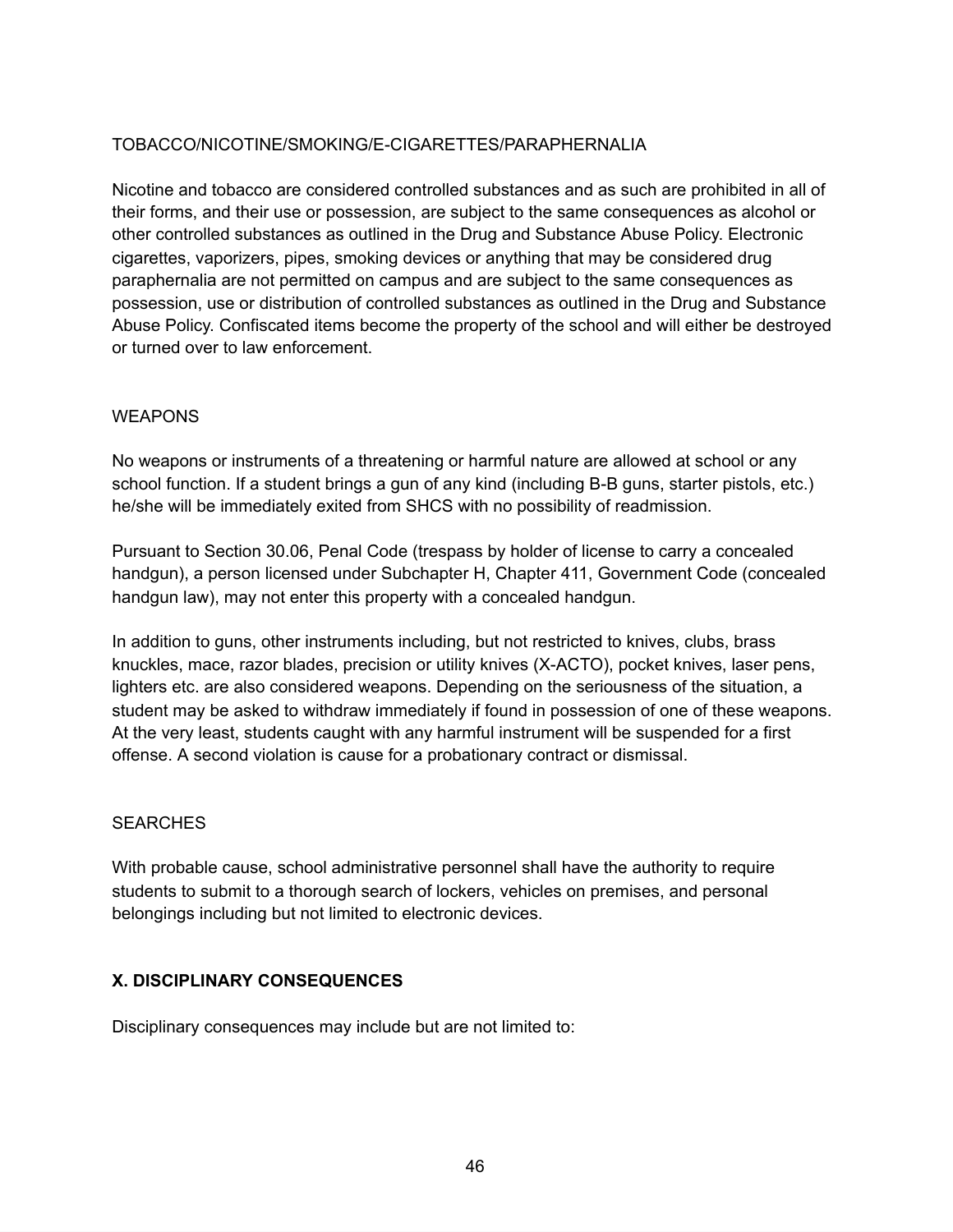TOBACCO/NICOTINE/SMOKING/E-CIGARETTES/PARAPHERNALIA

Nicotine and tobacco are considered controlled substances and as such are prohibited in all of their forms, and their use or possession, are subject to the same consequences as alcohol or other controlled substances as outlined in the Drug and Substance Abuse Policy. Electronic cigarettes, vaporizers, pipes, smoking devices or anything that may be considered drug paraphernalia are not permitted on campus and are subject to the same consequences as possession, use or distribution of controlled substances as outlined in the Drug and Substance Abuse Policy. Confiscated items become the property of the school and will either be destroyed or turned over to law enforcement.

WEAPONS

No weapons or instruments of a threatening or harmful nature are allowed at school or any school function. If a student brings a gun of any kind (including B-B guns, starter pistols, etc.) he/she will be immediately exited from SHCS with no possibility of readmission.

Pursuant to Section 30.06, Penal Code (trespass by holder of license to carry a concealed handgun), a person licensed under Subchapter H, Chapter 411, Government Code (concealed handgun law), may not enter this property with a concealed handgun.

In addition to guns, other instruments including, but not restricted to knives, clubs, brass knuckles, mace, razor blades, precision or utility knives (X-ACTO), pocket knives, laser pens, lighters etc. are also considered weapons. Depending on the seriousness of the situation, a student may be asked to withdraw immediately if found in possession of one of these weapons. At the very least, students caught with any harmful instrument will be suspended for a first offense. A second violation is cause for a probationary contract or dismissal.

SEARCHES

With probable cause, school administrative personnel shall have the authority to require students to submit to a thorough search of lockers, vehicles on premises, and personal belongings including but not limited to electronic devices.

## X. DISCIPLINARY CONSEQUENCES

Disciplinary consequences may include but are not limited to: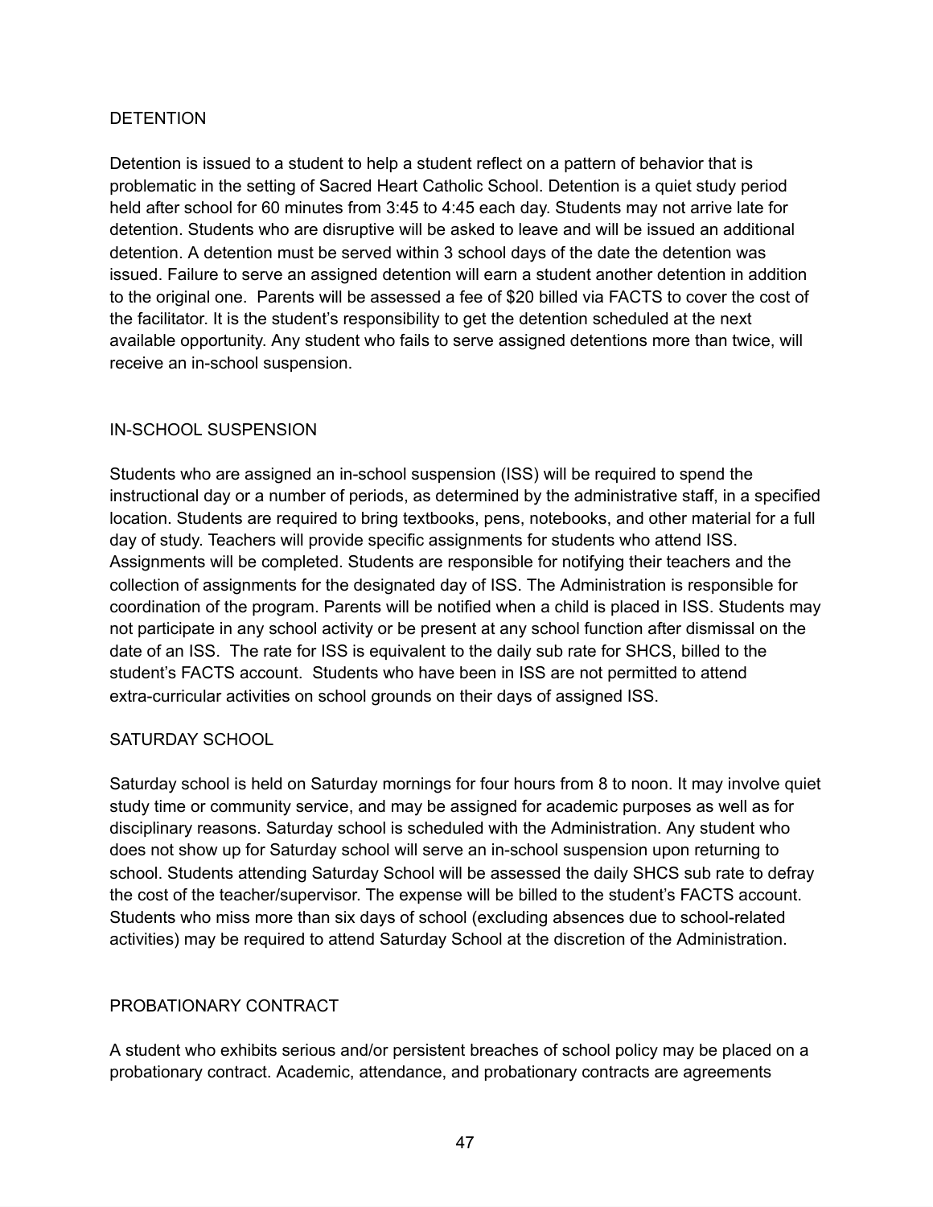## DETENTION

Detention is issued to a student to help a student reflect on a pattern of behavior that is problematic in the setting of Sacred Heart Catholic School. Detention is a quiet study period held after school for 60 minutes from 3:45 to 4:45 each day. Students may not arrive late for detention. Students who are disruptive will be asked to leave and will be issued an additional detention. A detention must be served within 3 school days of the date the detention was issued. Failure to serve an assigned detention will earn a student another detention in addition to the original one.  Parents will be assessed a fee of $20 billed via FACTS to cover the cost of the facilitator. It is the student's responsibility to get the detention scheduled at the next available opportunity. Any student who fails to serve assigned detentions more than twice, will receive an in-school suspension.

## IN-SCHOOL SUSPENSION

Students who are assigned an in-school suspension (ISS) will be required to spend the instructional day or a number of periods, as determined by the administrative staff, in a specified location. Students are required to bring textbooks, pens, notebooks, and other material for a full day of study. Teachers will provide specific assignments for students who attend ISS. Assignments will be completed. Students are responsible for notifying their teachers and the collection of assignments for the designated day of ISS. The Administration is responsible for coordination of the program. Parents will be notified when a child is placed in ISS. Students may not participate in any school activity or be present at any school function after dismissal on the date of an ISS.  The rate for ISS is equivalent to the daily sub rate for SHCS, billed to the student's FACTS account.  Students who have been in ISS are not permitted to attend extra-curricular activities on school grounds on their days of assigned ISS.

## SATURDAY SCHOOL

Saturday school is held on Saturday mornings for four hours from 8 to noon. It may involve quiet study time or community service, and may be assigned for academic purposes as well as for disciplinary reasons. Saturday school is scheduled with the Administration. Any student who does not show up for Saturday school will serve an in-school suspension upon returning to school. Students attending Saturday School will be assessed the daily SHCS sub rate to defray the cost of the teacher/supervisor. The expense will be billed to the student's FACTS account. Students who miss more than six days of school (excluding absences due to school-related activities) may be required to attend Saturday School at the discretion of the Administration.

## PROBATIONARY CONTRACT

A student who exhibits serious and/or persistent breaches of school policy may be placed on a probationary contract. Academic, attendance, and probationary contracts are agreements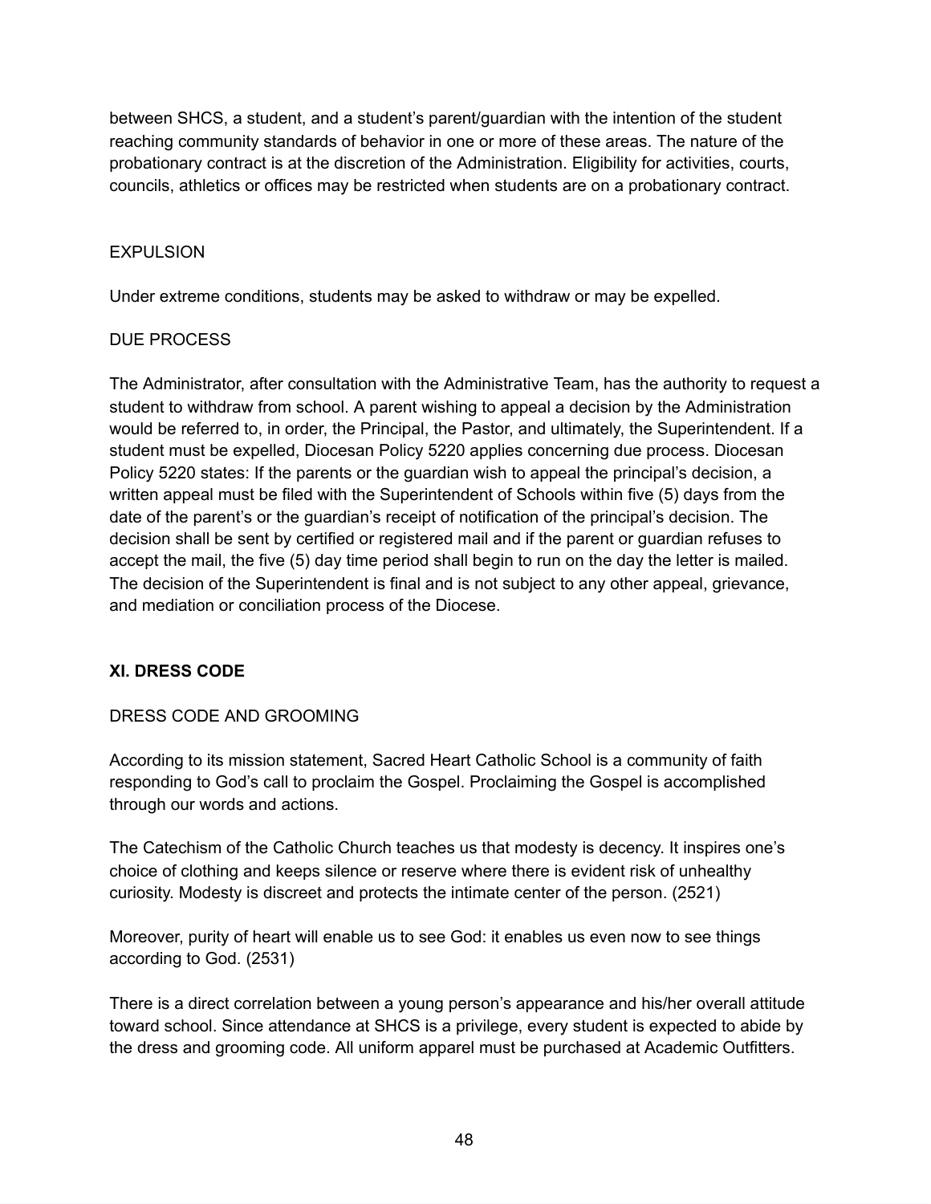between SHCS, a student, and a student's parent/guardian with the intention of the student reaching community standards of behavior in one or more of these areas. The nature of the probationary contract is at the discretion of the Administration. Eligibility for activities, courts, councils, athletics or offices may be restricted when students are on a probationary contract.

### EXPULSION

Under extreme conditions, students may be asked to withdraw or may be expelled.

### DUE PROCESS

The Administrator, after consultation with the Administrative Team, has the authority to request a student to withdraw from school. A parent wishing to appeal a decision by the Administration would be referred to, in order, the Principal, the Pastor, and ultimately, the Superintendent. If a student must be expelled, Diocesan Policy 5220 applies concerning due process. Diocesan Policy 5220 states: If the parents or the guardian wish to appeal the principal's decision, a written appeal must be filed with the Superintendent of Schools within five (5) days from the date of the parent's or the guardian's receipt of notification of the principal's decision. The decision shall be sent by certified or registered mail and if the parent or guardian refuses to accept the mail, the five (5) day time period shall begin to run on the day the letter is mailed. The decision of the Superintendent is final and is not subject to any other appeal, grievance, and mediation or conciliation process of the Diocese.

## XI. DRESS CODE

### DRESS CODE AND GROOMING

According to its mission statement, Sacred Heart Catholic School is a community of faith responding to God's call to proclaim the Gospel. Proclaiming the Gospel is accomplished through our words and actions.

The Catechism of the Catholic Church teaches us that modesty is decency. It inspires one's choice of clothing and keeps silence or reserve where there is evident risk of unhealthy curiosity. Modesty is discreet and protects the intimate center of the person. (2521)

Moreover, purity of heart will enable us to see God: it enables us even now to see things according to God. (2531)

There is a direct correlation between a young person's appearance and his/her overall attitude toward school. Since attendance at SHCS is a privilege, every student is expected to abide by the dress and grooming code. All uniform apparel must be purchased at Academic Outfitters.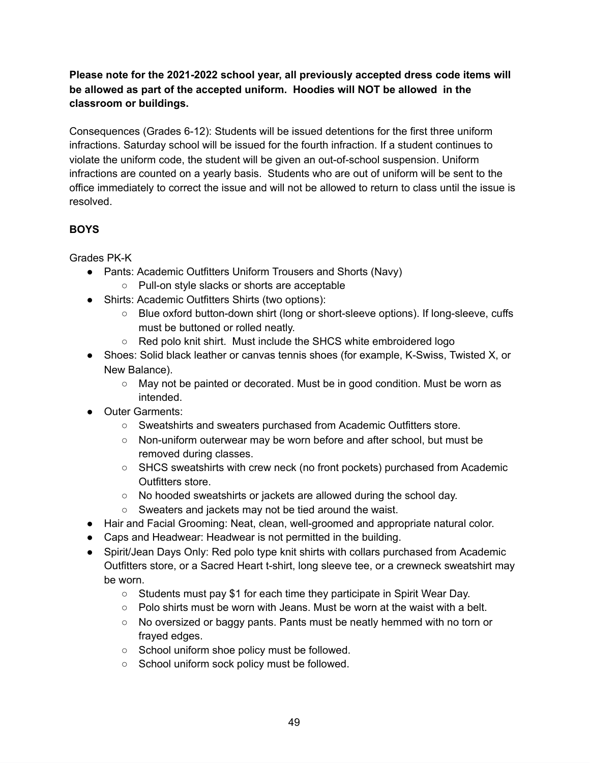**Please note for the 2021-2022 school year, all previously accepted dress code items will be allowed as part of the accepted uniform. Hoodies will NOT be allowed in the classroom or buildings.**

Consequences (Grades 6-12): Students will be issued detentions for the first three uniform infractions. Saturday school will be issued for the fourth infraction. If a student continues to violate the uniform code, the student will be given an out-of-school suspension. Uniform infractions are counted on a yearly basis. Students who are out of uniform will be sent to the office immediately to correct the issue and will not be allowed to return to class until the issue is resolved.

**BOYS**

Grades PK-K

- Pants: Academic Outfitters Uniform Trousers and Shorts (Navy)
    - Pull-on style slacks or shorts are acceptable
- Shirts: Academic Outfitters Shirts (two options):
    - Blue oxford button-down shirt (long or short-sleeve options). If long-sleeve, cuffs must be buttoned or rolled neatly.
    - Red polo knit shirt. Must include the SHCS white embroidered logo
- Shoes: Solid black leather or canvas tennis shoes (for example, K-Swiss, Twisted X, or New Balance).
    - May not be painted or decorated. Must be in good condition. Must be worn as intended.
- Outer Garments:
    - Sweatshirts and sweaters purchased from Academic Outfitters store.
    - Non-uniform outerwear may be worn before and after school, but must be removed during classes.
    - SHCS sweatshirts with crew neck (no front pockets) purchased from Academic Outfitters store.
    - No hooded sweatshirts or jackets are allowed during the school day.
    - Sweaters and jackets may not be tied around the waist.
- Hair and Facial Grooming: Neat, clean, well-groomed and appropriate natural color.
- Caps and Headwear: Headwear is not permitted in the building.
- Spirit/Jean Days Only: Red polo type knit shirts with collars purchased from Academic Outfitters store, or a Sacred Heart t-shirt, long sleeve tee, or a crewneck sweatshirt may be worn.
    - Students must pay $1 for each time they participate in Spirit Wear Day.
    - Polo shirts must be worn with Jeans. Must be worn at the waist with a belt.
    - No oversized or baggy pants. Pants must be neatly hemmed with no torn or frayed edges.
    - School uniform shoe policy must be followed.
    - School uniform sock policy must be followed.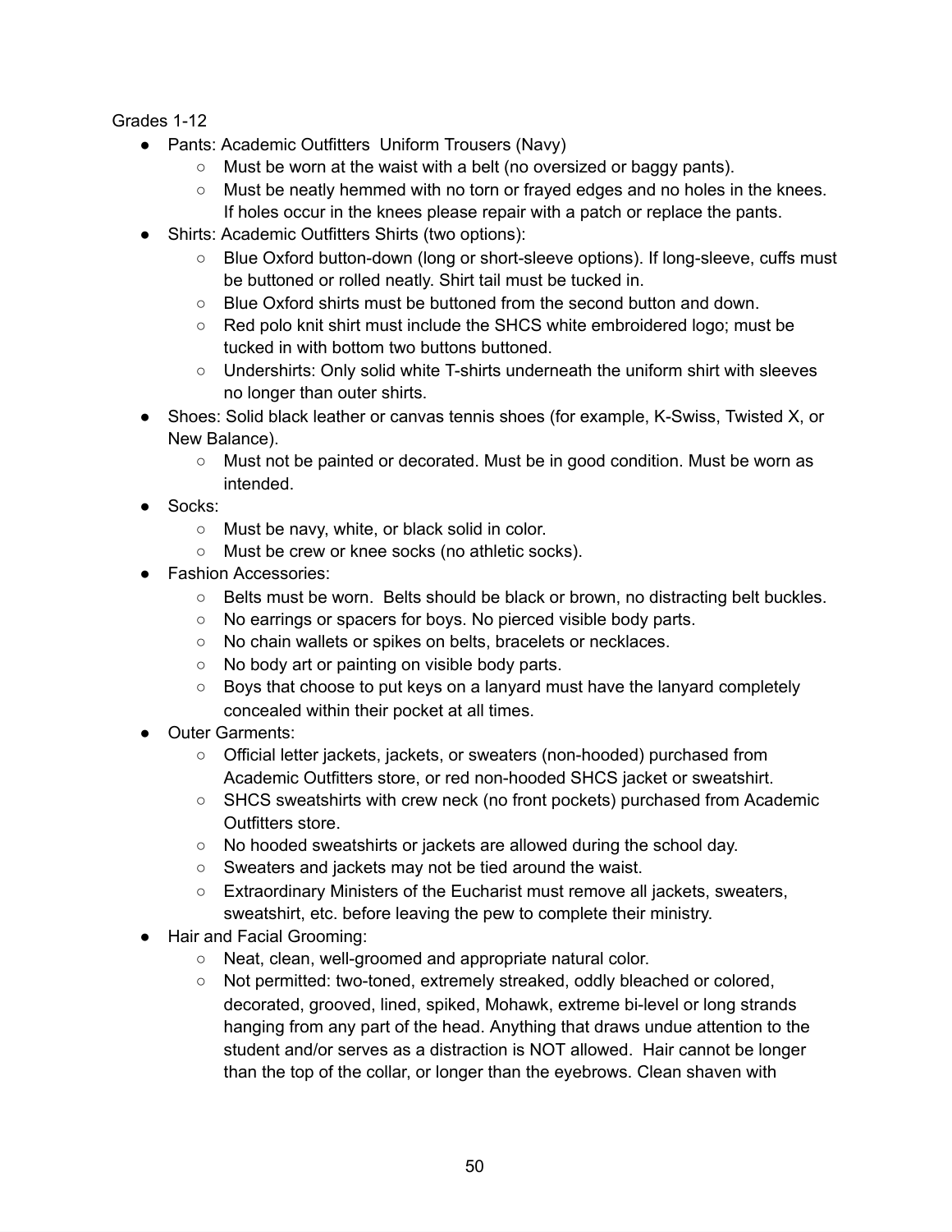Grades 1-12

- Pants: Academic Outfitters  Uniform Trousers (Navy)
    - Must be worn at the waist with a belt (no oversized or baggy pants).
    - Must be neatly hemmed with no torn or frayed edges and no holes in the knees. If holes occur in the knees please repair with a patch or replace the pants.
- Shirts: Academic Outfitters Shirts (two options):
    - Blue Oxford button-down (long or short-sleeve options). If long-sleeve, cuffs must be buttoned or rolled neatly. Shirt tail must be tucked in.
    - Blue Oxford shirts must be buttoned from the second button and down.
    - Red polo knit shirt must include the SHCS white embroidered logo; must be tucked in with bottom two buttons buttoned.
    - Undershirts: Only solid white T-shirts underneath the uniform shirt with sleeves no longer than outer shirts.
- Shoes: Solid black leather or canvas tennis shoes (for example, K-Swiss, Twisted X, or New Balance).
    - Must not be painted or decorated. Must be in good condition. Must be worn as intended.
- Socks:
    - Must be navy, white, or black solid in color.
    - Must be crew or knee socks (no athletic socks).
- Fashion Accessories:
    - Belts must be worn.  Belts should be black or brown, no distracting belt buckles.
    - No earrings or spacers for boys. No pierced visible body parts.
    - No chain wallets or spikes on belts, bracelets or necklaces.
    - No body art or painting on visible body parts.
    - Boys that choose to put keys on a lanyard must have the lanyard completely concealed within their pocket at all times.
- Outer Garments:
    - Official letter jackets, jackets, or sweaters (non-hooded) purchased from Academic Outfitters store, or red non-hooded SHCS jacket or sweatshirt.
    - SHCS sweatshirts with crew neck (no front pockets) purchased from Academic Outfitters store.
    - No hooded sweatshirts or jackets are allowed during the school day.
    - Sweaters and jackets may not be tied around the waist.
    - Extraordinary Ministers of the Eucharist must remove all jackets, sweaters, sweatshirt, etc. before leaving the pew to complete their ministry.
- Hair and Facial Grooming:
    - Neat, clean, well-groomed and appropriate natural color.
    - Not permitted: two-toned, extremely streaked, oddly bleached or colored, decorated, grooved, lined, spiked, Mohawk, extreme bi-level or long strands hanging from any part of the head. Anything that draws undue attention to the student and/or serves as a distraction is NOT allowed.  Hair cannot be longer than the top of the collar, or longer than the eyebrows. Clean shaven with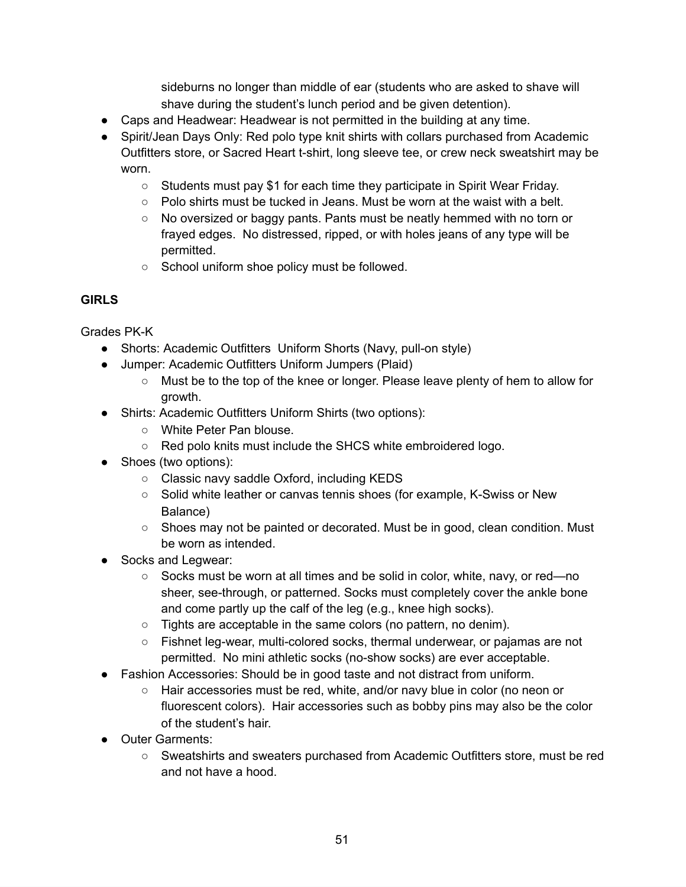sideburns no longer than middle of ear (students who are asked to shave will shave during the student's lunch period and be given detention).

- Caps and Headwear: Headwear is not permitted in the building at any time.
- Spirit/Jean Days Only: Red polo type knit shirts with collars purchased from Academic Outfitters store, or Sacred Heart t-shirt, long sleeve tee, or crew neck sweatshirt may be worn.
  - Students must pay $1 for each time they participate in Spirit Wear Friday.
  - Polo shirts must be tucked in Jeans. Must be worn at the waist with a belt.
  - No oversized or baggy pants. Pants must be neatly hemmed with no torn or frayed edges. No distressed, ripped, or with holes jeans of any type will be permitted.
  - School uniform shoe policy must be followed.

**GIRLS**

Grades PK-K

- Shorts: Academic Outfitters Uniform Shorts (Navy, pull-on style)
- Jumper: Academic Outfitters Uniform Jumpers (Plaid)
  - Must be to the top of the knee or longer. Please leave plenty of hem to allow for growth.
- Shirts: Academic Outfitters Uniform Shirts (two options):
  - White Peter Pan blouse.
  - Red polo knits must include the SHCS white embroidered logo.
- Shoes (two options):
  - Classic navy saddle Oxford, including KEDS
  - Solid white leather or canvas tennis shoes (for example, K-Swiss or New Balance)
  - Shoes may not be painted or decorated. Must be in good, clean condition. Must be worn as intended.
- Socks and Legwear:
  - Socks must be worn at all times and be solid in color, white, navy, or red—no sheer, see-through, or patterned. Socks must completely cover the ankle bone and come partly up the calf of the leg (e.g., knee high socks).
  - Tights are acceptable in the same colors (no pattern, no denim).
  - Fishnet leg-wear, multi-colored socks, thermal underwear, or pajamas are not permitted. No mini athletic socks (no-show socks) are ever acceptable.
- Fashion Accessories: Should be in good taste and not distract from uniform.
  - Hair accessories must be red, white, and/or navy blue in color (no neon or fluorescent colors). Hair accessories such as bobby pins may also be the color of the student's hair.
- Outer Garments:
  - Sweatshirts and sweaters purchased from Academic Outfitters store, must be red and not have a hood.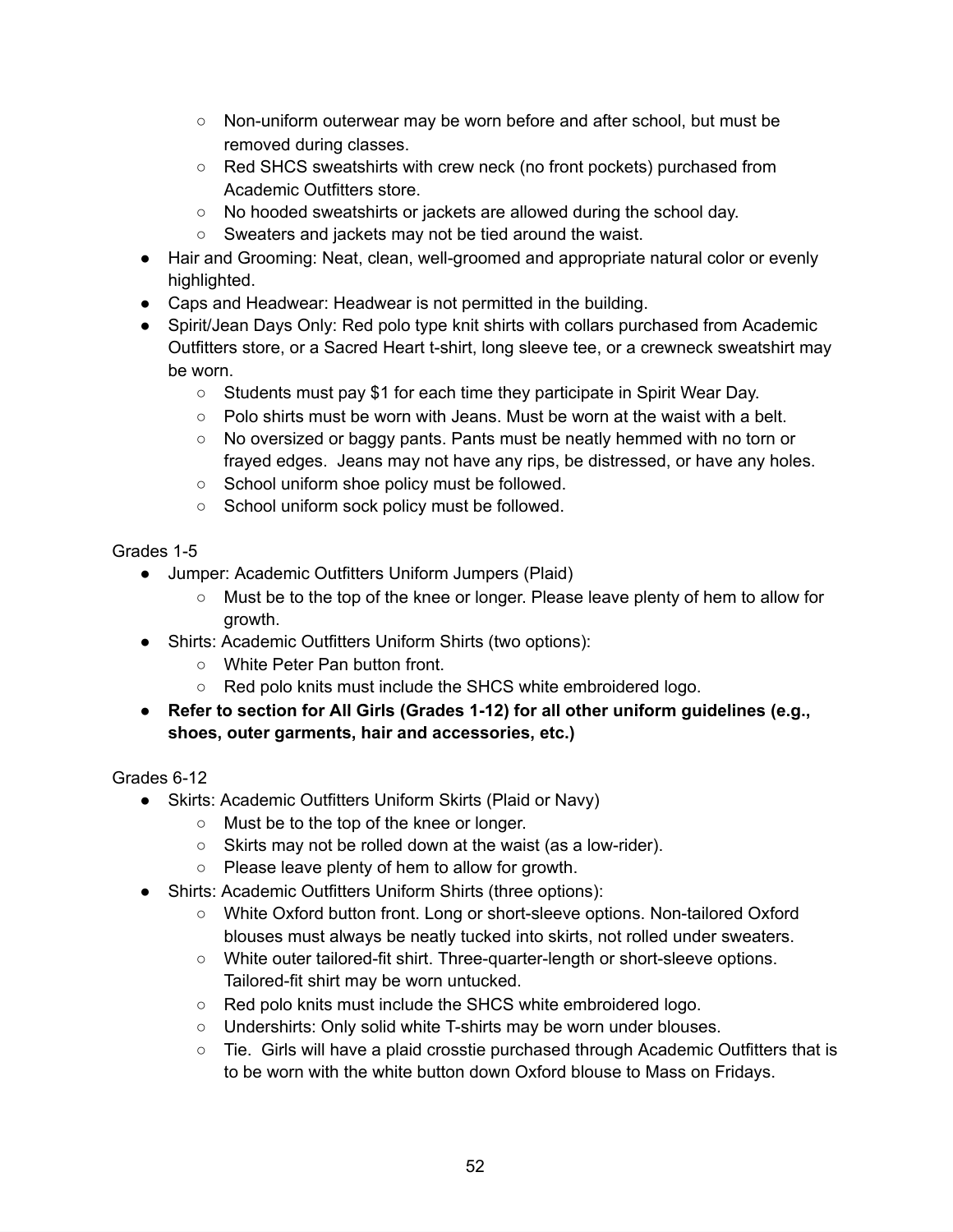- Non-uniform outerwear may be worn before and after school, but must be removed during classes.
    - Red SHCS sweatshirts with crew neck (no front pockets) purchased from Academic Outfitters store.
    - No hooded sweatshirts or jackets are allowed during the school day.
    - Sweaters and jackets may not be tied around the waist.
- Hair and Grooming: Neat, clean, well-groomed and appropriate natural color or evenly highlighted.
- Caps and Headwear: Headwear is not permitted in the building.
- Spirit/Jean Days Only: Red polo type knit shirts with collars purchased from Academic Outfitters store, or a Sacred Heart t-shirt, long sleeve tee, or a crewneck sweatshirt may be worn.
    - Students must pay $1 for each time they participate in Spirit Wear Day.
    - Polo shirts must be worn with Jeans. Must be worn at the waist with a belt.
    - No oversized or baggy pants. Pants must be neatly hemmed with no torn or frayed edges. Jeans may not have any rips, be distressed, or have any holes.
    - School uniform shoe policy must be followed.
    - School uniform sock policy must be followed.

Grades 1-5

- Jumper: Academic Outfitters Uniform Jumpers (Plaid)
    - Must be to the top of the knee or longer. Please leave plenty of hem to allow for growth.
- Shirts: Academic Outfitters Uniform Shirts (two options):
    - White Peter Pan button front.
    - Red polo knits must include the SHCS white embroidered logo.
- **Refer to section for All Girls (Grades 1-12) for all other uniform guidelines (e.g., shoes, outer garments, hair and accessories, etc.)**

Grades 6-12

- Skirts: Academic Outfitters Uniform Skirts (Plaid or Navy)
    - Must be to the top of the knee or longer.
    - Skirts may not be rolled down at the waist (as a low-rider).
    - Please leave plenty of hem to allow for growth.
- Shirts: Academic Outfitters Uniform Shirts (three options):
    - White Oxford button front. Long or short-sleeve options. Non-tailored Oxford blouses must always be neatly tucked into skirts, not rolled under sweaters.
    - White outer tailored-fit shirt. Three-quarter-length or short-sleeve options. Tailored-fit shirt may be worn untucked.
    - Red polo knits must include the SHCS white embroidered logo.
    - Undershirts: Only solid white T-shirts may be worn under blouses.
    - Tie. Girls will have a plaid crosstie purchased through Academic Outfitters that is to be worn with the white button down Oxford blouse to Mass on Fridays.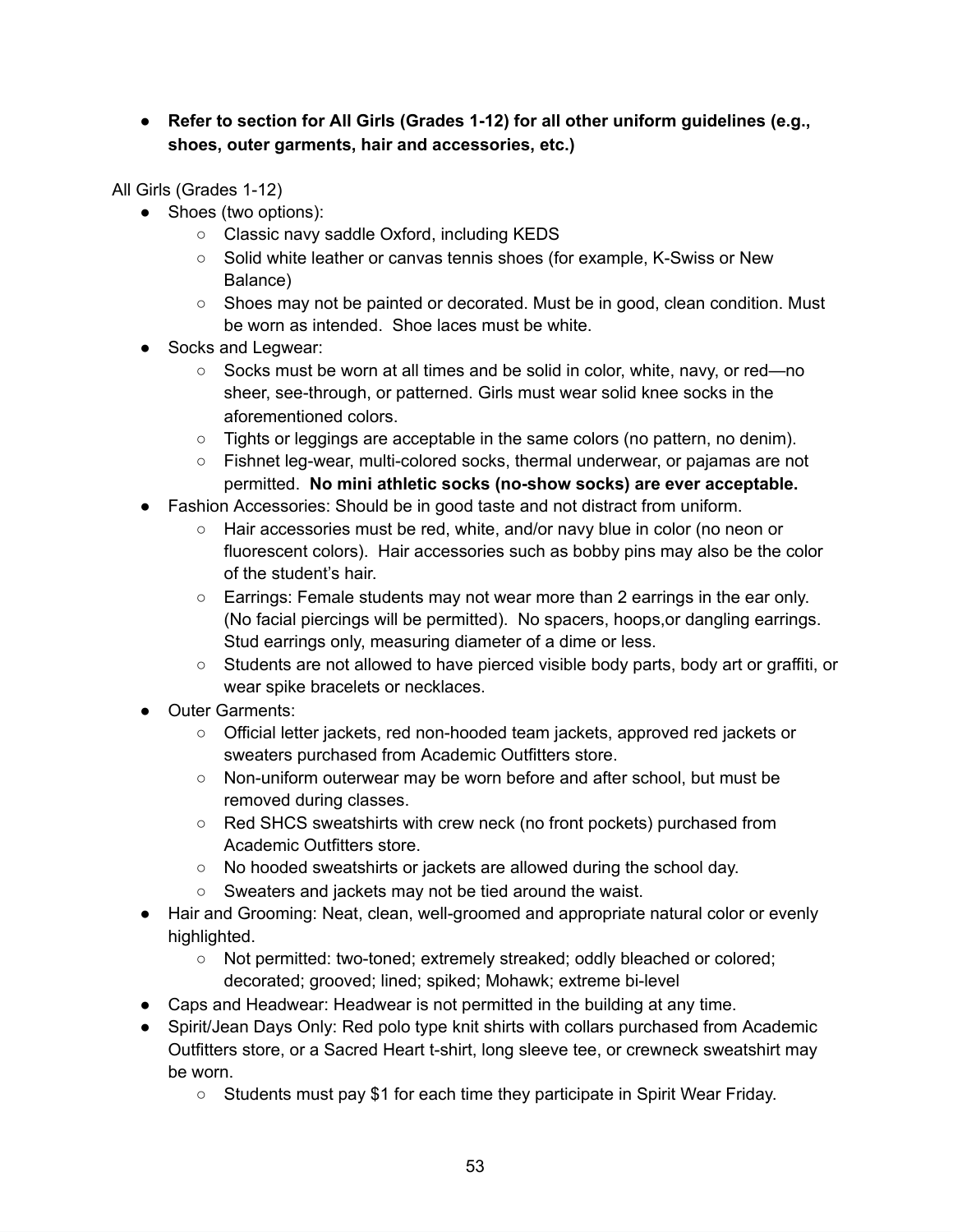- **Refer to section for All Girls (Grades 1-12) for all other uniform guidelines (e.g., shoes, outer garments, hair and accessories, etc.)**

All Girls (Grades 1-12)

- Shoes (two options):
  - Classic navy saddle Oxford, including KEDS
  - Solid white leather or canvas tennis shoes (for example, K-Swiss or New Balance)
  - Shoes may not be painted or decorated. Must be in good, clean condition. Must be worn as intended. Shoe laces must be white.
- Socks and Legwear:
  - Socks must be worn at all times and be solid in color, white, navy, or red—no sheer, see-through, or patterned. Girls must wear solid knee socks in the aforementioned colors.
  - Tights or leggings are acceptable in the same colors (no pattern, no denim).
  - Fishnet leg-wear, multi-colored socks, thermal underwear, or pajamas are not permitted. **No mini athletic socks (no-show socks) are ever acceptable.**
- Fashion Accessories: Should be in good taste and not distract from uniform.
  - Hair accessories must be red, white, and/or navy blue in color (no neon or fluorescent colors). Hair accessories such as bobby pins may also be the color of the student's hair.
  - Earrings: Female students may not wear more than 2 earrings in the ear only. (No facial piercings will be permitted). No spacers, hoops,or dangling earrings. Stud earrings only, measuring diameter of a dime or less.
  - Students are not allowed to have pierced visible body parts, body art or graffiti, or wear spike bracelets or necklaces.
- Outer Garments:
  - Official letter jackets, red non-hooded team jackets, approved red jackets or sweaters purchased from Academic Outfitters store.
  - Non-uniform outerwear may be worn before and after school, but must be removed during classes.
  - Red SHCS sweatshirts with crew neck (no front pockets) purchased from Academic Outfitters store.
  - No hooded sweatshirts or jackets are allowed during the school day.
  - Sweaters and jackets may not be tied around the waist.
- Hair and Grooming: Neat, clean, well-groomed and appropriate natural color or evenly highlighted.
  - Not permitted: two-toned; extremely streaked; oddly bleached or colored; decorated; grooved; lined; spiked; Mohawk; extreme bi-level
- Caps and Headwear: Headwear is not permitted in the building at any time.
- Spirit/Jean Days Only: Red polo type knit shirts with collars purchased from Academic Outfitters store, or a Sacred Heart t-shirt, long sleeve tee, or crewneck sweatshirt may be worn.
  - Students must pay $1 for each time they participate in Spirit Wear Friday.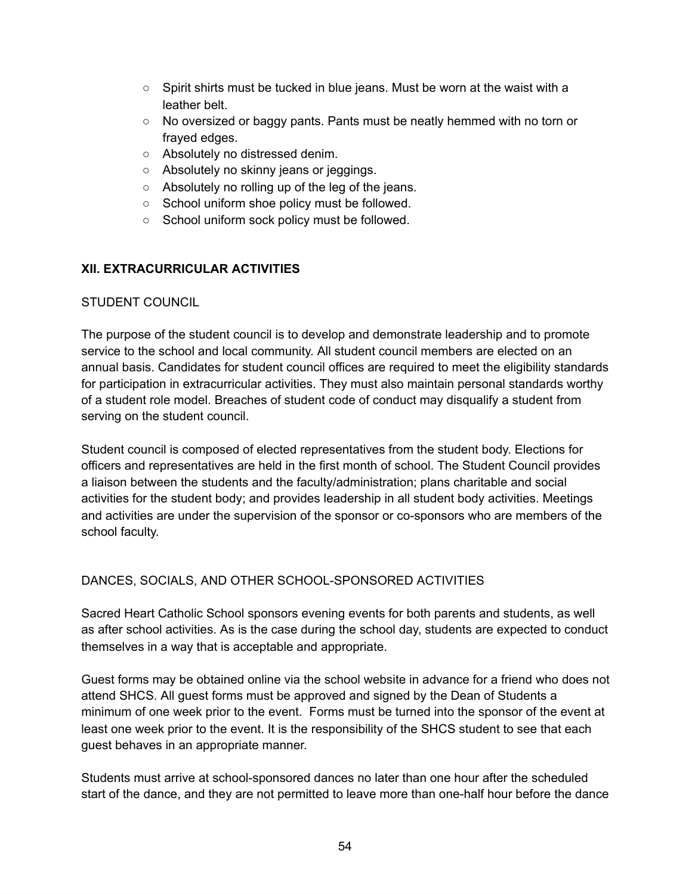- Spirit shirts must be tucked in blue jeans. Must be worn at the waist with a leather belt.
- No oversized or baggy pants. Pants must be neatly hemmed with no torn or frayed edges.
- Absolutely no distressed denim.
- Absolutely no skinny jeans or jeggings.
- Absolutely no rolling up of the leg of the jeans.
- School uniform shoe policy must be followed.
- School uniform sock policy must be followed.

## XII. EXTRACURRICULAR ACTIVITIES

### STUDENT COUNCIL

The purpose of the student council is to develop and demonstrate leadership and to promote service to the school and local community. All student council members are elected on an annual basis. Candidates for student council offices are required to meet the eligibility standards for participation in extracurricular activities. They must also maintain personal standards worthy of a student role model. Breaches of student code of conduct may disqualify a student from serving on the student council.

Student council is composed of elected representatives from the student body. Elections for officers and representatives are held in the first month of school. The Student Council provides a liaison between the students and the faculty/administration; plans charitable and social activities for the student body; and provides leadership in all student body activities. Meetings and activities are under the supervision of the sponsor or co-sponsors who are members of the school faculty.

### DANCES, SOCIALS, AND OTHER SCHOOL-SPONSORED ACTIVITIES

Sacred Heart Catholic School sponsors evening events for both parents and students, as well as after school activities. As is the case during the school day, students are expected to conduct themselves in a way that is acceptable and appropriate.

Guest forms may be obtained online via the school website in advance for a friend who does not attend SHCS. All guest forms must be approved and signed by the Dean of Students a minimum of one week prior to the event. Forms must be turned into the sponsor of the event at least one week prior to the event. It is the responsibility of the SHCS student to see that each guest behaves in an appropriate manner.

Students must arrive at school-sponsored dances no later than one hour after the scheduled start of the dance, and they are not permitted to leave more than one-half hour before the dance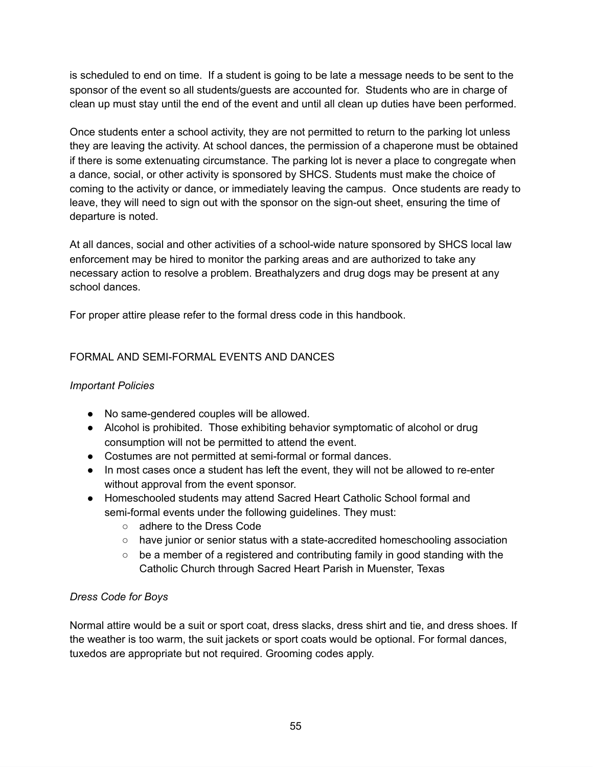is scheduled to end on time.  If a student is going to be late a message needs to be sent to the sponsor of the event so all students/guests are accounted for.  Students who are in charge of clean up must stay until the end of the event and until all clean up duties have been performed.

Once students enter a school activity, they are not permitted to return to the parking lot unless they are leaving the activity. At school dances, the permission of a chaperone must be obtained if there is some extenuating circumstance. The parking lot is never a place to congregate when a dance, social, or other activity is sponsored by SHCS. Students must make the choice of coming to the activity or dance, or immediately leaving the campus.  Once students are ready to leave, they will need to sign out with the sponsor on the sign-out sheet, ensuring the time of departure is noted.

At all dances, social and other activities of a school-wide nature sponsored by SHCS local law enforcement may be hired to monitor the parking areas and are authorized to take any necessary action to resolve a problem. Breathalyzers and drug dogs may be present at any school dances.

For proper attire please refer to the formal dress code in this handbook.

## FORMAL AND SEMI-FORMAL EVENTS AND DANCES

*Important Policies*

- No same-gendered couples will be allowed.
- Alcohol is prohibited.  Those exhibiting behavior symptomatic of alcohol or drug consumption will not be permitted to attend the event.
- Costumes are not permitted at semi-formal or formal dances.
- In most cases once a student has left the event, they will not be allowed to re-enter without approval from the event sponsor.
- Homeschooled students may attend Sacred Heart Catholic School formal and semi-formal events under the following guidelines. They must:
    - adhere to the Dress Code
    - have junior or senior status with a state-accredited homeschooling association
    - be a member of a registered and contributing family in good standing with the Catholic Church through Sacred Heart Parish in Muenster, Texas

*Dress Code for Boys*

Normal attire would be a suit or sport coat, dress slacks, dress shirt and tie, and dress shoes. If the weather is too warm, the suit jackets or sport coats would be optional. For formal dances, tuxedos are appropriate but not required. Grooming codes apply.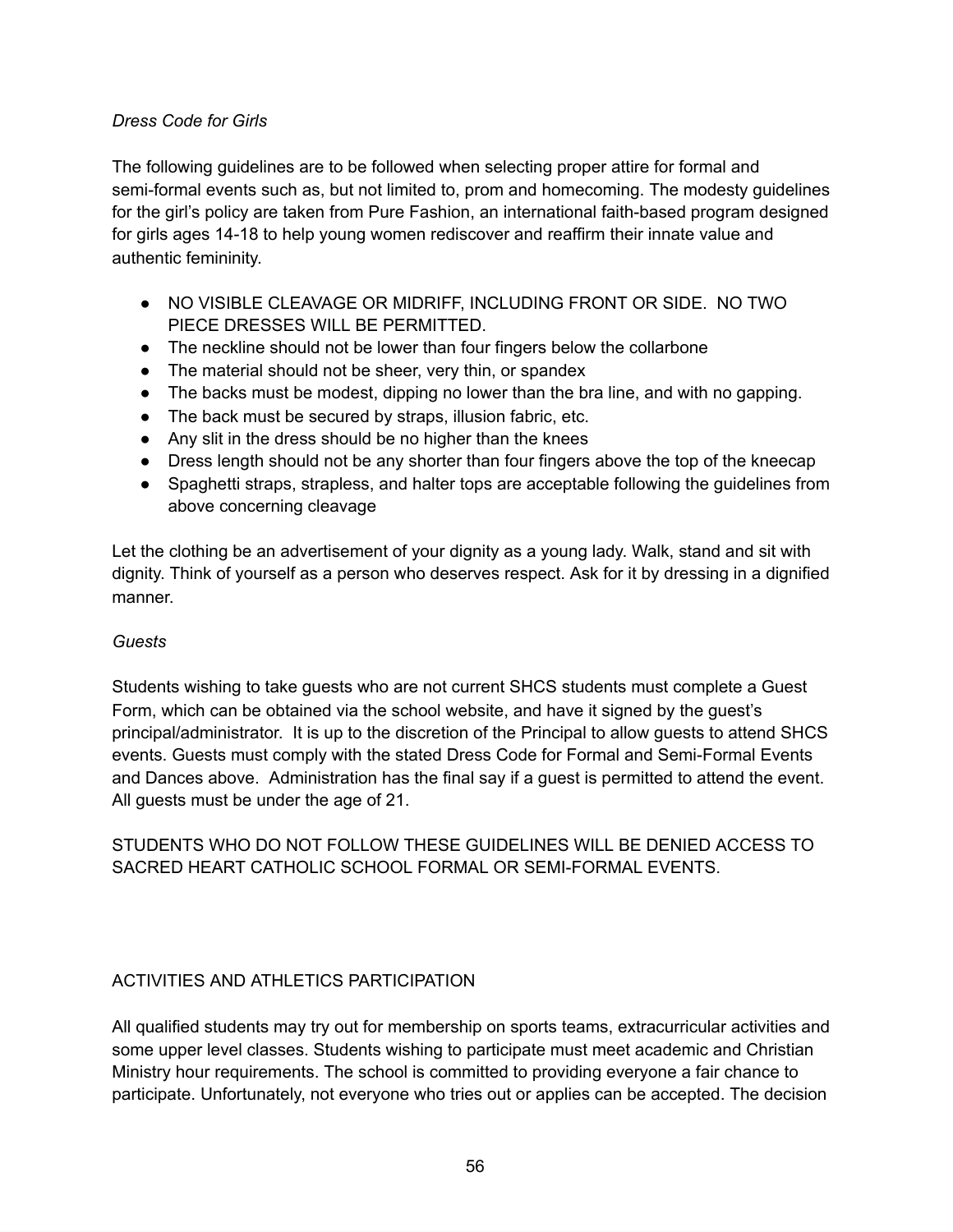*Dress Code for Girls*

The following guidelines are to be followed when selecting proper attire for formal and semi-formal events such as, but not limited to, prom and homecoming. The modesty guidelines for the girl's policy are taken from Pure Fashion, an international faith-based program designed for girls ages 14-18 to help young women rediscover and reaffirm their innate value and authentic femininity.

- NO VISIBLE CLEAVAGE OR MIDRIFF, INCLUDING FRONT OR SIDE.  NO TWO PIECE DRESSES WILL BE PERMITTED.
- The neckline should not be lower than four fingers below the collarbone
- The material should not be sheer, very thin, or spandex
- The backs must be modest, dipping no lower than the bra line, and with no gapping.
- The back must be secured by straps, illusion fabric, etc.
- Any slit in the dress should be no higher than the knees
- Dress length should not be any shorter than four fingers above the top of the kneecap
- Spaghetti straps, strapless, and halter tops are acceptable following the guidelines from above concerning cleavage

Let the clothing be an advertisement of your dignity as a young lady. Walk, stand and sit with dignity. Think of yourself as a person who deserves respect. Ask for it by dressing in a dignified manner.

*Guests*

Students wishing to take guests who are not current SHCS students must complete a Guest Form, which can be obtained via the school website, and have it signed by the guest's principal/administrator.  It is up to the discretion of the Principal to allow guests to attend SHCS events. Guests must comply with the stated Dress Code for Formal and Semi-Formal Events and Dances above.  Administration has the final say if a guest is permitted to attend the event. All guests must be under the age of 21.

STUDENTS WHO DO NOT FOLLOW THESE GUIDELINES WILL BE DENIED ACCESS TO SACRED HEART CATHOLIC SCHOOL FORMAL OR SEMI-FORMAL EVENTS.

## ACTIVITIES AND ATHLETICS PARTICIPATION

All qualified students may try out for membership on sports teams, extracurricular activities and some upper level classes. Students wishing to participate must meet academic and Christian Ministry hour requirements. The school is committed to providing everyone a fair chance to participate. Unfortunately, not everyone who tries out or applies can be accepted. The decision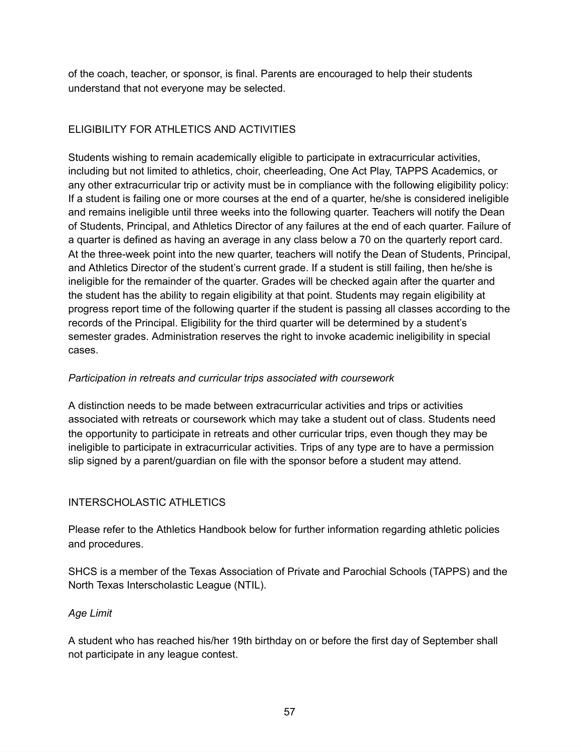of the coach, teacher, or sponsor, is final. Parents are encouraged to help their students understand that not everyone may be selected.

## ELIGIBILITY FOR ATHLETICS AND ACTIVITIES

Students wishing to remain academically eligible to participate in extracurricular activities, including but not limited to athletics, choir, cheerleading, One Act Play, TAPPS Academics, or any other extracurricular trip or activity must be in compliance with the following eligibility policy: If a student is failing one or more courses at the end of a quarter, he/she is considered ineligible and remains ineligible until three weeks into the following quarter. Teachers will notify the Dean of Students, Principal, and Athletics Director of any failures at the end of each quarter. Failure of a quarter is defined as having an average in any class below a 70 on the quarterly report card. At the three-week point into the new quarter, teachers will notify the Dean of Students, Principal, and Athletics Director of the student's current grade. If a student is still failing, then he/she is ineligible for the remainder of the quarter. Grades will be checked again after the quarter and the student has the ability to regain eligibility at that point. Students may regain eligibility at progress report time of the following quarter if the student is passing all classes according to the records of the Principal. Eligibility for the third quarter will be determined by a student's semester grades. Administration reserves the right to invoke academic ineligibility in special cases.

### *Participation in retreats and curricular trips associated with coursework*

A distinction needs to be made between extracurricular activities and trips or activities associated with retreats or coursework which may take a student out of class. Students need the opportunity to participate in retreats and other curricular trips, even though they may be ineligible to participate in extracurricular activities. Trips of any type are to have a permission slip signed by a parent/guardian on file with the sponsor before a student may attend.

## INTERSCHOLASTIC ATHLETICS

Please refer to the Athletics Handbook below for further information regarding athletic policies and procedures.

SHCS is a member of the Texas Association of Private and Parochial Schools (TAPPS) and the North Texas Interscholastic League (NTIL).

### *Age Limit*

A student who has reached his/her 19th birthday on or before the first day of September shall not participate in any league contest.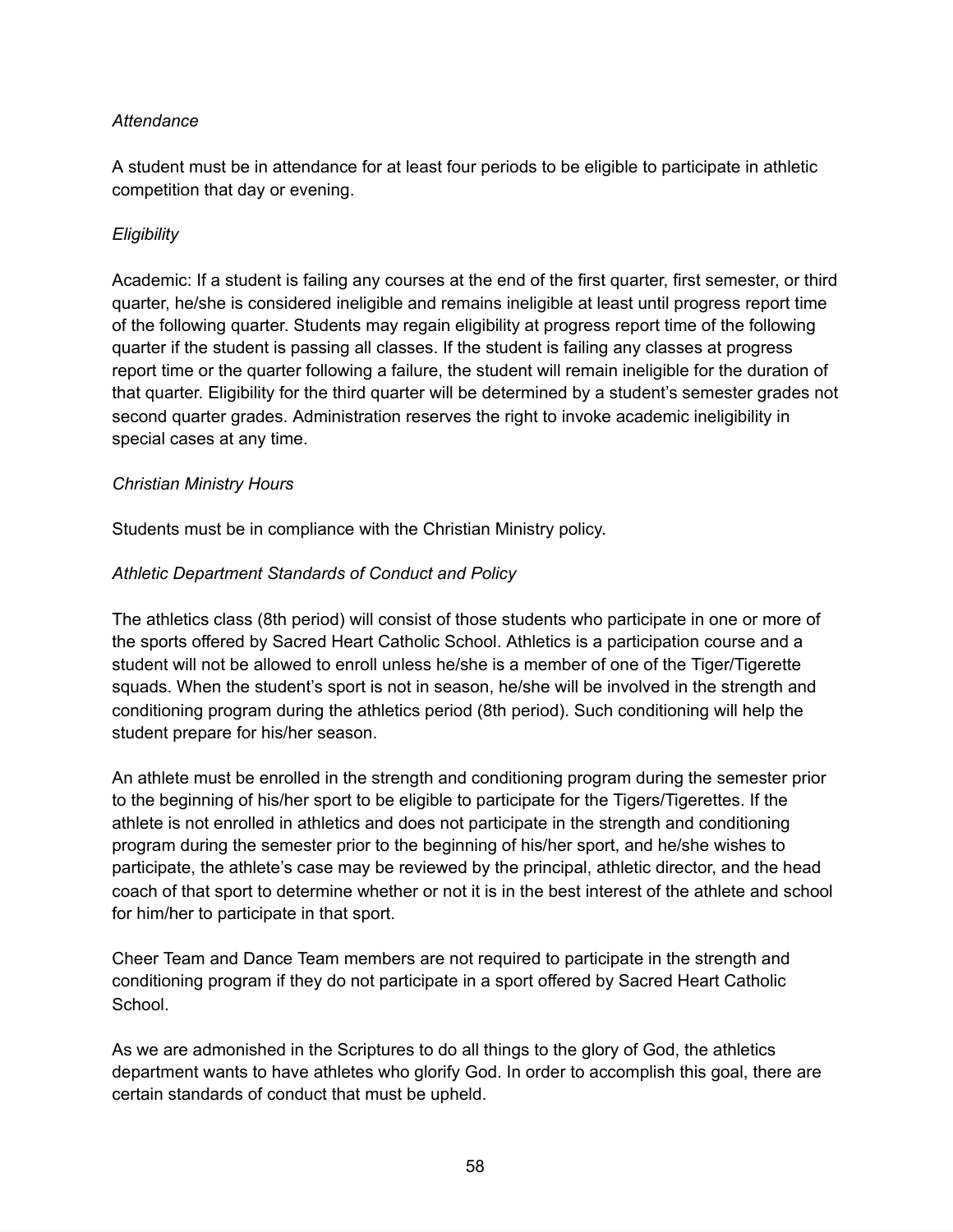*Attendance*

A student must be in attendance for at least four periods to be eligible to participate in athletic competition that day or evening.

*Eligibility*

Academic: If a student is failing any courses at the end of the first quarter, first semester, or third quarter, he/she is considered ineligible and remains ineligible at least until progress report time of the following quarter. Students may regain eligibility at progress report time of the following quarter if the student is passing all classes. If the student is failing any classes at progress report time or the quarter following a failure, the student will remain ineligible for the duration of that quarter. Eligibility for the third quarter will be determined by a student's semester grades not second quarter grades. Administration reserves the right to invoke academic ineligibility in special cases at any time.

*Christian Ministry Hours*

Students must be in compliance with the Christian Ministry policy.

*Athletic Department Standards of Conduct and Policy*

The athletics class (8th period) will consist of those students who participate in one or more of the sports offered by Sacred Heart Catholic School. Athletics is a participation course and a student will not be allowed to enroll unless he/she is a member of one of the Tiger/Tigerette squads. When the student's sport is not in season, he/she will be involved in the strength and conditioning program during the athletics period (8th period). Such conditioning will help the student prepare for his/her season.

An athlete must be enrolled in the strength and conditioning program during the semester prior to the beginning of his/her sport to be eligible to participate for the Tigers/Tigerettes. If the athlete is not enrolled in athletics and does not participate in the strength and conditioning program during the semester prior to the beginning of his/her sport, and he/she wishes to participate, the athlete's case may be reviewed by the principal, athletic director, and the head coach of that sport to determine whether or not it is in the best interest of the athlete and school for him/her to participate in that sport.

Cheer Team and Dance Team members are not required to participate in the strength and conditioning program if they do not participate in a sport offered by Sacred Heart Catholic School.

As we are admonished in the Scriptures to do all things to the glory of God, the athletics department wants to have athletes who glorify God. In order to accomplish this goal, there are certain standards of conduct that must be upheld.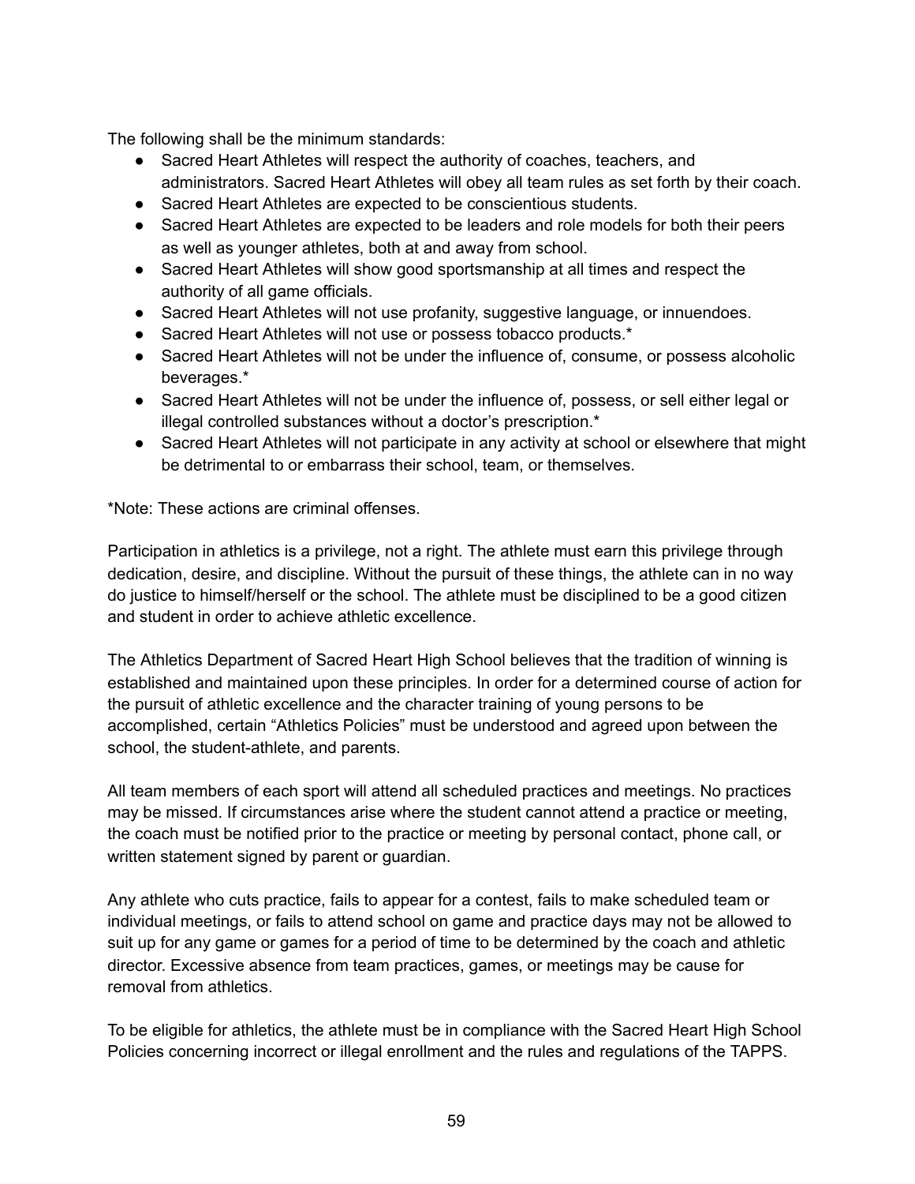The following shall be the minimum standards:

- Sacred Heart Athletes will respect the authority of coaches, teachers, and administrators. Sacred Heart Athletes will obey all team rules as set forth by their coach.
- Sacred Heart Athletes are expected to be conscientious students.
- Sacred Heart Athletes are expected to be leaders and role models for both their peers as well as younger athletes, both at and away from school.
- Sacred Heart Athletes will show good sportsmanship at all times and respect the authority of all game officials.
- Sacred Heart Athletes will not use profanity, suggestive language, or innuendoes.
- Sacred Heart Athletes will not use or possess tobacco products.*
- Sacred Heart Athletes will not be under the influence of, consume, or possess alcoholic beverages.*
- Sacred Heart Athletes will not be under the influence of, possess, or sell either legal or illegal controlled substances without a doctor's prescription.*
- Sacred Heart Athletes will not participate in any activity at school or elsewhere that might be detrimental to or embarrass their school, team, or themselves.

*Note: These actions are criminal offenses.

Participation in athletics is a privilege, not a right. The athlete must earn this privilege through dedication, desire, and discipline. Without the pursuit of these things, the athlete can in no way do justice to himself/herself or the school. The athlete must be disciplined to be a good citizen and student in order to achieve athletic excellence.

The Athletics Department of Sacred Heart High School believes that the tradition of winning is established and maintained upon these principles. In order for a determined course of action for the pursuit of athletic excellence and the character training of young persons to be accomplished, certain "Athletics Policies" must be understood and agreed upon between the school, the student-athlete, and parents.

All team members of each sport will attend all scheduled practices and meetings. No practices may be missed. If circumstances arise where the student cannot attend a practice or meeting, the coach must be notified prior to the practice or meeting by personal contact, phone call, or written statement signed by parent or guardian.

Any athlete who cuts practice, fails to appear for a contest, fails to make scheduled team or individual meetings, or fails to attend school on game and practice days may not be allowed to suit up for any game or games for a period of time to be determined by the coach and athletic director. Excessive absence from team practices, games, or meetings may be cause for removal from athletics.

To be eligible for athletics, the athlete must be in compliance with the Sacred Heart High School Policies concerning incorrect or illegal enrollment and the rules and regulations of the TAPPS.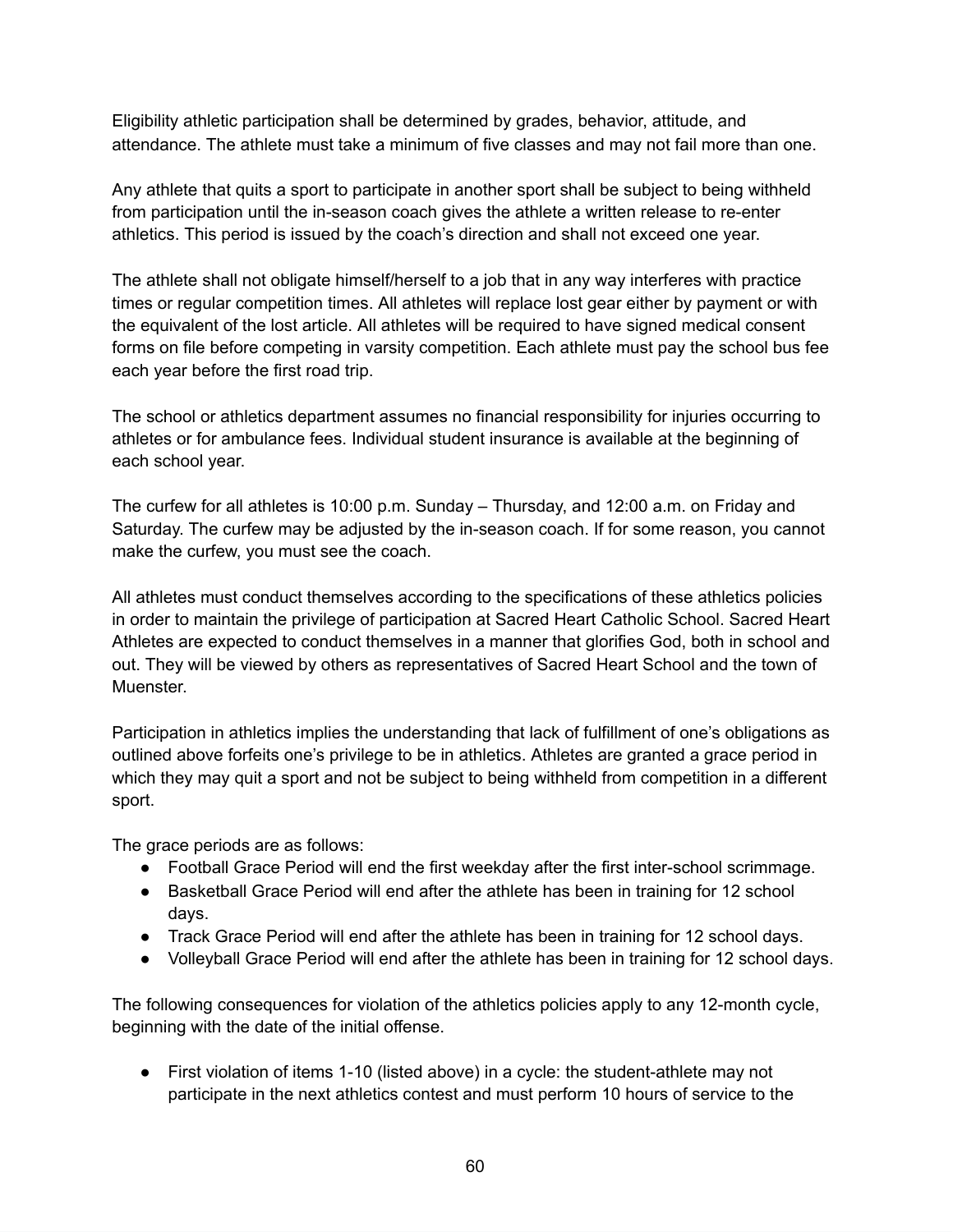Eligibility athletic participation shall be determined by grades, behavior, attitude, and attendance. The athlete must take a minimum of five classes and may not fail more than one.

Any athlete that quits a sport to participate in another sport shall be subject to being withheld from participation until the in-season coach gives the athlete a written release to re-enter athletics. This period is issued by the coach's direction and shall not exceed one year.

The athlete shall not obligate himself/herself to a job that in any way interferes with practice times or regular competition times. All athletes will replace lost gear either by payment or with the equivalent of the lost article. All athletes will be required to have signed medical consent forms on file before competing in varsity competition. Each athlete must pay the school bus fee each year before the first road trip.

The school or athletics department assumes no financial responsibility for injuries occurring to athletes or for ambulance fees. Individual student insurance is available at the beginning of each school year.

The curfew for all athletes is 10:00 p.m. Sunday – Thursday, and 12:00 a.m. on Friday and Saturday. The curfew may be adjusted by the in-season coach. If for some reason, you cannot make the curfew, you must see the coach.

All athletes must conduct themselves according to the specifications of these athletics policies in order to maintain the privilege of participation at Sacred Heart Catholic School. Sacred Heart Athletes are expected to conduct themselves in a manner that glorifies God, both in school and out. They will be viewed by others as representatives of Sacred Heart School and the town of Muenster.

Participation in athletics implies the understanding that lack of fulfillment of one's obligations as outlined above forfeits one's privilege to be in athletics. Athletes are granted a grace period in which they may quit a sport and not be subject to being withheld from competition in a different sport.

The grace periods are as follows:

- Football Grace Period will end the first weekday after the first inter-school scrimmage.
- Basketball Grace Period will end after the athlete has been in training for 12 school days.
- Track Grace Period will end after the athlete has been in training for 12 school days.
- Volleyball Grace Period will end after the athlete has been in training for 12 school days.

The following consequences for violation of the athletics policies apply to any 12-month cycle, beginning with the date of the initial offense.

- First violation of items 1-10 (listed above) in a cycle: the student-athlete may not participate in the next athletics contest and must perform 10 hours of service to the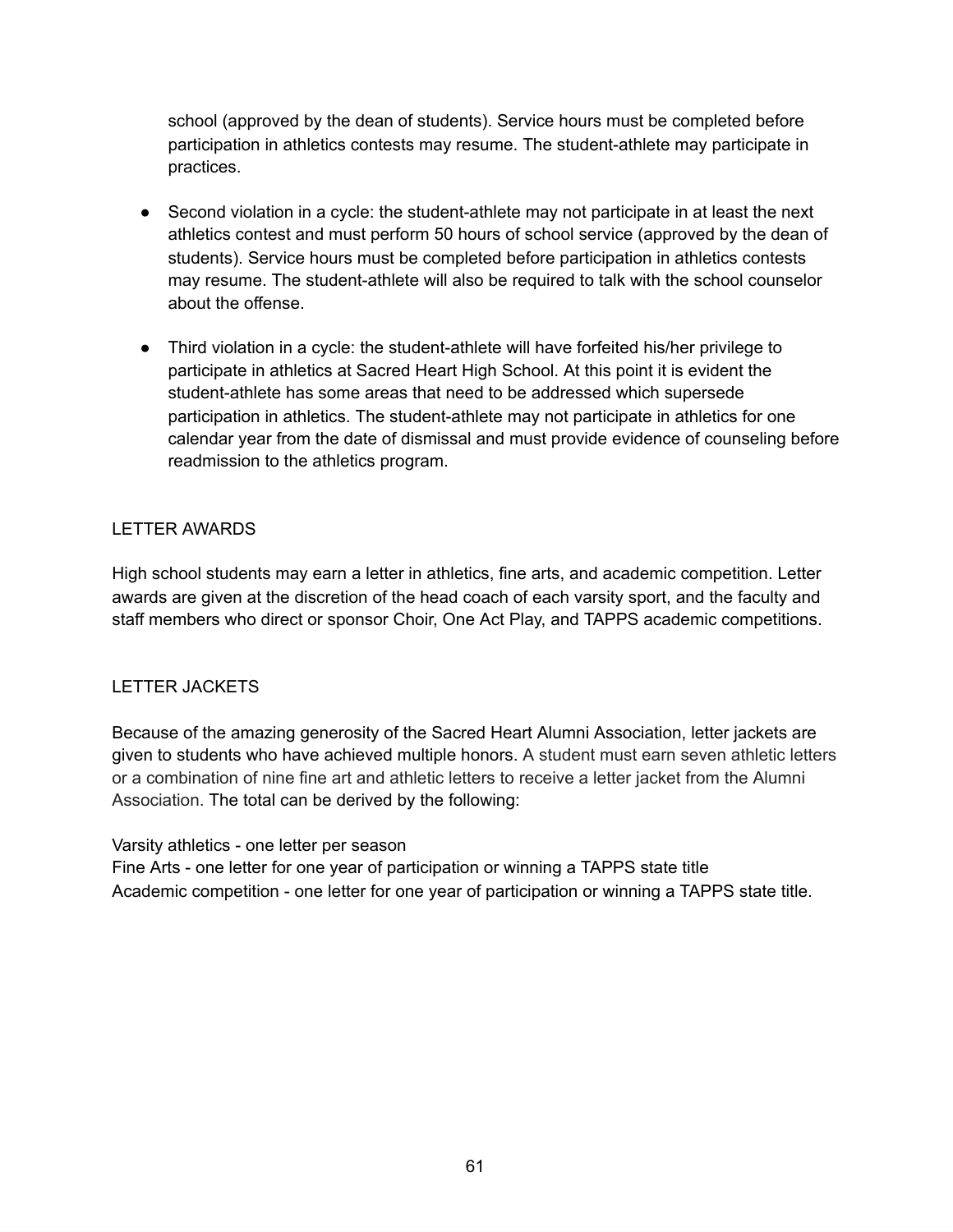school (approved by the dean of students). Service hours must be completed before participation in athletics contests may resume. The student-athlete may participate in practices.

- Second violation in a cycle: the student-athlete may not participate in at least the next athletics contest and must perform 50 hours of school service (approved by the dean of students). Service hours must be completed before participation in athletics contests may resume. The student-athlete will also be required to talk with the school counselor about the offense.

- Third violation in a cycle: the student-athlete will have forfeited his/her privilege to participate in athletics at Sacred Heart High School. At this point it is evident the student-athlete has some areas that need to be addressed which supersede participation in athletics. The student-athlete may not participate in athletics for one calendar year from the date of dismissal and must provide evidence of counseling before readmission to the athletics program.

## LETTER AWARDS

High school students may earn a letter in athletics, fine arts, and academic competition. Letter awards are given at the discretion of the head coach of each varsity sport, and the faculty and staff members who direct or sponsor Choir, One Act Play, and TAPPS academic competitions.

## LETTER JACKETS

Because of the amazing generosity of the Sacred Heart Alumni Association, letter jackets are given to students who have achieved multiple honors. A student must earn seven athletic letters or a combination of nine fine art and athletic letters to receive a letter jacket from the Alumni Association. The total can be derived by the following:

Varsity athletics - one letter per season
Fine Arts - one letter for one year of participation or winning a TAPPS state title
Academic competition - one letter for one year of participation or winning a TAPPS state title.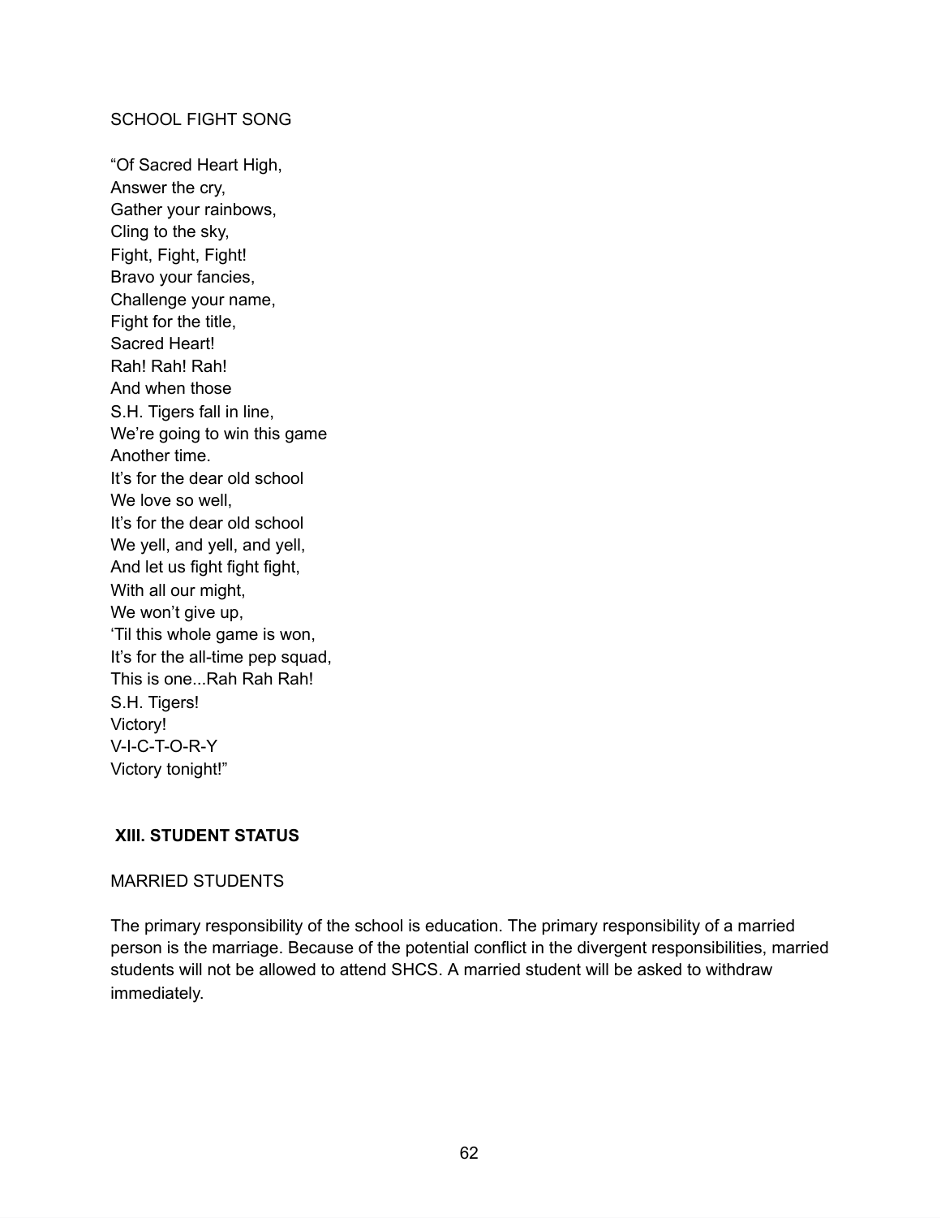SCHOOL FIGHT SONG

"Of Sacred Heart High,  
Answer the cry,  
Gather your rainbows,  
Cling to the sky,  
Fight, Fight, Fight!  
Bravo your fancies,  
Challenge your name,  
Fight for the title,  
Sacred Heart!  
Rah! Rah! Rah!  
And when those  
S.H. Tigers fall in line,  
We're going to win this game  
Another time.  
It's for the dear old school  
We love so well,  
It's for the dear old school  
We yell, and yell, and yell,  
And let us fight fight fight,  
With all our might,  
We won't give up,  
'Til this whole game is won,  
It's for the all-time pep squad,  
This is one...Rah Rah Rah!  
S.H. Tigers!  
Victory!  
V-I-C-T-O-R-Y  
Victory tonight!"

## XIII. STUDENT STATUS

MARRIED STUDENTS

The primary responsibility of the school is education. The primary responsibility of a married person is the marriage. Because of the potential conflict in the divergent responsibilities, married students will not be allowed to attend SHCS. A married student will be asked to withdraw immediately.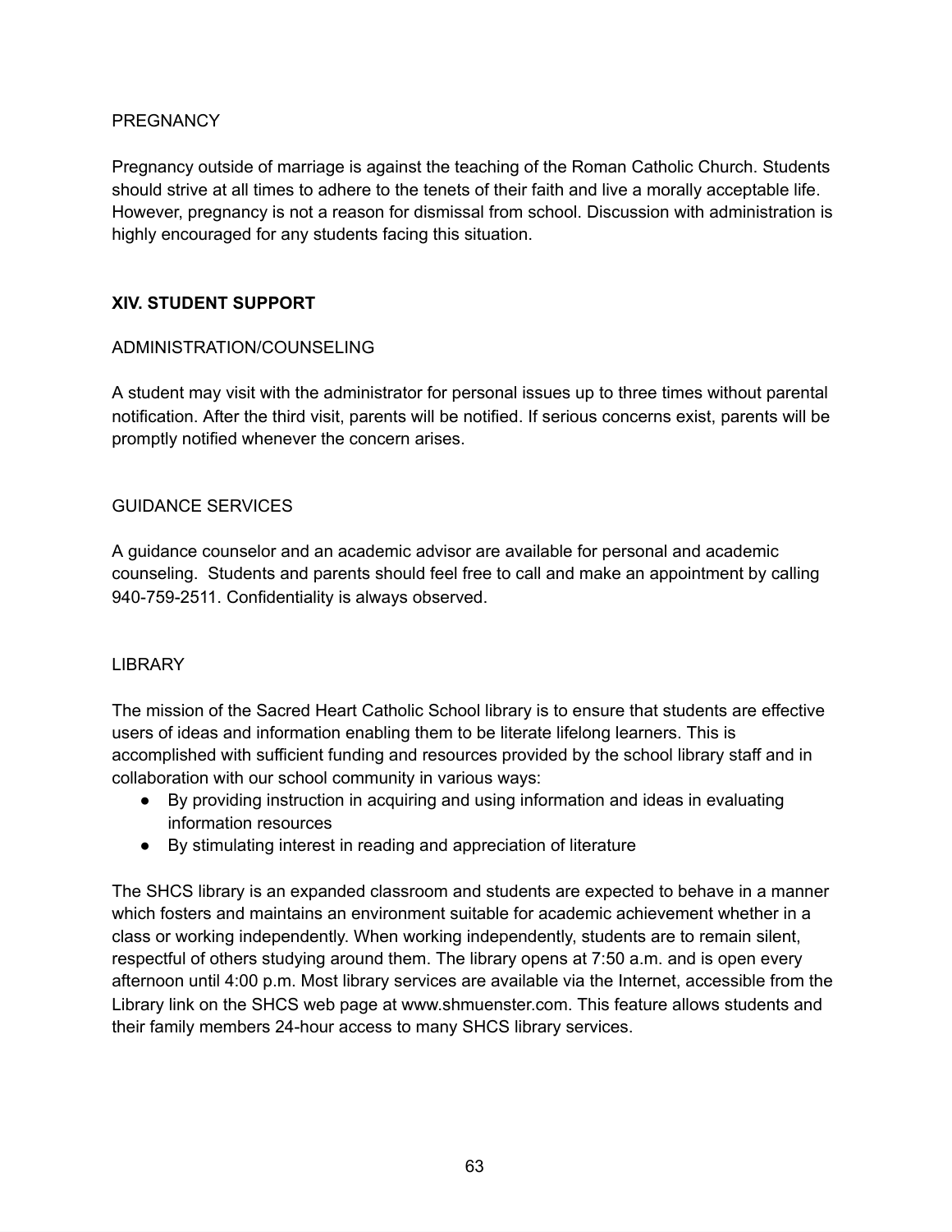### PREGNANCY

Pregnancy outside of marriage is against the teaching of the Roman Catholic Church. Students should strive at all times to adhere to the tenets of their faith and live a morally acceptable life. However, pregnancy is not a reason for dismissal from school. Discussion with administration is highly encouraged for any students facing this situation.

## XIV. STUDENT SUPPORT

### ADMINISTRATION/COUNSELING

A student may visit with the administrator for personal issues up to three times without parental notification. After the third visit, parents will be notified. If serious concerns exist, parents will be promptly notified whenever the concern arises.

### GUIDANCE SERVICES

A guidance counselor and an academic advisor are available for personal and academic counseling. Students and parents should feel free to call and make an appointment by calling 940-759-2511. Confidentiality is always observed.

### LIBRARY

The mission of the Sacred Heart Catholic School library is to ensure that students are effective users of ideas and information enabling them to be literate lifelong learners. This is accomplished with sufficient funding and resources provided by the school library staff and in collaboration with our school community in various ways:

- By providing instruction in acquiring and using information and ideas in evaluating information resources
- By stimulating interest in reading and appreciation of literature

The SHCS library is an expanded classroom and students are expected to behave in a manner which fosters and maintains an environment suitable for academic achievement whether in a class or working independently. When working independently, students are to remain silent, respectful of others studying around them. The library opens at 7:50 a.m. and is open every afternoon until 4:00 p.m. Most library services are available via the Internet, accessible from the Library link on the SHCS web page at www.shmuenster.com. This feature allows students and their family members 24-hour access to many SHCS library services.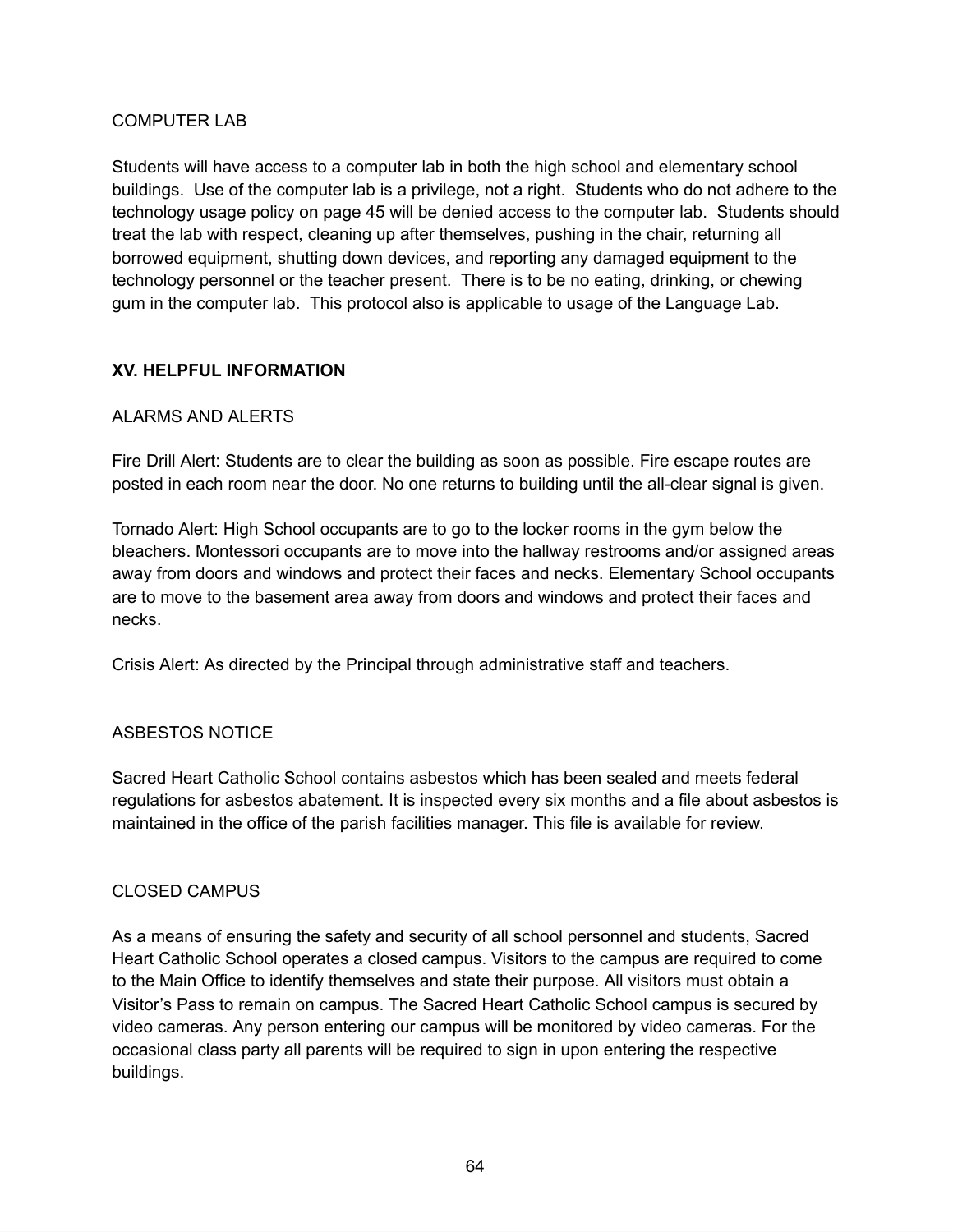COMPUTER LAB

Students will have access to a computer lab in both the high school and elementary school buildings. Use of the computer lab is a privilege, not a right. Students who do not adhere to the technology usage policy on page 45 will be denied access to the computer lab. Students should treat the lab with respect, cleaning up after themselves, pushing in the chair, returning all borrowed equipment, shutting down devices, and reporting any damaged equipment to the technology personnel or the teacher present. There is to be no eating, drinking, or chewing gum in the computer lab. This protocol also is applicable to usage of the Language Lab.

## XV. HELPFUL INFORMATION

ALARMS AND ALERTS

Fire Drill Alert: Students are to clear the building as soon as possible. Fire escape routes are posted in each room near the door. No one returns to building until the all-clear signal is given.

Tornado Alert: High School occupants are to go to the locker rooms in the gym below the bleachers. Montessori occupants are to move into the hallway restrooms and/or assigned areas away from doors and windows and protect their faces and necks. Elementary School occupants are to move to the basement area away from doors and windows and protect their faces and necks.

Crisis Alert: As directed by the Principal through administrative staff and teachers.

ASBESTOS NOTICE

Sacred Heart Catholic School contains asbestos which has been sealed and meets federal regulations for asbestos abatement. It is inspected every six months and a file about asbestos is maintained in the office of the parish facilities manager. This file is available for review.

CLOSED CAMPUS

As a means of ensuring the safety and security of all school personnel and students, Sacred Heart Catholic School operates a closed campus. Visitors to the campus are required to come to the Main Office to identify themselves and state their purpose. All visitors must obtain a Visitor's Pass to remain on campus. The Sacred Heart Catholic School campus is secured by video cameras. Any person entering our campus will be monitored by video cameras. For the occasional class party all parents will be required to sign in upon entering the respective buildings.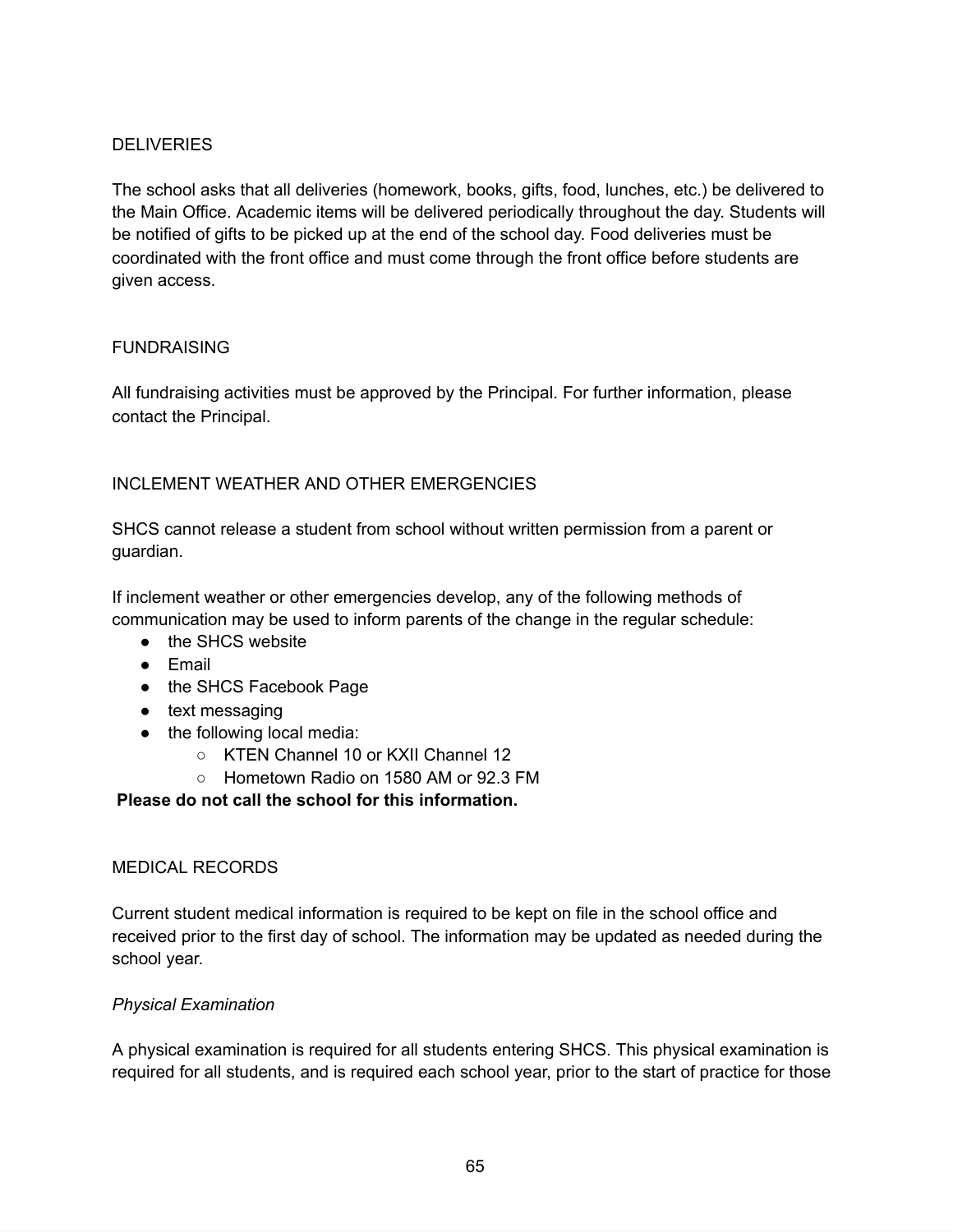## DELIVERIES

The school asks that all deliveries (homework, books, gifts, food, lunches, etc.) be delivered to the Main Office. Academic items will be delivered periodically throughout the day. Students will be notified of gifts to be picked up at the end of the school day. Food deliveries must be coordinated with the front office and must come through the front office before students are given access.

## FUNDRAISING

All fundraising activities must be approved by the Principal. For further information, please contact the Principal.

## INCLEMENT WEATHER AND OTHER EMERGENCIES

SHCS cannot release a student from school without written permission from a parent or guardian.

If inclement weather or other emergencies develop, any of the following methods of communication may be used to inform parents of the change in the regular schedule:

- the SHCS website
- Email
- the SHCS Facebook Page
- text messaging
- the following local media:
    - KTEN Channel 10 or KXII Channel 12
    - Hometown Radio on 1580 AM or 92.3 FM

**Please do not call the school for this information.**

## MEDICAL RECORDS

Current student medical information is required to be kept on file in the school office and received prior to the first day of school. The information may be updated as needed during the school year.

### *Physical Examination*

A physical examination is required for all students entering SHCS. This physical examination is required for all students, and is required each school year, prior to the start of practice for those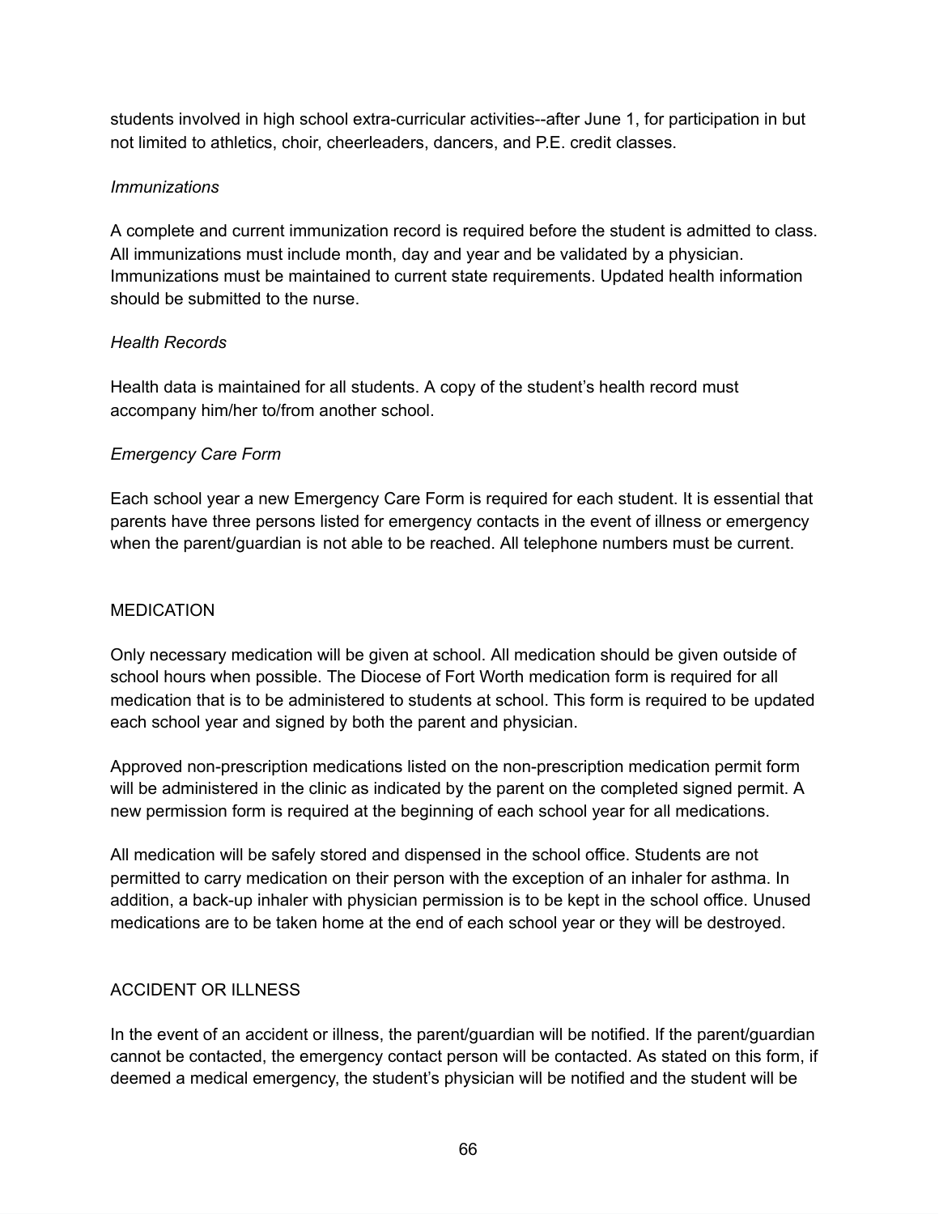students involved in high school extra-curricular activities--after June 1, for participation in but not limited to athletics, choir, cheerleaders, dancers, and P.E. credit classes.

*Immunizations*

A complete and current immunization record is required before the student is admitted to class. All immunizations must include month, day and year and be validated by a physician. Immunizations must be maintained to current state requirements. Updated health information should be submitted to the nurse.

*Health Records*

Health data is maintained for all students. A copy of the student's health record must accompany him/her to/from another school.

*Emergency Care Form*

Each school year a new Emergency Care Form is required for each student. It is essential that parents have three persons listed for emergency contacts in the event of illness or emergency when the parent/guardian is not able to be reached. All telephone numbers must be current.

## MEDICATION

Only necessary medication will be given at school. All medication should be given outside of school hours when possible. The Diocese of Fort Worth medication form is required for all medication that is to be administered to students at school. This form is required to be updated each school year and signed by both the parent and physician.

Approved non-prescription medications listed on the non-prescription medication permit form will be administered in the clinic as indicated by the parent on the completed signed permit. A new permission form is required at the beginning of each school year for all medications.

All medication will be safely stored and dispensed in the school office. Students are not permitted to carry medication on their person with the exception of an inhaler for asthma. In addition, a back-up inhaler with physician permission is to be kept in the school office. Unused medications are to be taken home at the end of each school year or they will be destroyed.

## ACCIDENT OR ILLNESS

In the event of an accident or illness, the parent/guardian will be notified. If the parent/guardian cannot be contacted, the emergency contact person will be contacted. As stated on this form, if deemed a medical emergency, the student's physician will be notified and the student will be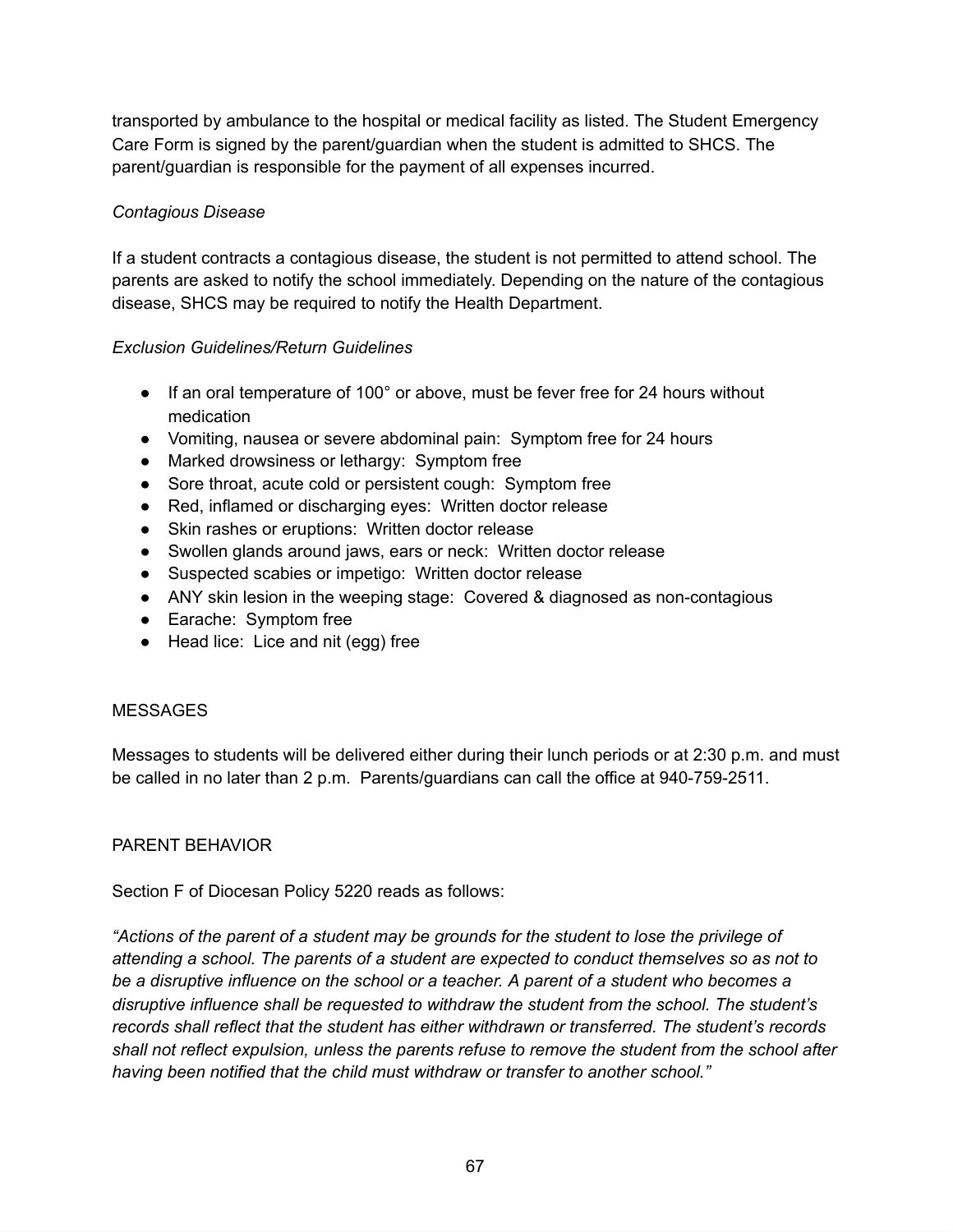transported by ambulance to the hospital or medical facility as listed. The Student Emergency Care Form is signed by the parent/guardian when the student is admitted to SHCS. The parent/guardian is responsible for the payment of all expenses incurred.

*Contagious Disease*

If a student contracts a contagious disease, the student is not permitted to attend school. The parents are asked to notify the school immediately. Depending on the nature of the contagious disease, SHCS may be required to notify the Health Department.

*Exclusion Guidelines/Return Guidelines*

- If an oral temperature of 100° or above, must be fever free for 24 hours without medication
- Vomiting, nausea or severe abdominal pain: Symptom free for 24 hours
- Marked drowsiness or lethargy: Symptom free
- Sore throat, acute cold or persistent cough: Symptom free
- Red, inflamed or discharging eyes: Written doctor release
- Skin rashes or eruptions: Written doctor release
- Swollen glands around jaws, ears or neck: Written doctor release
- Suspected scabies or impetigo: Written doctor release
- ANY skin lesion in the weeping stage: Covered & diagnosed as non-contagious
- Earache: Symptom free
- Head lice: Lice and nit (egg) free

## MESSAGES

Messages to students will be delivered either during their lunch periods or at 2:30 p.m. and must be called in no later than 2 p.m. Parents/guardians can call the office at 940-759-2511.

## PARENT BEHAVIOR

Section F of Diocesan Policy 5220 reads as follows:

*"Actions of the parent of a student may be grounds for the student to lose the privilege of attending a school. The parents of a student are expected to conduct themselves so as not to be a disruptive influence on the school or a teacher. A parent of a student who becomes a disruptive influence shall be requested to withdraw the student from the school. The student's records shall reflect that the student has either withdrawn or transferred. The student's records shall not reflect expulsion, unless the parents refuse to remove the student from the school after having been notified that the child must withdraw or transfer to another school."*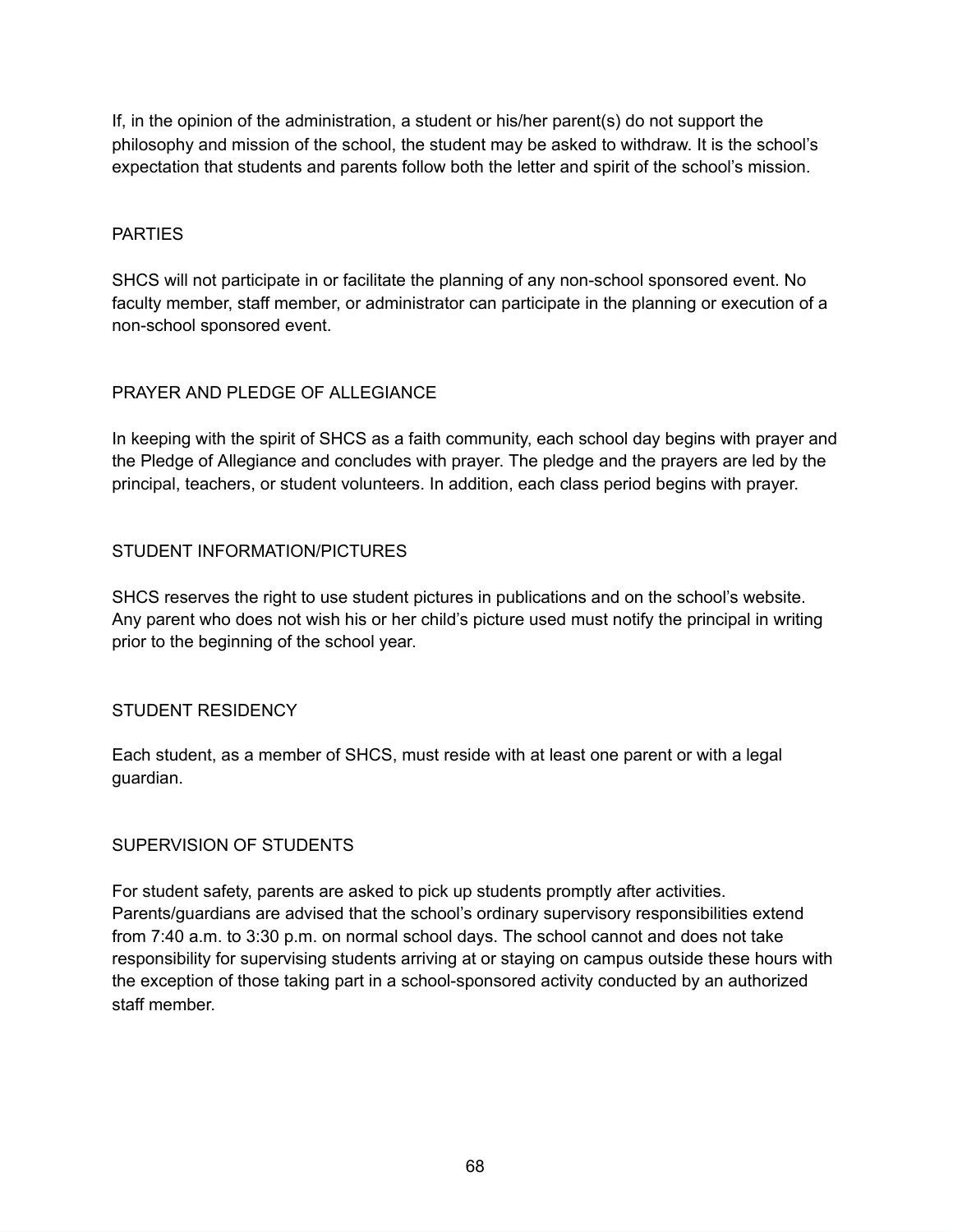If, in the opinion of the administration, a student or his/her parent(s) do not support the philosophy and mission of the school, the student may be asked to withdraw. It is the school's expectation that students and parents follow both the letter and spirit of the school's mission.

## PARTIES

SHCS will not participate in or facilitate the planning of any non-school sponsored event. No faculty member, staff member, or administrator can participate in the planning or execution of a non-school sponsored event.

## PRAYER AND PLEDGE OF ALLEGIANCE

In keeping with the spirit of SHCS as a faith community, each school day begins with prayer and the Pledge of Allegiance and concludes with prayer. The pledge and the prayers are led by the principal, teachers, or student volunteers. In addition, each class period begins with prayer.

## STUDENT INFORMATION/PICTURES

SHCS reserves the right to use student pictures in publications and on the school's website. Any parent who does not wish his or her child's picture used must notify the principal in writing prior to the beginning of the school year.

## STUDENT RESIDENCY

Each student, as a member of SHCS, must reside with at least one parent or with a legal guardian.

## SUPERVISION OF STUDENTS

For student safety, parents are asked to pick up students promptly after activities. Parents/guardians are advised that the school's ordinary supervisory responsibilities extend from 7:40 a.m. to 3:30 p.m. on normal school days. The school cannot and does not take responsibility for supervising students arriving at or staying on campus outside these hours with the exception of those taking part in a school-sponsored activity conducted by an authorized staff member.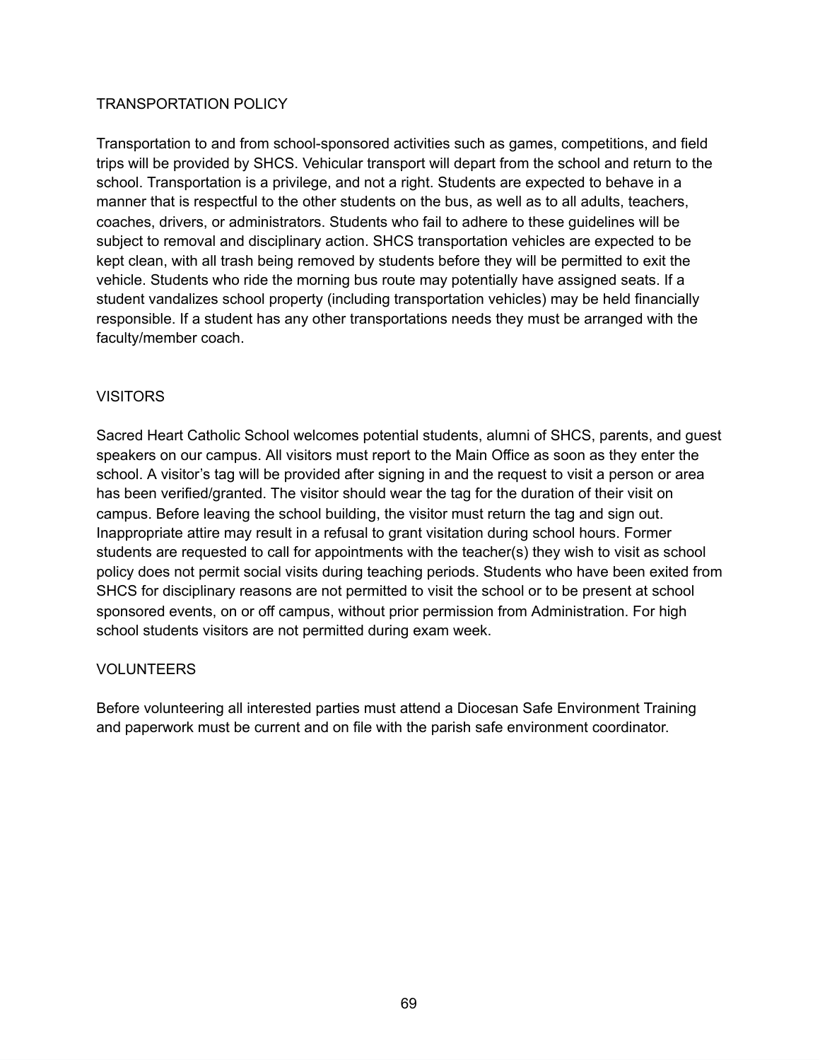## TRANSPORTATION POLICY

Transportation to and from school-sponsored activities such as games, competitions, and field trips will be provided by SHCS. Vehicular transport will depart from the school and return to the school. Transportation is a privilege, and not a right. Students are expected to behave in a manner that is respectful to the other students on the bus, as well as to all adults, teachers, coaches, drivers, or administrators. Students who fail to adhere to these guidelines will be subject to removal and disciplinary action. SHCS transportation vehicles are expected to be kept clean, with all trash being removed by students before they will be permitted to exit the vehicle. Students who ride the morning bus route may potentially have assigned seats. If a student vandalizes school property (including transportation vehicles) may be held financially responsible. If a student has any other transportations needs they must be arranged with the faculty/member coach.

## VISITORS

Sacred Heart Catholic School welcomes potential students, alumni of SHCS, parents, and guest speakers on our campus. All visitors must report to the Main Office as soon as they enter the school. A visitor's tag will be provided after signing in and the request to visit a person or area has been verified/granted. The visitor should wear the tag for the duration of their visit on campus. Before leaving the school building, the visitor must return the tag and sign out. Inappropriate attire may result in a refusal to grant visitation during school hours. Former students are requested to call for appointments with the teacher(s) they wish to visit as school policy does not permit social visits during teaching periods. Students who have been exited from SHCS for disciplinary reasons are not permitted to visit the school or to be present at school sponsored events, on or off campus, without prior permission from Administration. For high school students visitors are not permitted during exam week.

## VOLUNTEERS

Before volunteering all interested parties must attend a Diocesan Safe Environment Training and paperwork must be current and on file with the parish safe environment coordinator.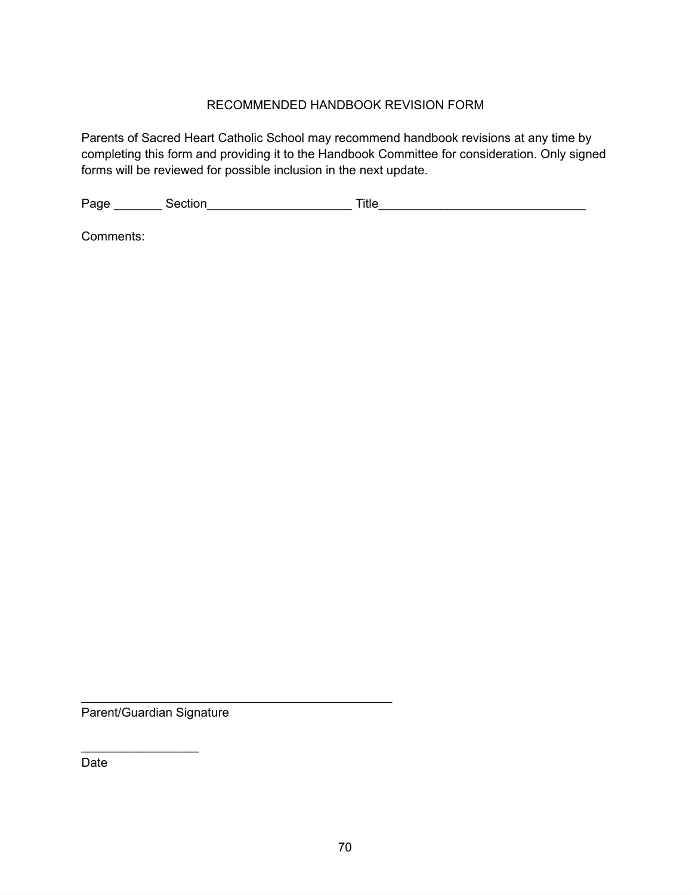# RECOMMENDED HANDBOOK REVISION FORM

Parents of Sacred Heart Catholic School may recommend handbook revisions at any time by completing this form and providing it to the Handbook Committee for consideration. Only signed forms will be reviewed for possible inclusion in the next update.

Page _______ Section_____________________ Title______________________________

Comments:

_____________________________________________
Parent/Guardian Signature

_________________
Date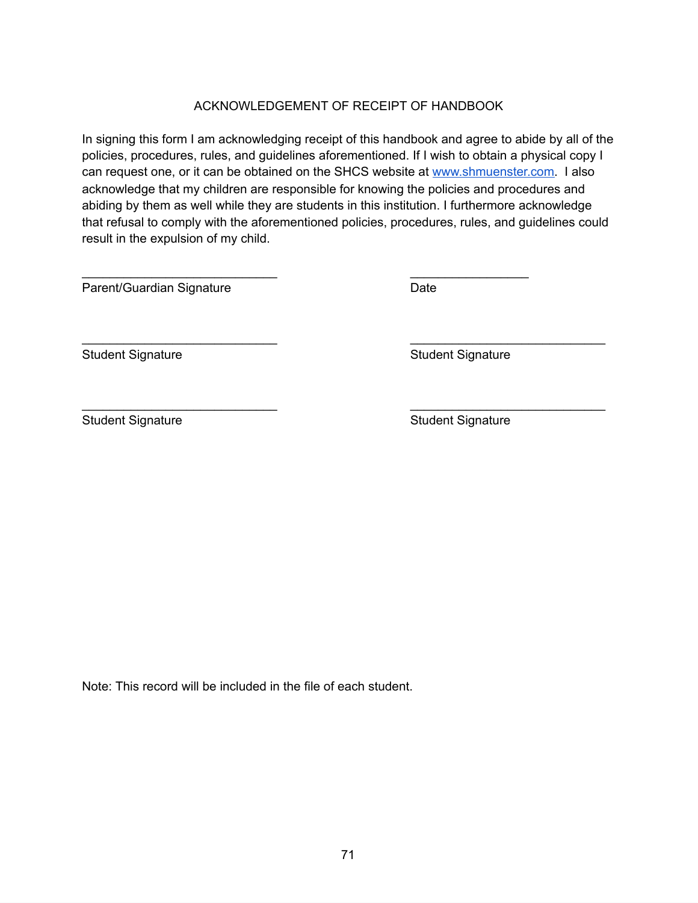# ACKNOWLEDGEMENT OF RECEIPT OF HANDBOOK

In signing this form I am acknowledging receipt of this handbook and agree to abide by all of the policies, procedures, rules, and guidelines aforementioned. If I wish to obtain a physical copy I can request one, or it can be obtained on the SHCS website at www.shmuenster.com.  I also acknowledge that my children are responsible for knowing the policies and procedures and abiding by them as well while they are students in this institution. I furthermore acknowledge that refusal to comply with the aforementioned policies, procedures, rules, and guidelines could result in the expulsion of my child.

_____________________________  
Parent/Guardian Signature

_________________  
Date

_____________________________  
Student Signature

_____________________________  
Student Signature

_____________________________  
Student Signature

_____________________________  
Student Signature

Note: This record will be included in the file of each student.